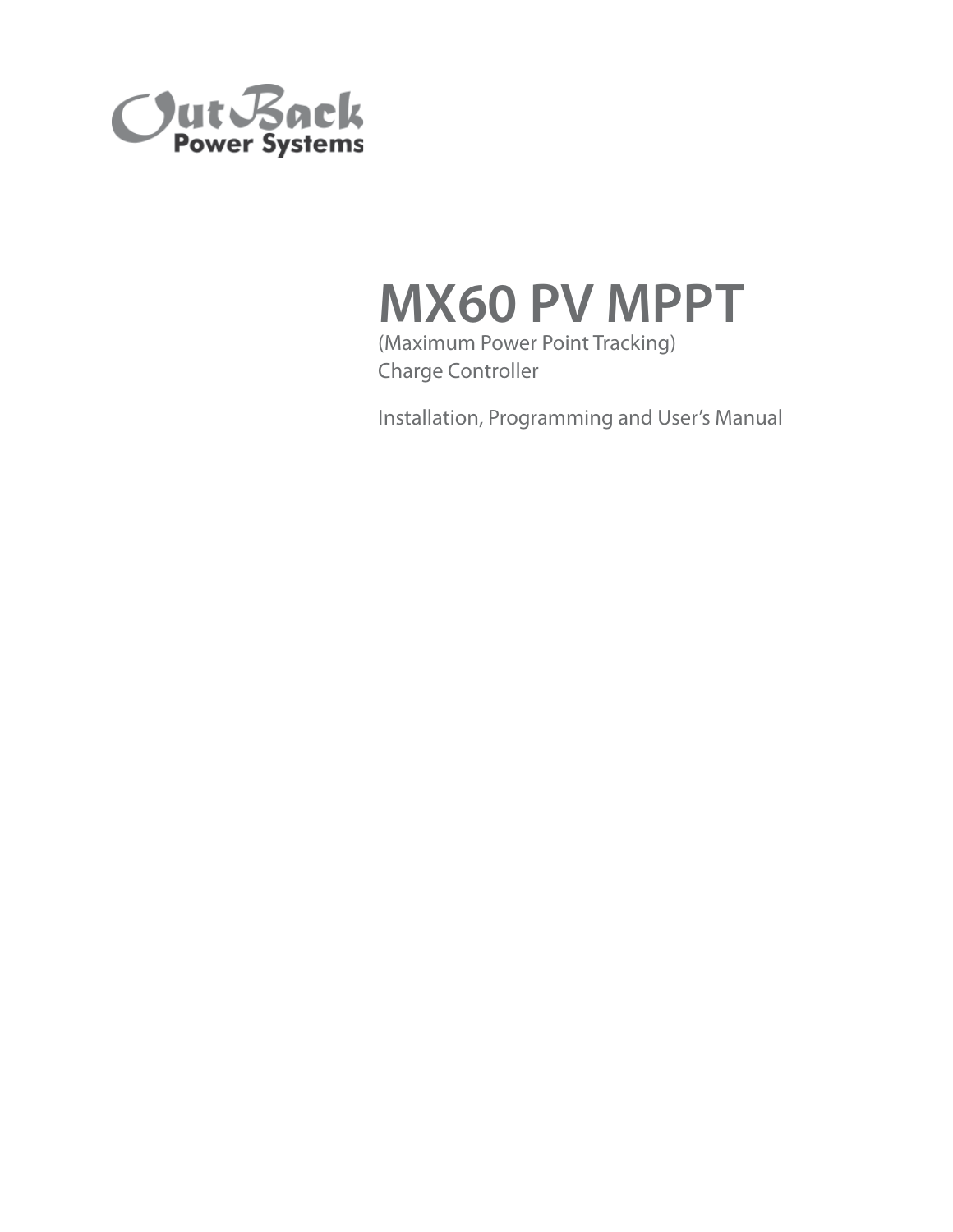OutBack Power Systems

# MX60 PV MPPT

(Maximum Power Point Tracking)
Charge Controller

Installation, Programming and User's Manual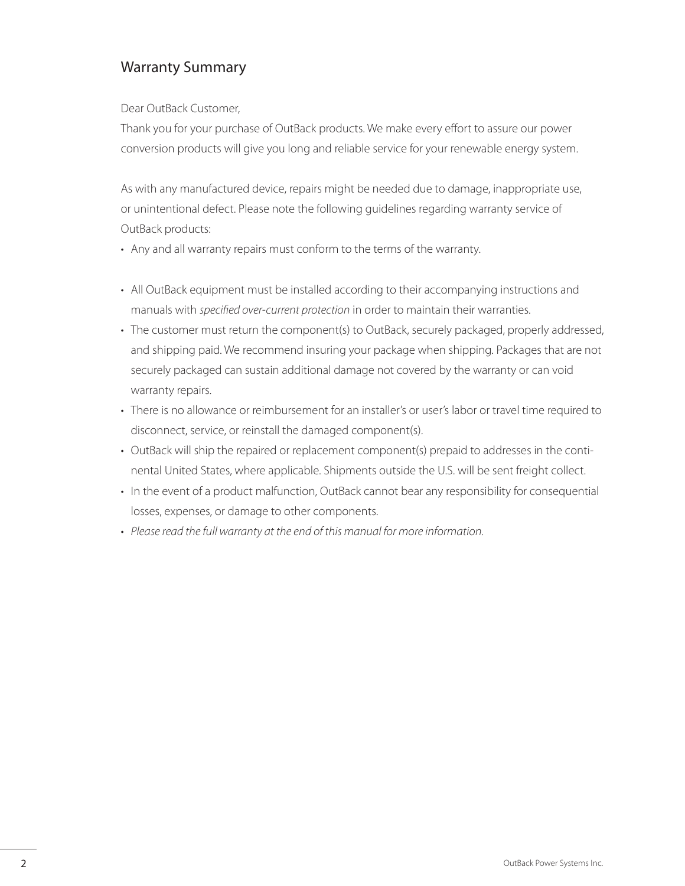## Warranty Summary

Dear OutBack Customer,

Thank you for your purchase of OutBack products. We make every effort to assure our power conversion products will give you long and reliable service for your renewable energy system.

As with any manufactured device, repairs might be needed due to damage, inappropriate use, or unintentional defect. Please note the following guidelines regarding warranty service of OutBack products:

- Any and all warranty repairs must conform to the terms of the warranty.
- All OutBack equipment must be installed according to their accompanying instructions and manuals with *specified over-current protection* in order to maintain their warranties.
- The customer must return the component(s) to OutBack, securely packaged, properly addressed, and shipping paid. We recommend insuring your package when shipping. Packages that are not securely packaged can sustain additional damage not covered by the warranty or can void warranty repairs.
- There is no allowance or reimbursement for an installer's or user's labor or travel time required to disconnect, service, or reinstall the damaged component(s).
- OutBack will ship the repaired or replacement component(s) prepaid to addresses in the continental United States, where applicable. Shipments outside the U.S. will be sent freight collect.
- In the event of a product malfunction, OutBack cannot bear any responsibility for consequential losses, expenses, or damage to other components.
- *Please read the full warranty at the end of this manual for more information.*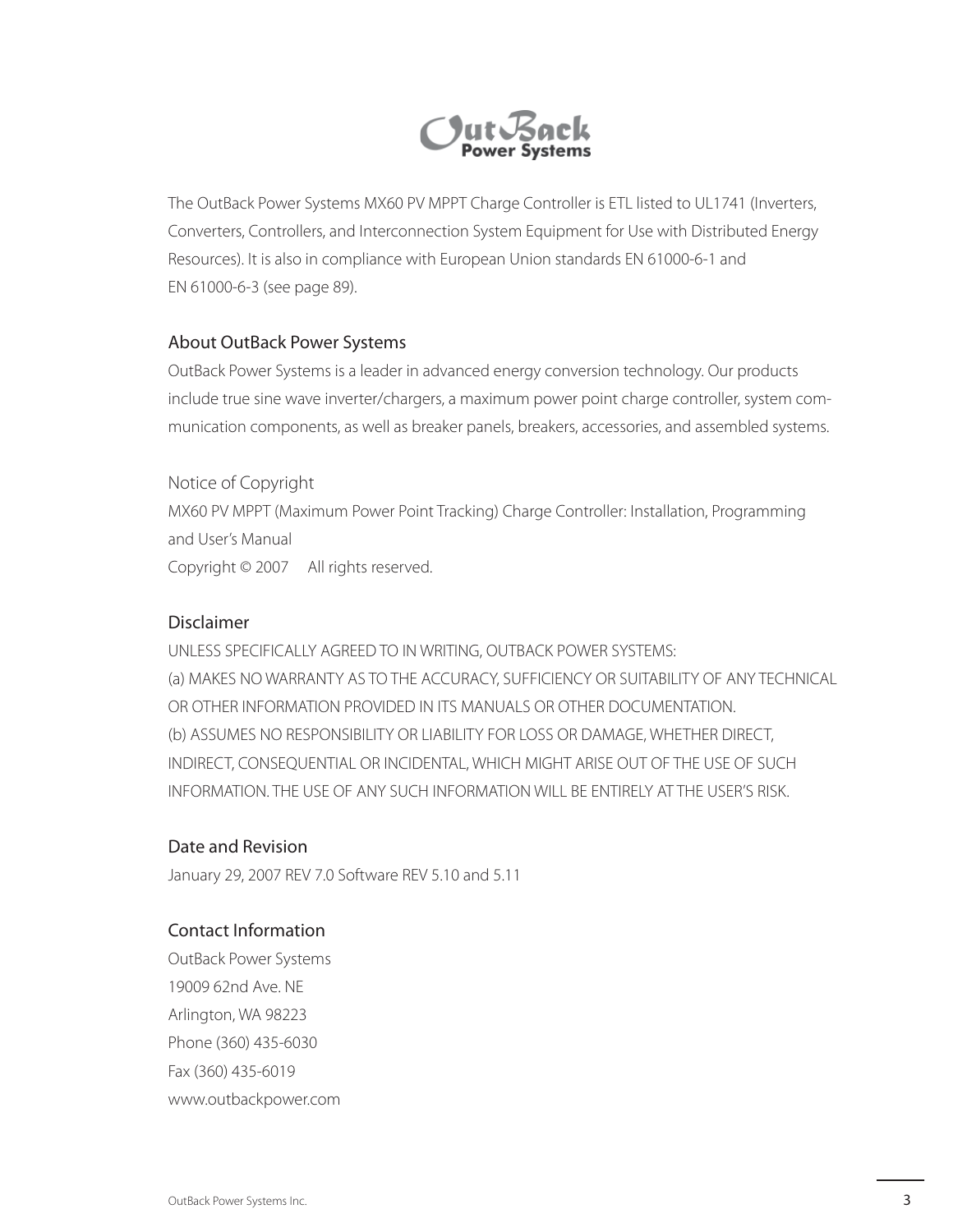OutBack Power Systems

The OutBack Power Systems MX60 PV MPPT Charge Controller is ETL listed to UL1741 (Inverters, Converters, Controllers, and Interconnection System Equipment for Use with Distributed Energy Resources). It is also in compliance with European Union standards EN 61000-6-1 and EN 61000-6-3 (see page 89).

## About OutBack Power Systems

OutBack Power Systems is a leader in advanced energy conversion technology. Our products include true sine wave inverter/chargers, a maximum power point charge controller, system communication components, as well as breaker panels, breakers, accessories, and assembled systems.

## Notice of Copyright

MX60 PV MPPT (Maximum Power Point Tracking) Charge Controller: Installation, Programming and User's Manual

Copyright © 2007 All rights reserved.

## Disclaimer

UNLESS SPECIFICALLY AGREED TO IN WRITING, OUTBACK POWER SYSTEMS:

(a) MAKES NO WARRANTY AS TO THE ACCURACY, SUFFICIENCY OR SUITABILITY OF ANY TECHNICAL OR OTHER INFORMATION PROVIDED IN ITS MANUALS OR OTHER DOCUMENTATION.

(b) ASSUMES NO RESPONSIBILITY OR LIABILITY FOR LOSS OR DAMAGE, WHETHER DIRECT, INDIRECT, CONSEQUENTIAL OR INCIDENTAL, WHICH MIGHT ARISE OUT OF THE USE OF SUCH INFORMATION. THE USE OF ANY SUCH INFORMATION WILL BE ENTIRELY AT THE USER'S RISK.

## Date and Revision

January 29, 2007 REV 7.0 Software REV 5.10 and 5.11

## Contact Information

OutBack Power Systems
19009 62nd Ave. NE
Arlington, WA 98223
Phone (360) 435-6030
Fax (360) 435-6019
www.outbackpower.com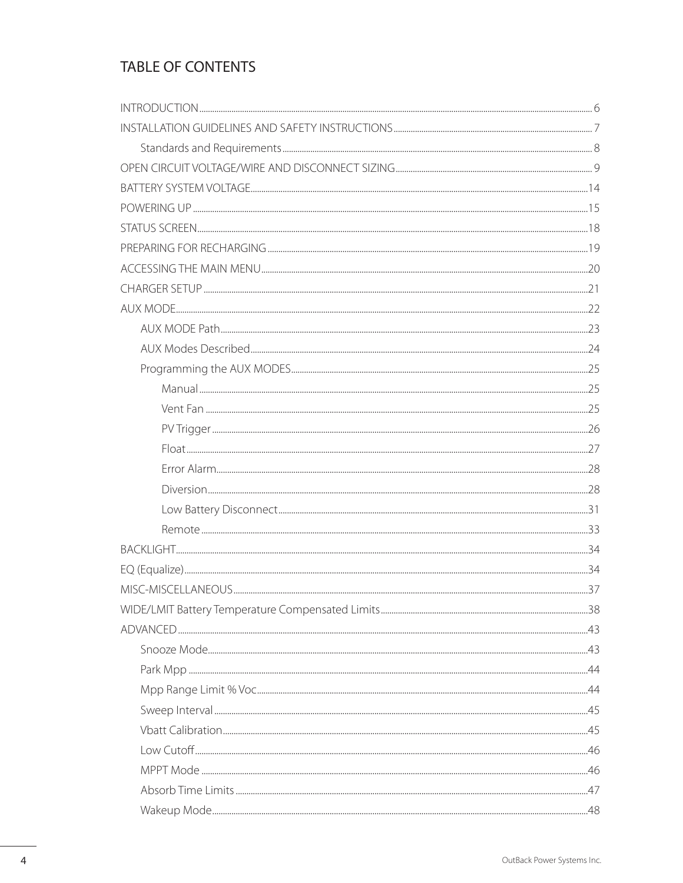# TABLE OF CONTENTS

INTRODUCTION ........ 6

INSTALLATION GUIDELINES AND SAFETY INSTRUCTIONS ........ 7

- Standards and Requirements ........ 8

OPEN CIRCUIT VOLTAGE/WIRE AND DISCONNECT SIZING ........ 9

BATTERY SYSTEM VOLTAGE ........ 14

POWERING UP ........ 15

STATUS SCREEN ........ 18

PREPARING FOR RECHARGING ........ 19

ACCESSING THE MAIN MENU ........ 20

CHARGER SETUP ........ 21

AUX MODE ........ 22

- AUX MODE Path ........ 23
- AUX Modes Described ........ 24
- Programming the AUX MODES ........ 25
  - Manual ........ 25
  - Vent Fan ........ 25
  - PV Trigger ........ 26
  - Float ........ 27
  - Error Alarm ........ 28
  - Diversion ........ 28
  - Low Battery Disconnect ........ 31
  - Remote ........ 33

BACKLIGHT ........ 34

EQ (Equalize) ........ 34

MISC-MISCELLANEOUS ........ 37

WIDE/LMIT Battery Temperature Compensated Limits ........ 38

ADVANCED ........ 43

- Snooze Mode ........ 43
- Park Mpp ........ 44
- Mpp Range Limit % Voc ........ 44
- Sweep Interval ........ 45
- Vbatt Calibration ........ 45
- Low Cutoff ........ 46
- MPPT Mode ........ 46
- Absorb Time Limits ........ 47
- Wakeup Mode ........ 48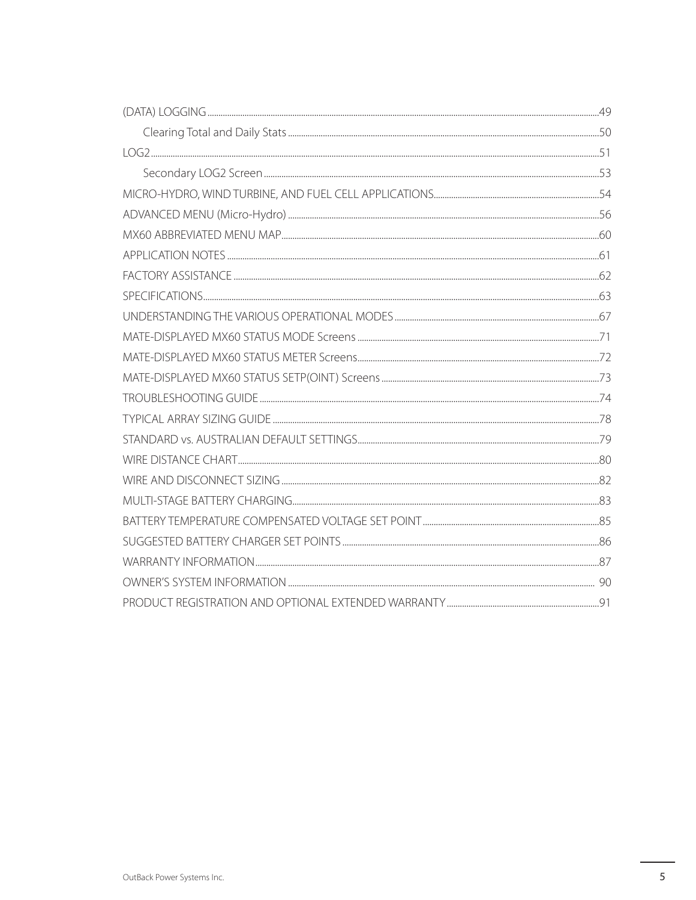(DATA) LOGGING ........................................................................................................................................................................49

Clearing Total and Daily Stats ......................................................................................................................................50

LOG2.........................................................................................................................................................................................51

Secondary LOG2 Screen..................................................................................................................................................53

MICRO-HYDRO, WIND TURBINE, AND FUEL CELL APPLICATIONS..........................................................................54

ADVANCED MENU (Micro-Hydro) ..........................................................................................................................56

MX60 ABBREVIATED MENU MAP..................................................................................................................................60

APPLICATION NOTES ........................................................................................................................................................61

FACTORY ASSISTANCE .......................................................................................................................................................62

SPECIFICATIONS.....................................................................................................................................................................63

UNDERSTANDING THE VARIOUS OPERATIONAL MODES ...................................................................................67

MATE-DISPLAYED MX60 STATUS MODE Screens ....................................................................................................71

MATE-DISPLAYED MX60 STATUS METER Screens.....................................................................................................72

MATE-DISPLAYED MX60 STATUS SETP(OINT) Screens ...........................................................................................73

TROUBLESHOOTING GUIDE ..........................................................................................................................................74

TYPICAL ARRAY SIZING GUIDE ....................................................................................................................................78

STANDARD vs. AUSTRALIAN DEFAULT SETTINGS.....................................................................................................79

WIRE DISTANCE CHART......................................................................................................................................................80

WIRE AND DISCONNECT SIZING ..................................................................................................................................82

MULTI-STAGE BATTERY CHARGING...............................................................................................................................83

BATTERY TEMPERATURE COMPENSATED VOLTAGE SET POINT.............................................................................85

SUGGESTED BATTERY CHARGER SET POINTS .........................................................................................................86

WARRANTY INFORMATION...............................................................................................................................................87

OWNER'S SYSTEM INFORMATION ................................................................................................................................90

PRODUCT REGISTRATION AND OPTIONAL EXTENDED WARRANTY ..................................................................91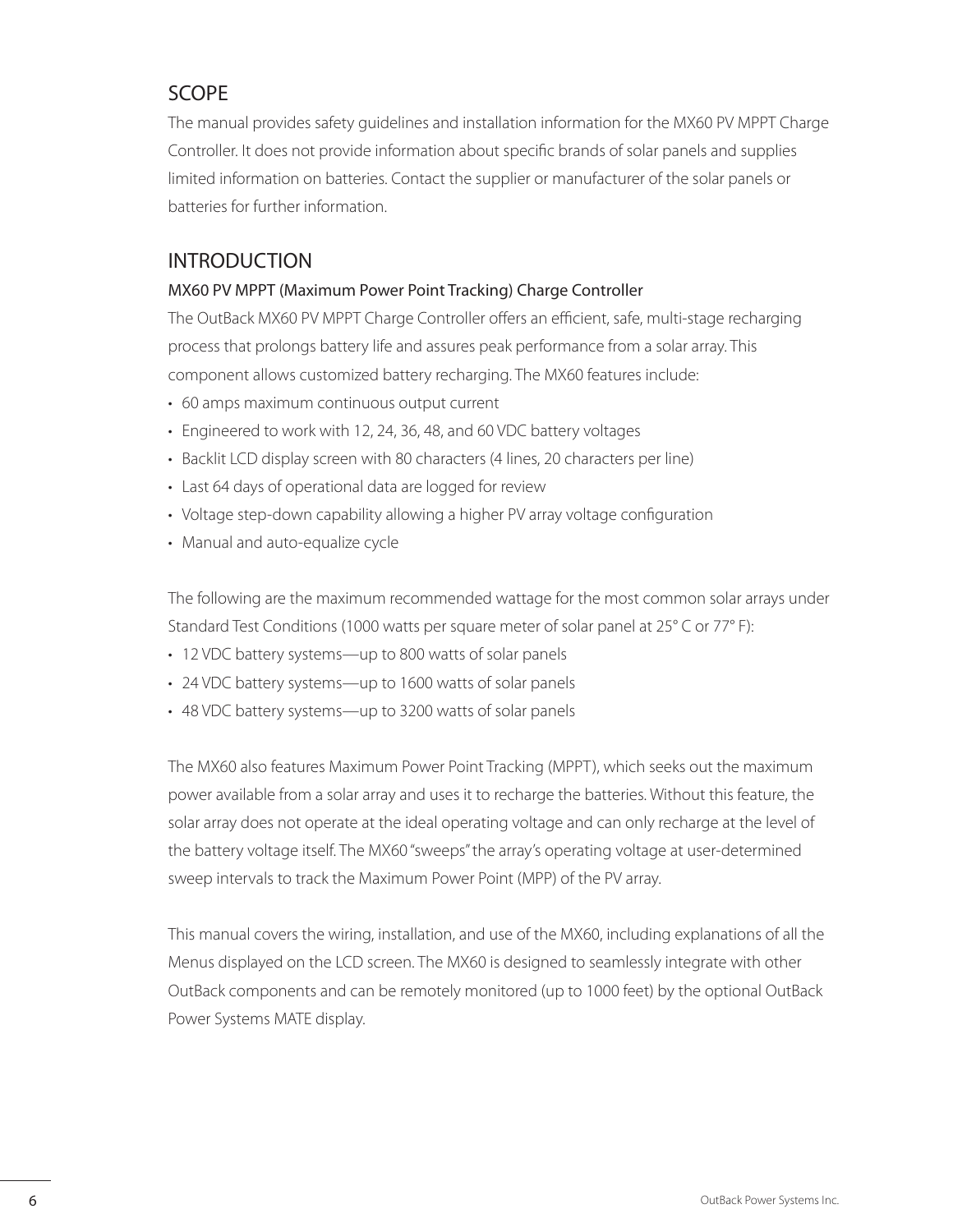## SCOPE

The manual provides safety guidelines and installation information for the MX60 PV MPPT Charge Controller. It does not provide information about specific brands of solar panels and supplies limited information on batteries. Contact the supplier or manufacturer of the solar panels or batteries for further information.

## INTRODUCTION

### MX60 PV MPPT (Maximum Power Point Tracking) Charge Controller

The OutBack MX60 PV MPPT Charge Controller offers an efficient, safe, multi-stage recharging process that prolongs battery life and assures peak performance from a solar array. This component allows customized battery recharging. The MX60 features include:

- 60 amps maximum continuous output current
- Engineered to work with 12, 24, 36, 48, and 60 VDC battery voltages
- Backlit LCD display screen with 80 characters (4 lines, 20 characters per line)
- Last 64 days of operational data are logged for review
- Voltage step-down capability allowing a higher PV array voltage configuration
- Manual and auto-equalize cycle

The following are the maximum recommended wattage for the most common solar arrays under Standard Test Conditions (1000 watts per square meter of solar panel at 25° C or 77° F):

- 12 VDC battery systems—up to 800 watts of solar panels
- 24 VDC battery systems—up to 1600 watts of solar panels
- 48 VDC battery systems—up to 3200 watts of solar panels

The MX60 also features Maximum Power Point Tracking (MPPT), which seeks out the maximum power available from a solar array and uses it to recharge the batteries. Without this feature, the solar array does not operate at the ideal operating voltage and can only recharge at the level of the battery voltage itself. The MX60 "sweeps" the array's operating voltage at user-determined sweep intervals to track the Maximum Power Point (MPP) of the PV array.

This manual covers the wiring, installation, and use of the MX60, including explanations of all the Menus displayed on the LCD screen. The MX60 is designed to seamlessly integrate with other OutBack components and can be remotely monitored (up to 1000 feet) by the optional OutBack Power Systems MATE display.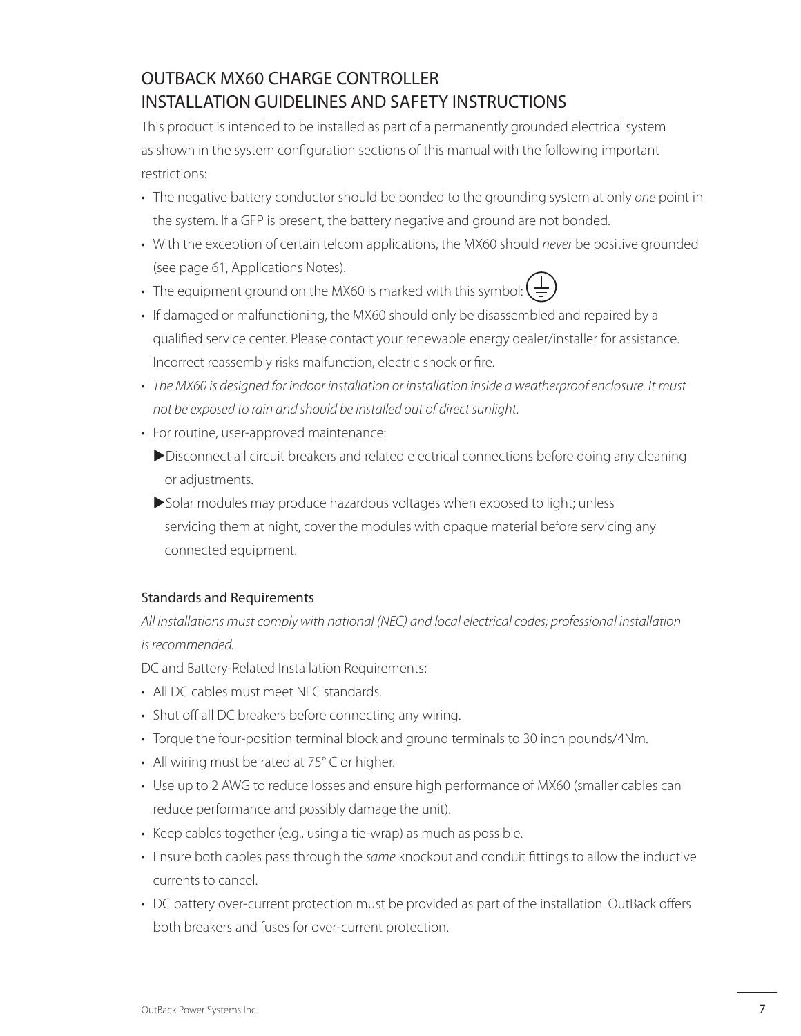# OUTBACK MX60 CHARGE CONTROLLER INSTALLATION GUIDELINES AND SAFETY INSTRUCTIONS

This product is intended to be installed as part of a permanently grounded electrical system as shown in the system configuration sections of this manual with the following important restrictions:

- The negative battery conductor should be bonded to the grounding system at only *one* point in the system. If a GFP is present, the battery negative and ground are not bonded.
- With the exception of certain telcom applications, the MX60 should *never* be positive grounded (see page 61, Applications Notes).
- The equipment ground on the MX60 is marked with this symbol: ⏚
- If damaged or malfunctioning, the MX60 should only be disassembled and repaired by a qualified service center. Please contact your renewable energy dealer/installer for assistance. Incorrect reassembly risks malfunction, electric shock or fire.
- *The MX60 is designed for indoor installation or installation inside a weatherproof enclosure. It must not be exposed to rain and should be installed out of direct sunlight.*
- For routine, user-approved maintenance:
  - ▶Disconnect all circuit breakers and related electrical connections before doing any cleaning or adjustments.
  - ▶Solar modules may produce hazardous voltages when exposed to light; unless servicing them at night, cover the modules with opaque material before servicing any connected equipment.

## Standards and Requirements

*All installations must comply with national (NEC) and local electrical codes; professional installation is recommended.*

DC and Battery-Related Installation Requirements:

- All DC cables must meet NEC standards.
- Shut off all DC breakers before connecting any wiring.
- Torque the four-position terminal block and ground terminals to 30 inch pounds/4Nm.
- All wiring must be rated at 75° C or higher.
- Use up to 2 AWG to reduce losses and ensure high performance of MX60 (smaller cables can reduce performance and possibly damage the unit).
- Keep cables together (e.g., using a tie-wrap) as much as possible.
- Ensure both cables pass through the *same* knockout and conduit fittings to allow the inductive currents to cancel.
- DC battery over-current protection must be provided as part of the installation. OutBack offers both breakers and fuses for over-current protection.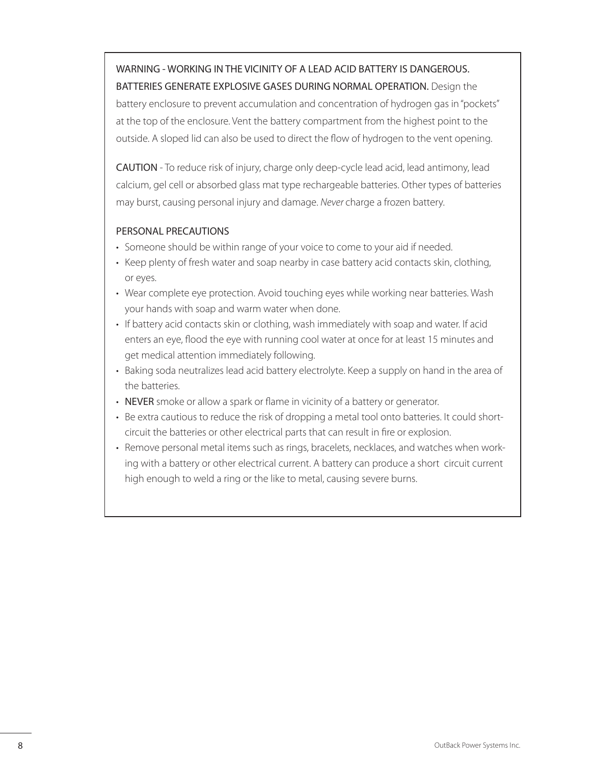WARNING - WORKING IN THE VICINITY OF A LEAD ACID BATTERY IS DANGEROUS. BATTERIES GENERATE EXPLOSIVE GASES DURING NORMAL OPERATION. Design the battery enclosure to prevent accumulation and concentration of hydrogen gas in "pockets" at the top of the enclosure. Vent the battery compartment from the highest point to the outside. A sloped lid can also be used to direct the flow of hydrogen to the vent opening.

CAUTION - To reduce risk of injury, charge only deep-cycle lead acid, lead antimony, lead calcium, gel cell or absorbed glass mat type rechargeable batteries. Other types of batteries may burst, causing personal injury and damage. *Never* charge a frozen battery.

PERSONAL PRECAUTIONS

- Someone should be within range of your voice to come to your aid if needed.
- Keep plenty of fresh water and soap nearby in case battery acid contacts skin, clothing, or eyes.
- Wear complete eye protection. Avoid touching eyes while working near batteries. Wash your hands with soap and warm water when done.
- If battery acid contacts skin or clothing, wash immediately with soap and water. If acid enters an eye, flood the eye with running cool water at once for at least 15 minutes and get medical attention immediately following.
- Baking soda neutralizes lead acid battery electrolyte. Keep a supply on hand in the area of the batteries.
- NEVER smoke or allow a spark or flame in vicinity of a battery or generator.
- Be extra cautious to reduce the risk of dropping a metal tool onto batteries. It could short-circuit the batteries or other electrical parts that can result in fire or explosion.
- Remove personal metal items such as rings, bracelets, necklaces, and watches when working with a battery or other electrical current. A battery can produce a short circuit current high enough to weld a ring or the like to metal, causing severe burns.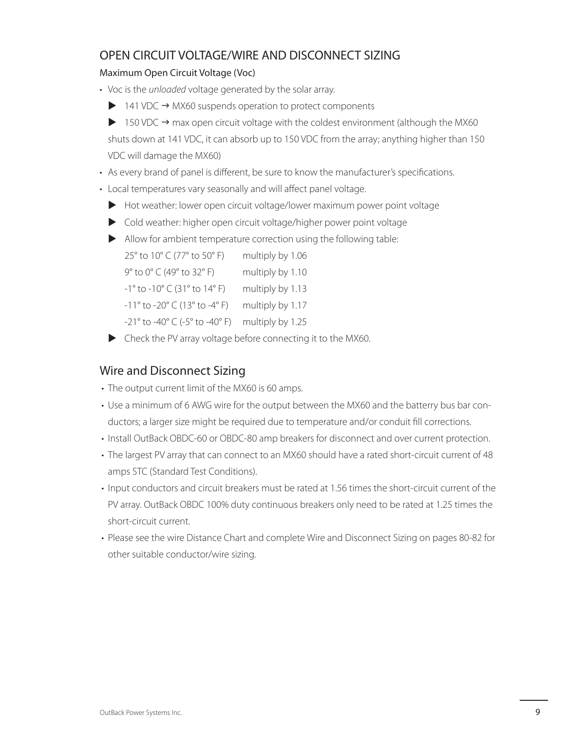## OPEN CIRCUIT VOLTAGE/WIRE AND DISCONNECT SIZING

### Maximum Open Circuit Voltage (Voc)

- Voc is the *unloaded* voltage generated by the solar array.
  - ▶ 141 VDC → MX60 suspends operation to protect components
  - ▶ 150 VDC → max open circuit voltage with the coldest environment (although the MX60 shuts down at 141 VDC, it can absorb up to 150 VDC from the array; anything higher than 150 VDC will damage the MX60)
- As every brand of panel is different, be sure to know the manufacturer's specifications.
- Local temperatures vary seasonally and will affect panel voltage.
  - ▶ Hot weather: lower open circuit voltage/lower maximum power point voltage
  - ▶ Cold weather: higher open circuit voltage/higher power point voltage
  - ▶ Allow for ambient temperature correction using the following table:

| | |
|---|---|
| 25° to 10° C (77° to 50° F) | multiply by 1.06 |
| 9° to 0° C (49° to 32° F) | multiply by 1.10 |
| -1° to -10° C (31° to 14° F) | multiply by 1.13 |
| -11° to -20° C (13° to -4° F) | multiply by 1.17 |
| -21° to -40° C (-5° to -40° F) | multiply by 1.25 |

  - ▶ Check the PV array voltage before connecting it to the MX60.

## Wire and Disconnect Sizing

- The output current limit of the MX60 is 60 amps.
- Use a minimum of 6 AWG wire for the output between the MX60 and the batterry bus bar conductors; a larger size might be required due to temperature and/or conduit fill corrections.
- Install OutBack OBDC-60 or OBDC-80 amp breakers for disconnect and over current protection.
- The largest PV array that can connect to an MX60 should have a rated short-circuit current of 48 amps STC (Standard Test Conditions).
- Input conductors and circuit breakers must be rated at 1.56 times the short-circuit current of the PV array. OutBack OBDC 100% duty continuous breakers only need to be rated at 1.25 times the short-circuit current.
- Please see the wire Distance Chart and complete Wire and Disconnect Sizing on pages 80-82 for other suitable conductor/wire sizing.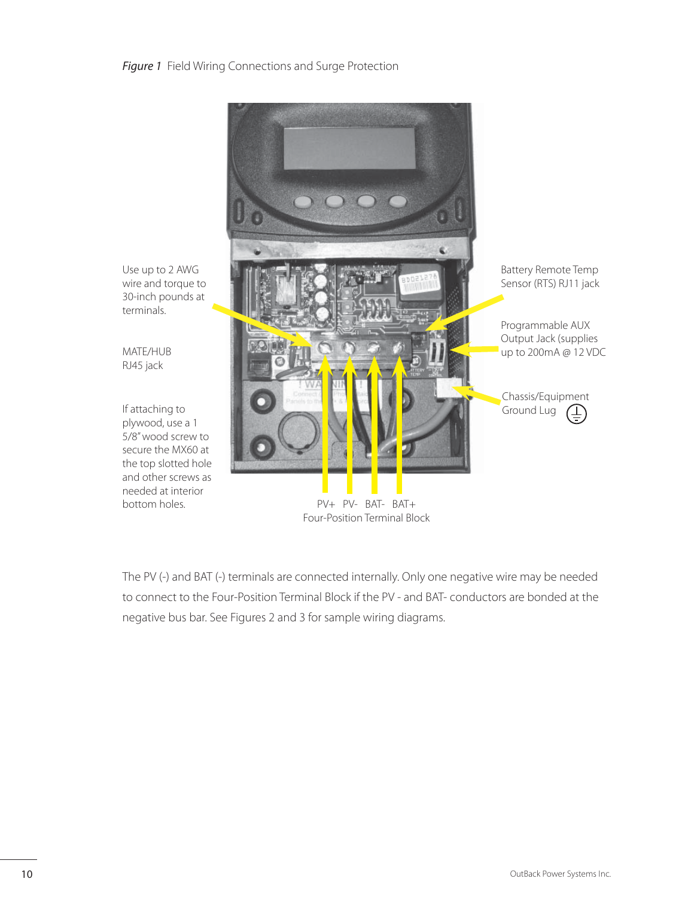*Figure 1* Field Wiring Connections and Surge Protection

Use up to 2 AWG wire and torque to 30-inch pounds at terminals.

MATE/HUB RJ45 jack

If attaching to plywood, use a 1 5/8" wood screw to secure the MX60 at the top slotted hole and other screws as needed at interior bottom holes.

Battery Remote Temp Sensor (RTS) RJ11 jack

Programmable AUX Output Jack (supplies up to 200mA @ 12 VDC

Chassis/Equipment Ground Lug

PV+ PV- BAT- BAT+
Four-Position Terminal Block

The PV (-) and BAT (-) terminals are connected internally. Only one negative wire may be needed to connect to the Four-Position Terminal Block if the PV - and BAT- conductors are bonded at the negative bus bar. See Figures 2 and 3 for sample wiring diagrams.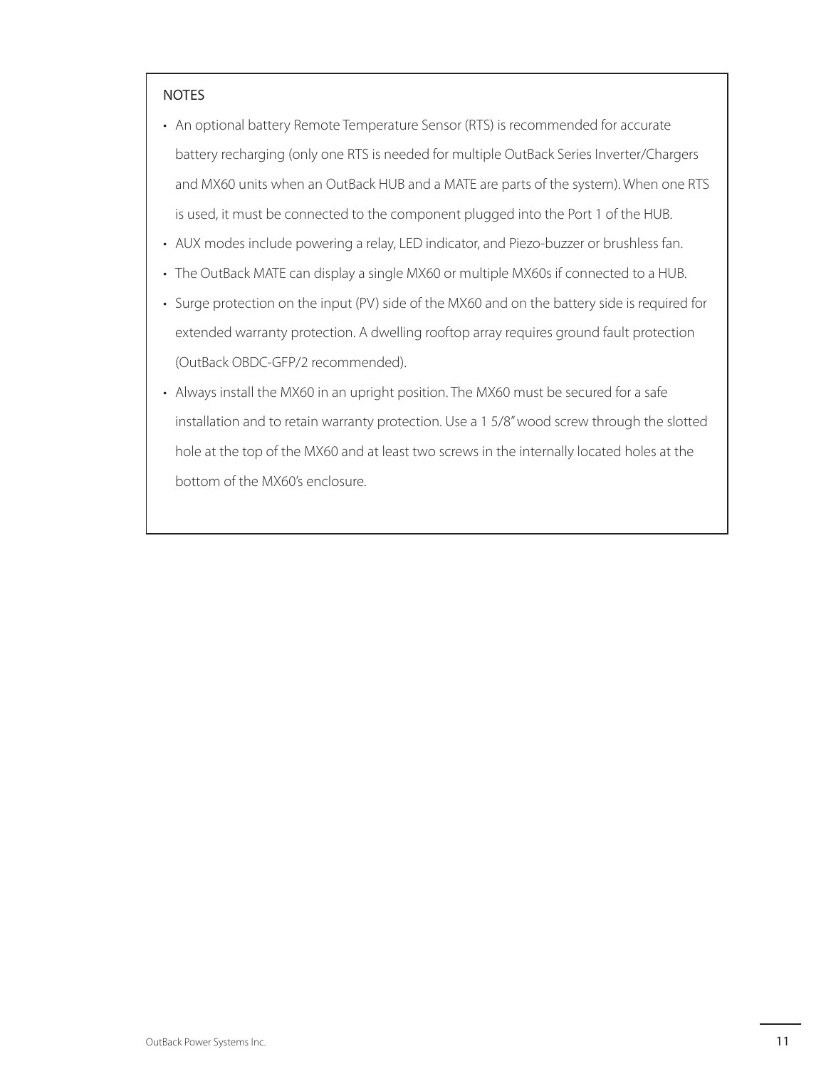NOTES

- An optional battery Remote Temperature Sensor (RTS) is recommended for accurate battery recharging (only one RTS is needed for multiple OutBack Series Inverter/Chargers and MX60 units when an OutBack HUB and a MATE are parts of the system). When one RTS is used, it must be connected to the component plugged into the Port 1 of the HUB.
- AUX modes include powering a relay, LED indicator, and Piezo-buzzer or brushless fan.
- The OutBack MATE can display a single MX60 or multiple MX60s if connected to a HUB.
- Surge protection on the input (PV) side of the MX60 and on the battery side is required for extended warranty protection. A dwelling rooftop array requires ground fault protection (OutBack OBDC-GFP/2 recommended).
- Always install the MX60 in an upright position. The MX60 must be secured for a safe installation and to retain warranty protection. Use a 1 5/8" wood screw through the slotted hole at the top of the MX60 and at least two screws in the internally located holes at the bottom of the MX60's enclosure.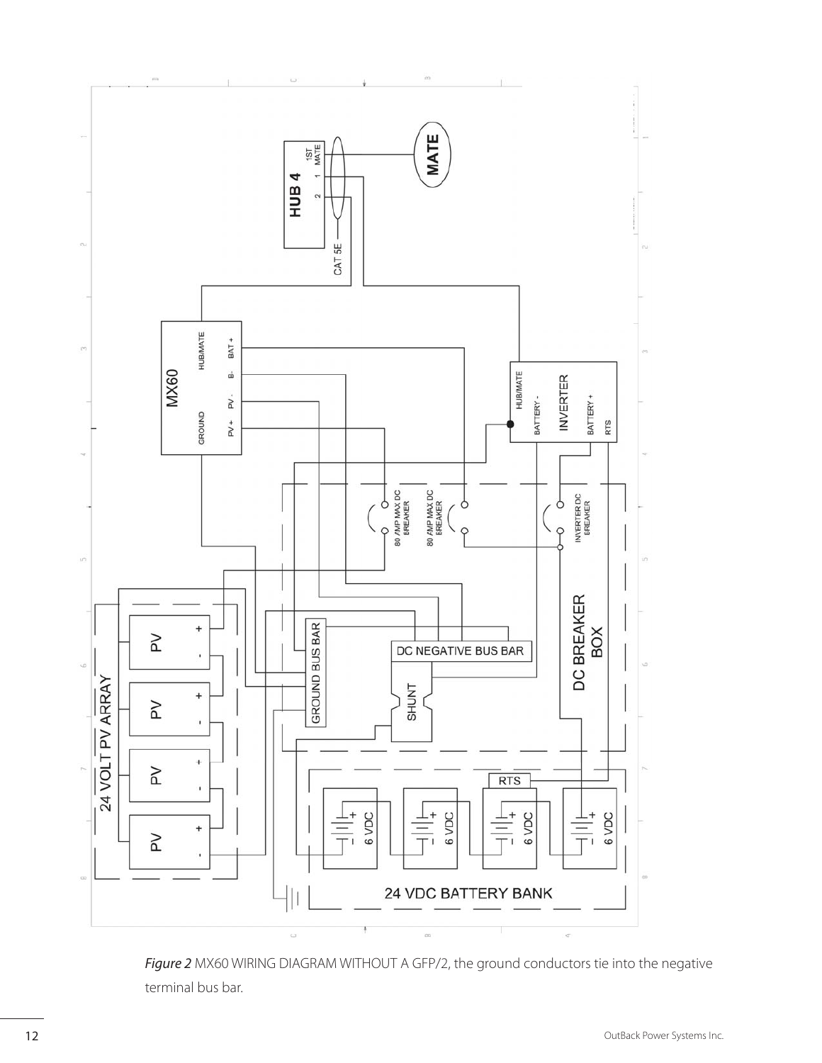*Figure 2* MX60 WIRING DIAGRAM WITHOUT A GFP/2, the ground conductors tie into the negative terminal bus bar.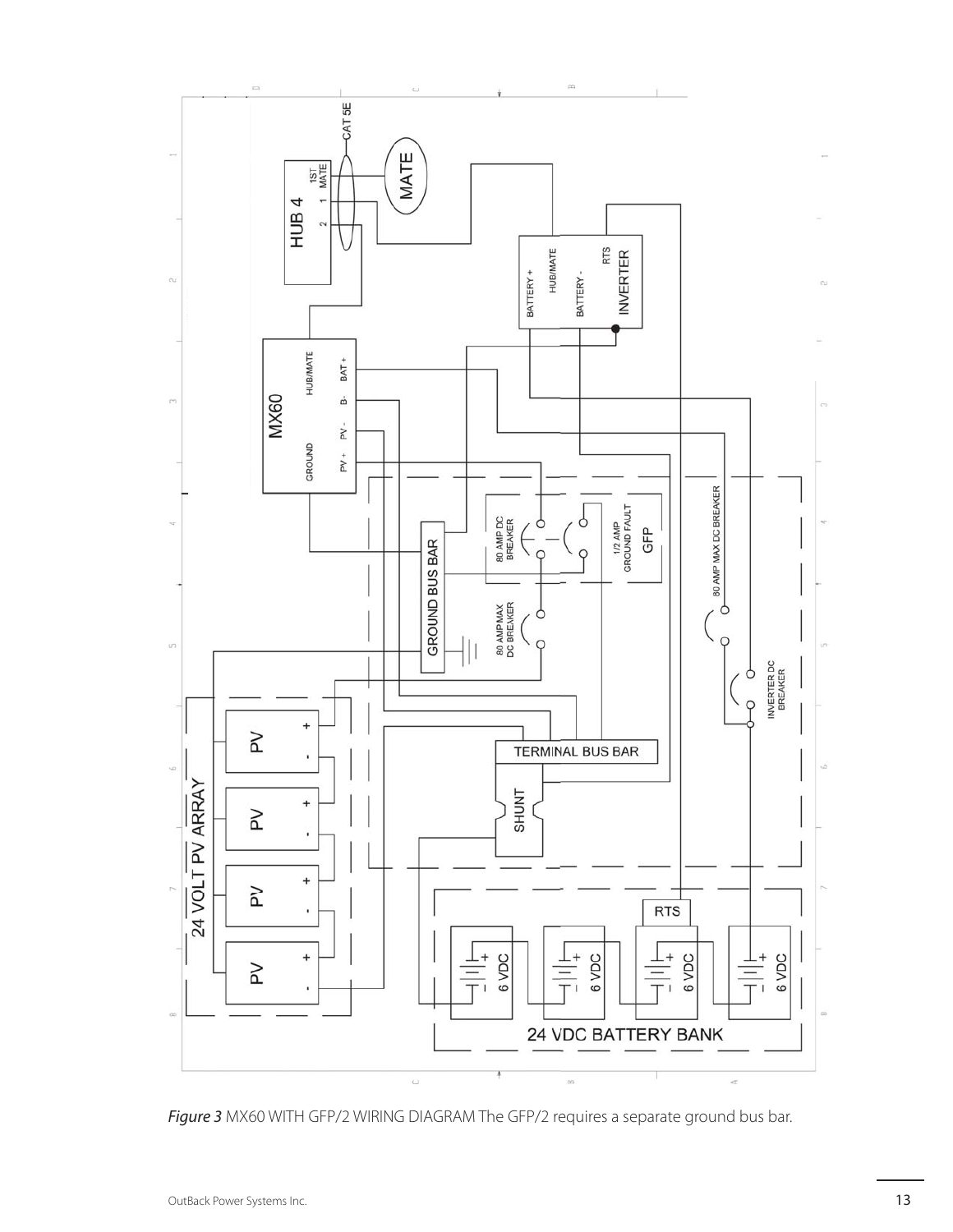*Figure 3* MX60 WITH GFP/2 WIRING DIAGRAM The GFP/2 requires a separate ground bus bar.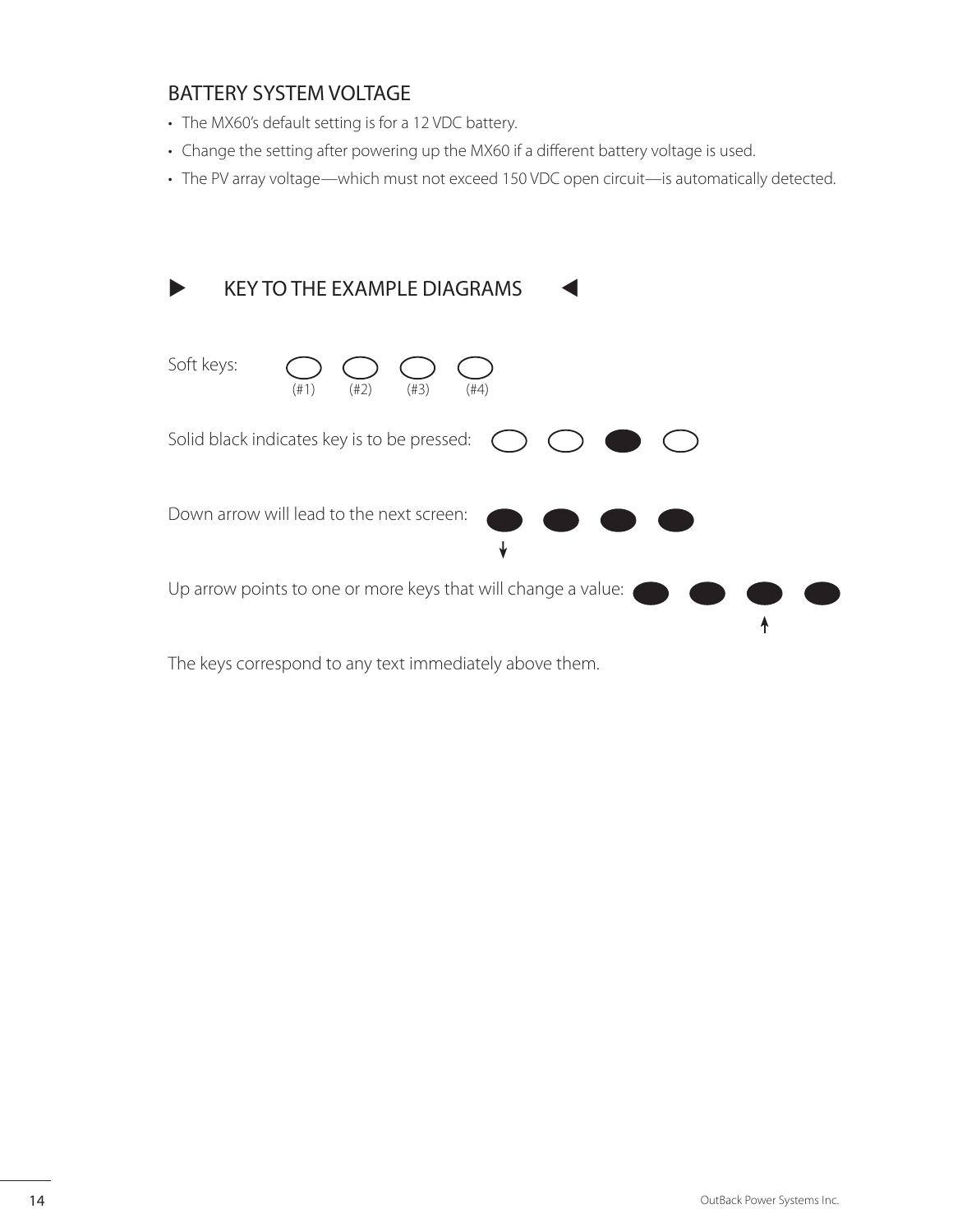## BATTERY SYSTEM VOLTAGE

- The MX60's default setting is for a 12 VDC battery.
- Change the setting after powering up the MX60 if a different battery voltage is used.
- The PV array voltage—which must not exceed 150 VDC open circuit—is automatically detected.

## ▶ KEY TO THE EXAMPLE DIAGRAMS ◀

Soft keys: (#1) (#2) (#3) (#4)

Solid black indicates key is to be pressed:

Down arrow will lead to the next screen:

Up arrow points to one or more keys that will change a value:

The keys correspond to any text immediately above them.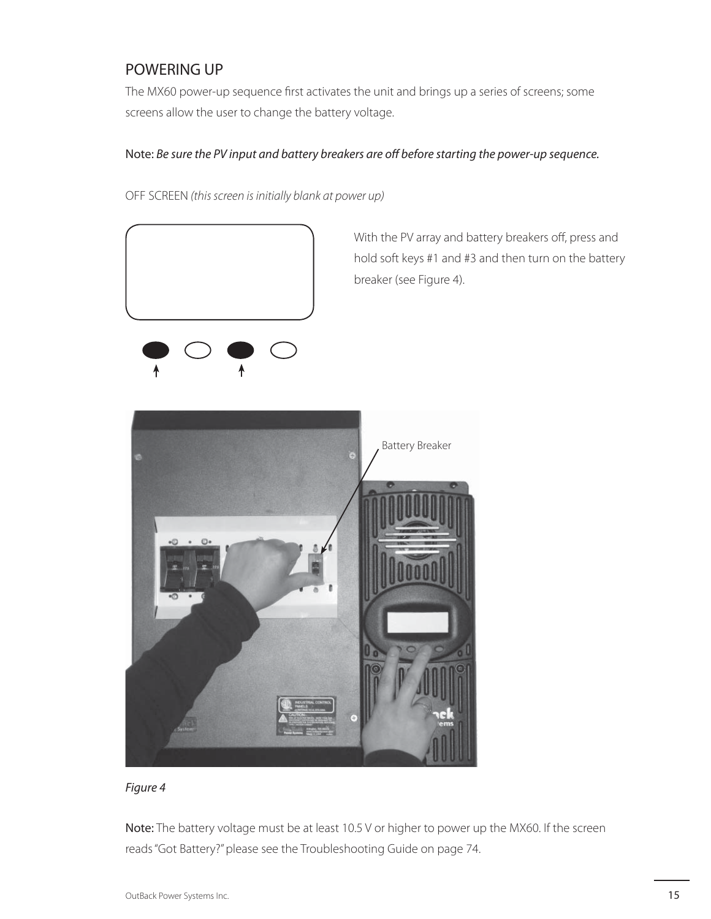## POWERING UP

The MX60 power-up sequence first activates the unit and brings up a series of screens; some screens allow the user to change the battery voltage.

Note: *Be sure the PV input and battery breakers are off before starting the power-up sequence.*

OFF SCREEN *(this screen is initially blank at power up)*

With the PV array and battery breakers off, press and hold soft keys #1 and #3 and then turn on the battery breaker (see Figure 4).

Battery Breaker

*Figure 4*

**Note:** The battery voltage must be at least 10.5 V or higher to power up the MX60. If the screen reads "Got Battery?" please see the Troubleshooting Guide on page 74.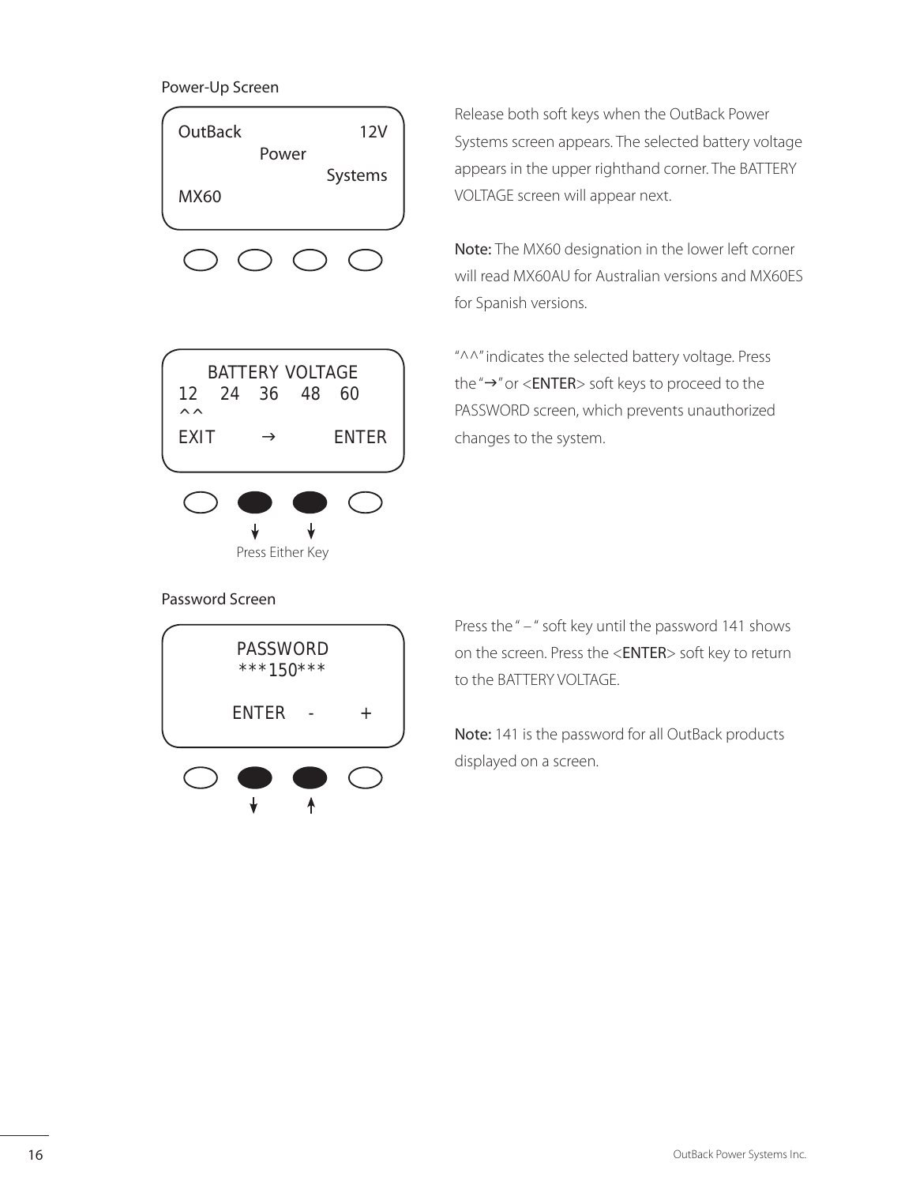### Power-Up Screen

```
OutBack                     12V
          Power
                        Systems
MX60
```

Release both soft keys when the OutBack Power Systems screen appears. The selected battery voltage appears in the upper righthand corner. The BATTERY VOLTAGE screen will appear next.

**Note:** The MX60 designation in the lower left corner will read MX60AU for Australian versions and MX60ES for Spanish versions.

```
   BATTERY VOLTAGE
12   24   36   48   60
^^
EXIT       →        ENTER
```

Press Either Key

"^^" indicates the selected battery voltage. Press the "→" or <ENTER> soft keys to proceed to the PASSWORD screen, which prevents unauthorized changes to the system.

### Password Screen

```
     PASSWORD
     ***150***

   ENTER   -      +
```

Press the " – " soft key until the password 141 shows on the screen. Press the <ENTER> soft key to return to the BATTERY VOLTAGE.

**Note:** 141 is the password for all OutBack products displayed on a screen.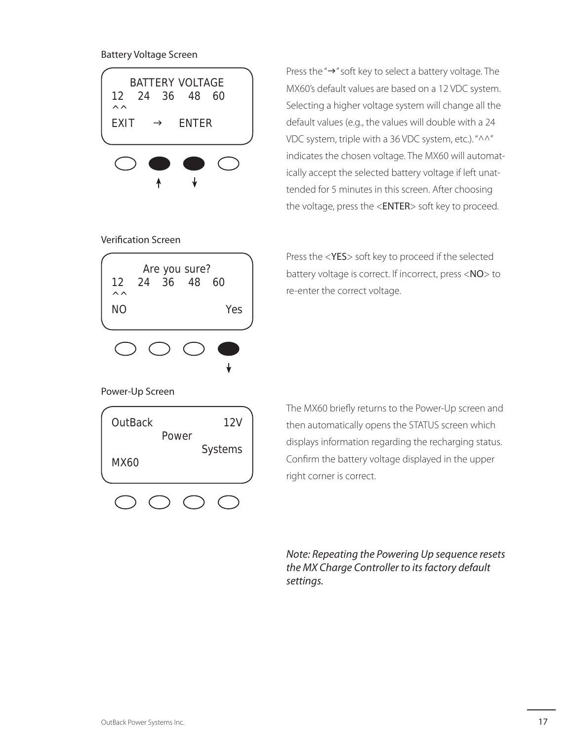### Battery Voltage Screen

```
   BATTERY VOLTAGE
12   24   36   48   60
^^
EXIT    →    ENTER
```

Press the "→" soft key to select a battery voltage. The MX60's default values are based on a 12 VDC system. Selecting a higher voltage system will change all the default values (e.g., the values will double with a 24 VDC system, triple with a 36 VDC system, etc.). "^^" indicates the chosen voltage. The MX60 will automatically accept the selected battery voltage if left unattended for 5 minutes in this screen. After choosing the voltage, press the <ENTER> soft key to proceed.

### Verification Screen

```
     Are you sure?
12   24   36   48   60
^^
NO                 Yes
```

Press the <YES> soft key to proceed if the selected battery voltage is correct. If incorrect, press <NO> to re-enter the correct voltage.

### Power-Up Screen

```
OutBack             12V
        Power
              Systems
MX60
```

The MX60 briefly returns to the Power-Up screen and then automatically opens the STATUS screen which displays information regarding the recharging status. Confirm the battery voltage displayed in the upper right corner is correct.

*Note: Repeating the Powering Up sequence resets the MX Charge Controller to its factory default settings.*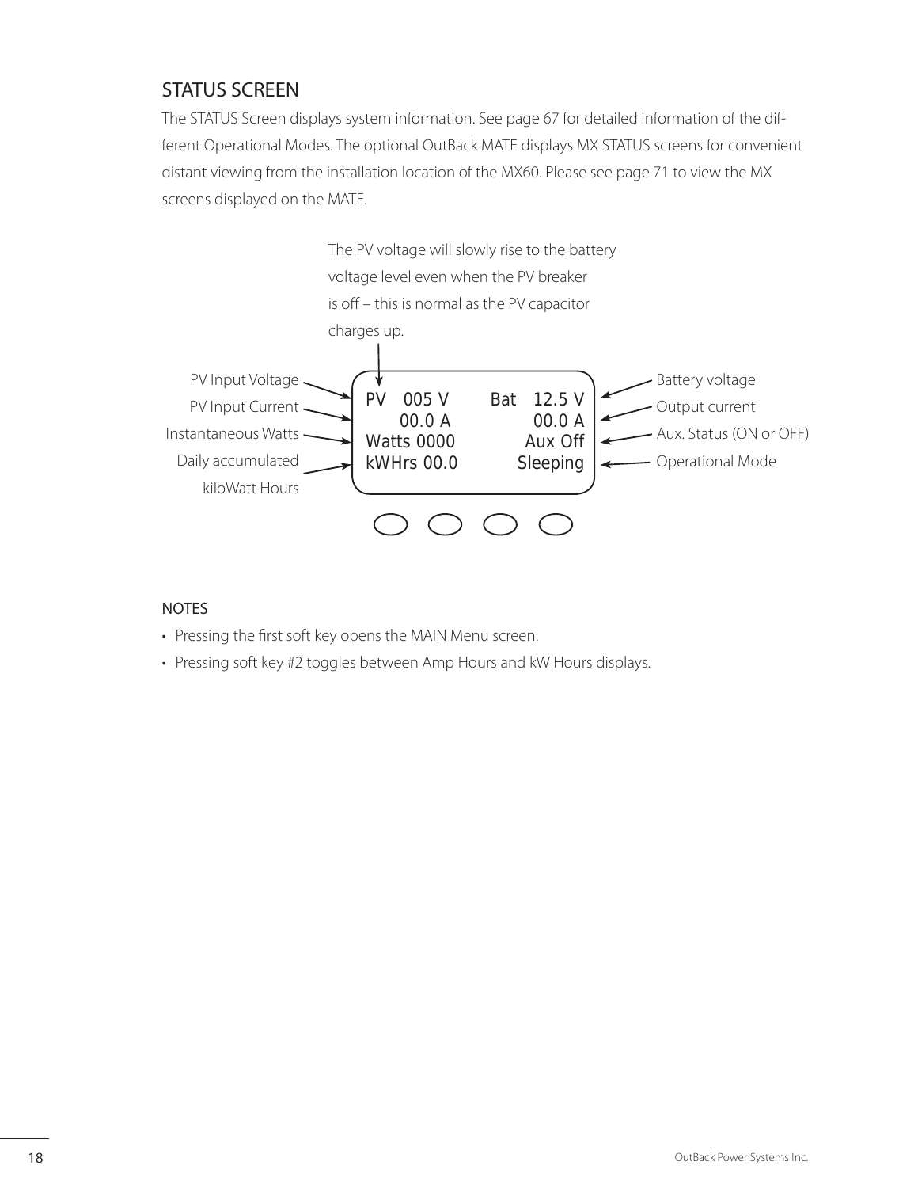## STATUS SCREEN

The STATUS Screen displays system information. See page 67 for detailed information of the different Operational Modes. The optional OutBack MATE displays MX STATUS screens for convenient distant viewing from the installation location of the MX60. Please see page 71 to view the MX screens displayed on the MATE.

The PV voltage will slowly rise to the battery voltage level even when the PV breaker is off – this is normal as the PV capacitor charges up.

```
PV   005 V       Bat   12.5 V
      00.0 A            00.0 A
Watts 0000            Aux Off
kWHrs 00.0           Sleeping
```

- PV Input Voltage
- PV Input Current
- Instantaneous Watts
- Daily accumulated kiloWatt Hours
- Battery voltage
- Output current
- Aux. Status (ON or OFF)
- Operational Mode

### NOTES

- Pressing the first soft key opens the MAIN Menu screen.
- Pressing soft key #2 toggles between Amp Hours and kW Hours displays.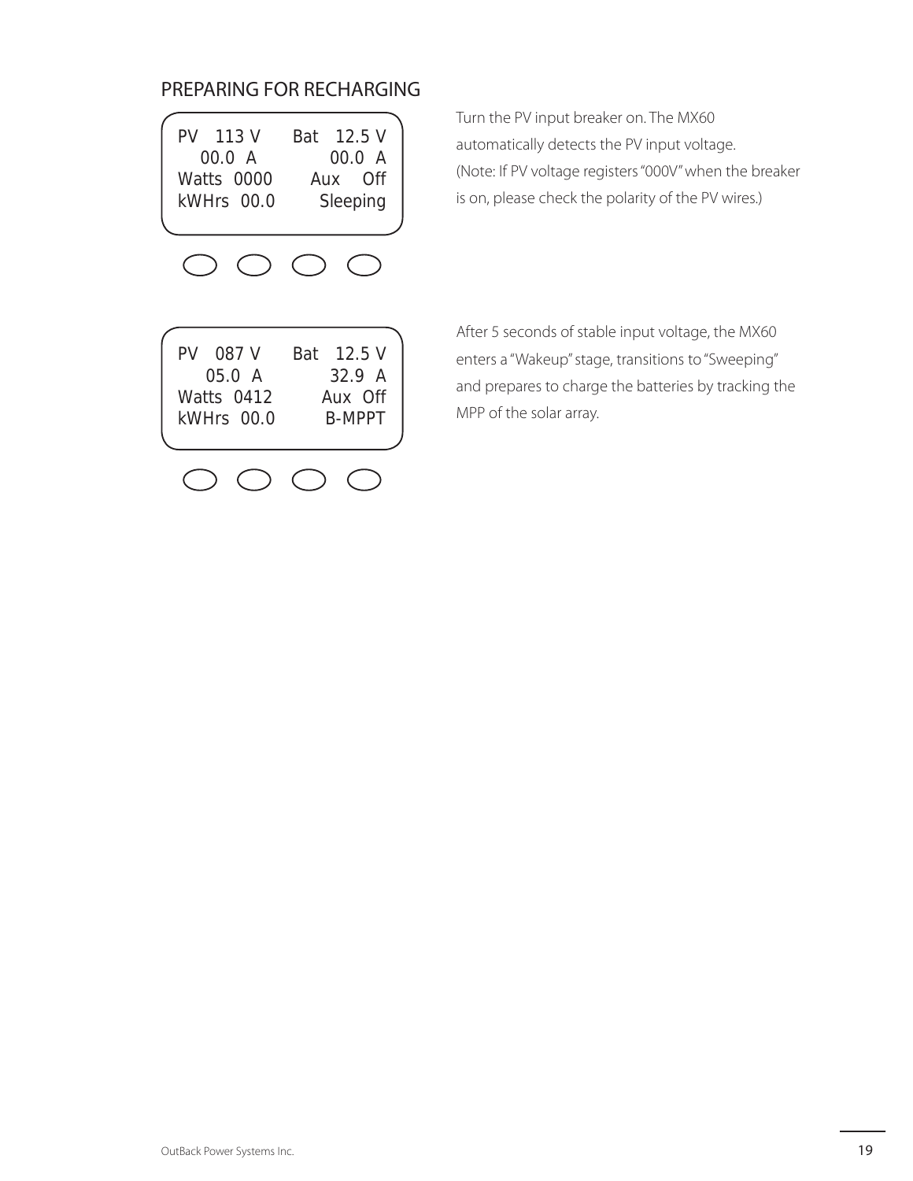## PREPARING FOR RECHARGING

```
PV   113 V      Bat   12.5 V
  00.0  A             00.0  A
Watts  0000       Aux    Off
kWHrs  00.0        Sleeping
```

Turn the PV input breaker on. The MX60 automatically detects the PV input voltage.
(Note: If PV voltage registers "000V" when the breaker is on, please check the polarity of the PV wires.)

```
PV   087 V      Bat   12.5 V
   05.0  A            32.9  A
Watts  0412        Aux  Off
kWHrs  00.0         B-MPPT
```

After 5 seconds of stable input voltage, the MX60 enters a "Wakeup" stage, transitions to "Sweeping" and prepares to charge the batteries by tracking the MPP of the solar array.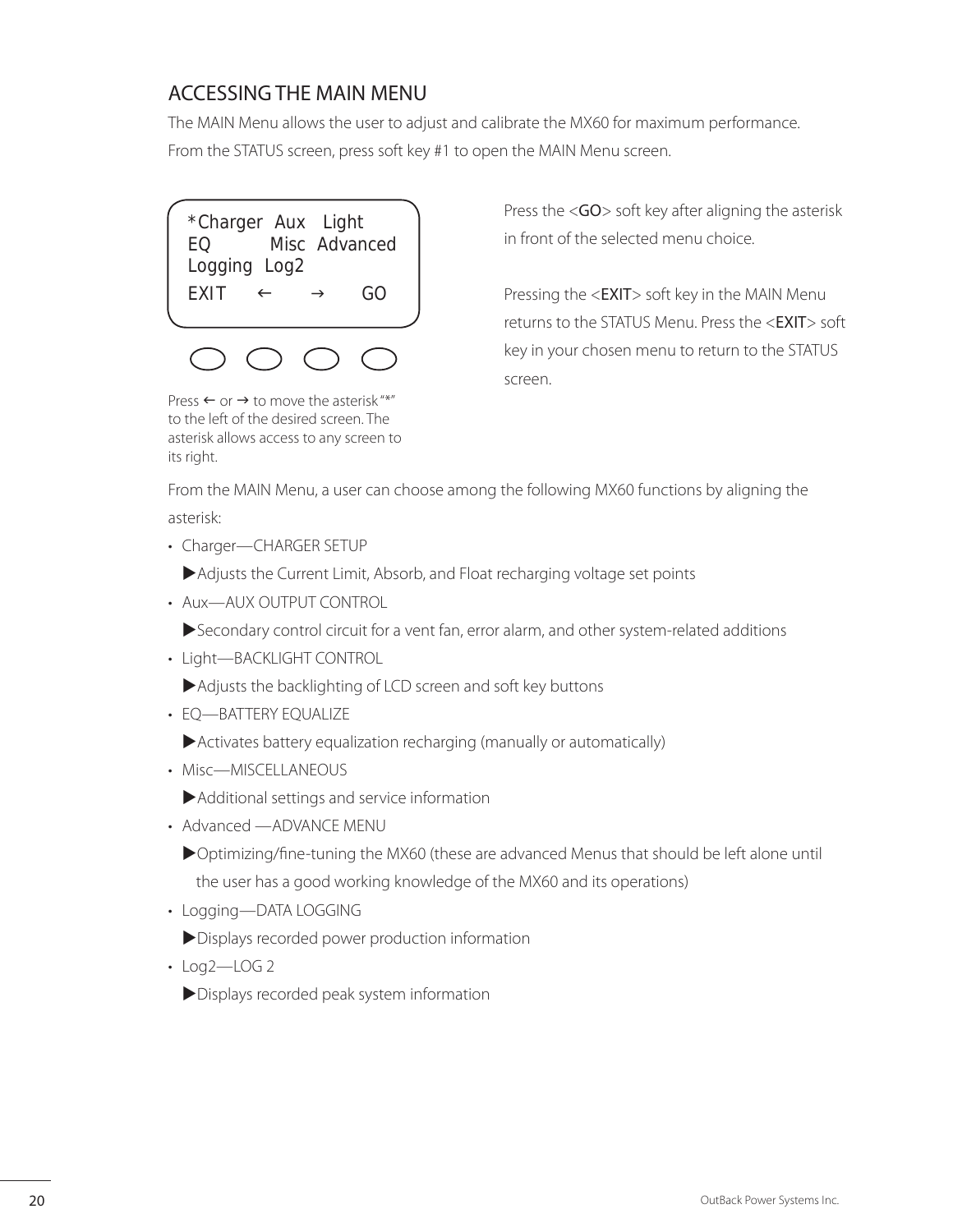## ACCESSING THE MAIN MENU

The MAIN Menu allows the user to adjust and calibrate the MX60 for maximum performance.

From the STATUS screen, press soft key #1 to open the MAIN Menu screen.

```
*Charger  Aux   Light
EQ        Misc  Advanced
Logging  Log2
EXIT    ←     →     GO
```

Press ← or → to move the asterisk "*" to the left of the desired screen. The asterisk allows access to any screen to its right.

Press the <GO> soft key after aligning the asterisk in front of the selected menu choice.

Pressing the <EXIT> soft key in the MAIN Menu returns to the STATUS Menu. Press the <EXIT> soft key in your chosen menu to return to the STATUS screen.

From the MAIN Menu, a user can choose among the following MX60 functions by aligning the asterisk:

- Charger—CHARGER SETUP
  ▶Adjusts the Current Limit, Absorb, and Float recharging voltage set points
- Aux—AUX OUTPUT CONTROL
  ▶Secondary control circuit for a vent fan, error alarm, and other system-related additions
- Light—BACKLIGHT CONTROL
  ▶Adjusts the backlighting of LCD screen and soft key buttons
- EQ—BATTERY EQUALIZE
  ▶Activates battery equalization recharging (manually or automatically)
- Misc—MISCELLANEOUS
  ▶Additional settings and service information
- Advanced —ADVANCE MENU
  ▶Optimizing/fine-tuning the MX60 (these are advanced Menus that should be left alone until the user has a good working knowledge of the MX60 and its operations)
- Logging—DATA LOGGING
  ▶Displays recorded power production information
- Log2—LOG 2
  ▶Displays recorded peak system information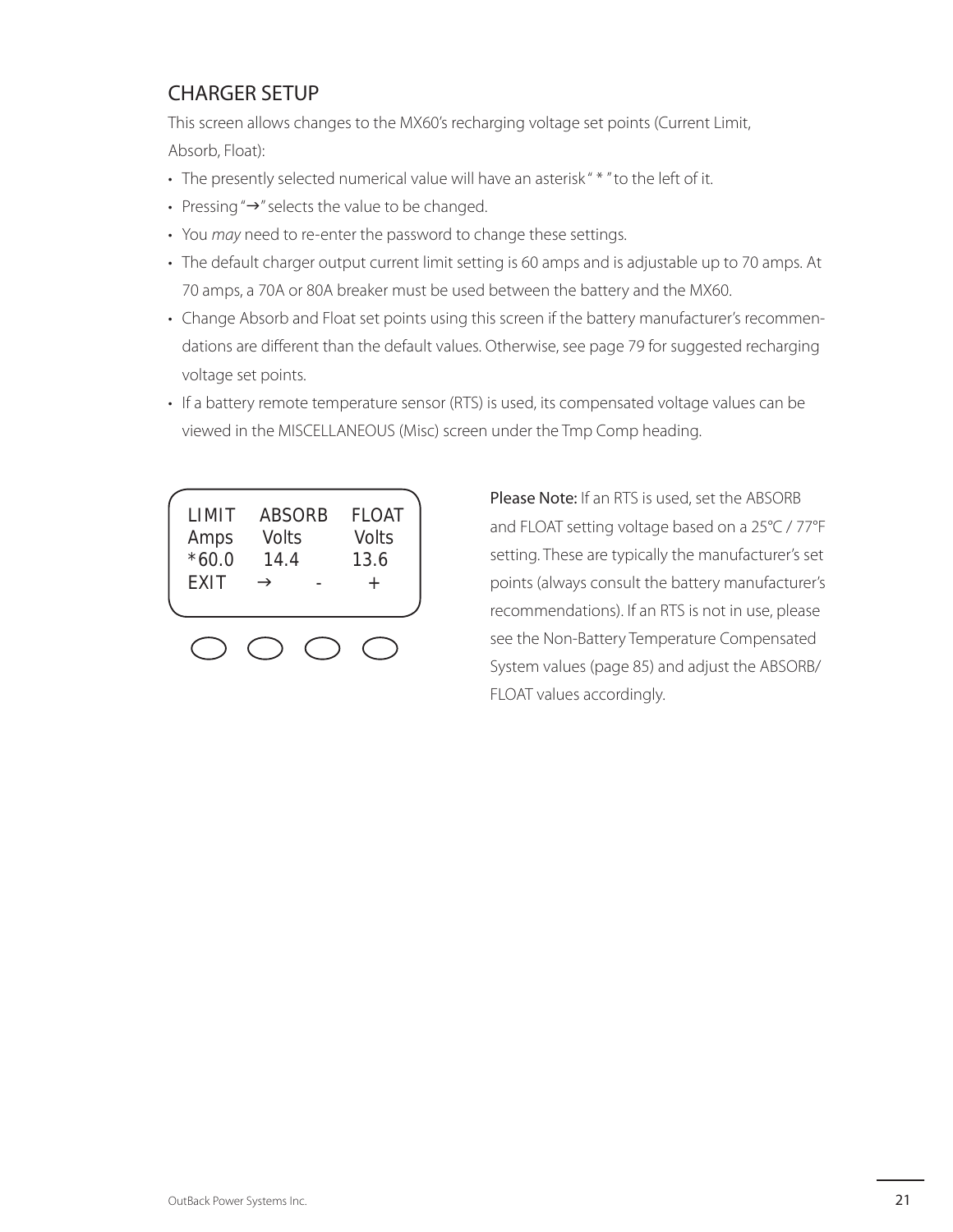## CHARGER SETUP

This screen allows changes to the MX60's recharging voltage set points (Current Limit, Absorb, Float):

- The presently selected numerical value will have an asterisk " * " to the left of it.
- Pressing "→" selects the value to be changed.
- You *may* need to re-enter the password to change these settings.
- The default charger output current limit setting is 60 amps and is adjustable up to 70 amps. At 70 amps, a 70A or 80A breaker must be used between the battery and the MX60.
- Change Absorb and Float set points using this screen if the battery manufacturer's recommendations are different than the default values. Otherwise, see page 79 for suggested recharging voltage set points.
- If a battery remote temperature sensor (RTS) is used, its compensated voltage values can be viewed in the MISCELLANEOUS (Misc) screen under the Tmp Comp heading.

```
LIMIT   ABSORB   FLOAT
Amps     Volts    Volts
*60.0    14.4     13.6
EXIT    →      -     +
```

**Please Note:** If an RTS is used, set the ABSORB and FLOAT setting voltage based on a 25°C / 77°F setting. These are typically the manufacturer's set points (always consult the battery manufacturer's recommendations). If an RTS is not in use, please see the Non-Battery Temperature Compensated System values (page 85) and adjust the ABSORB/FLOAT values accordingly.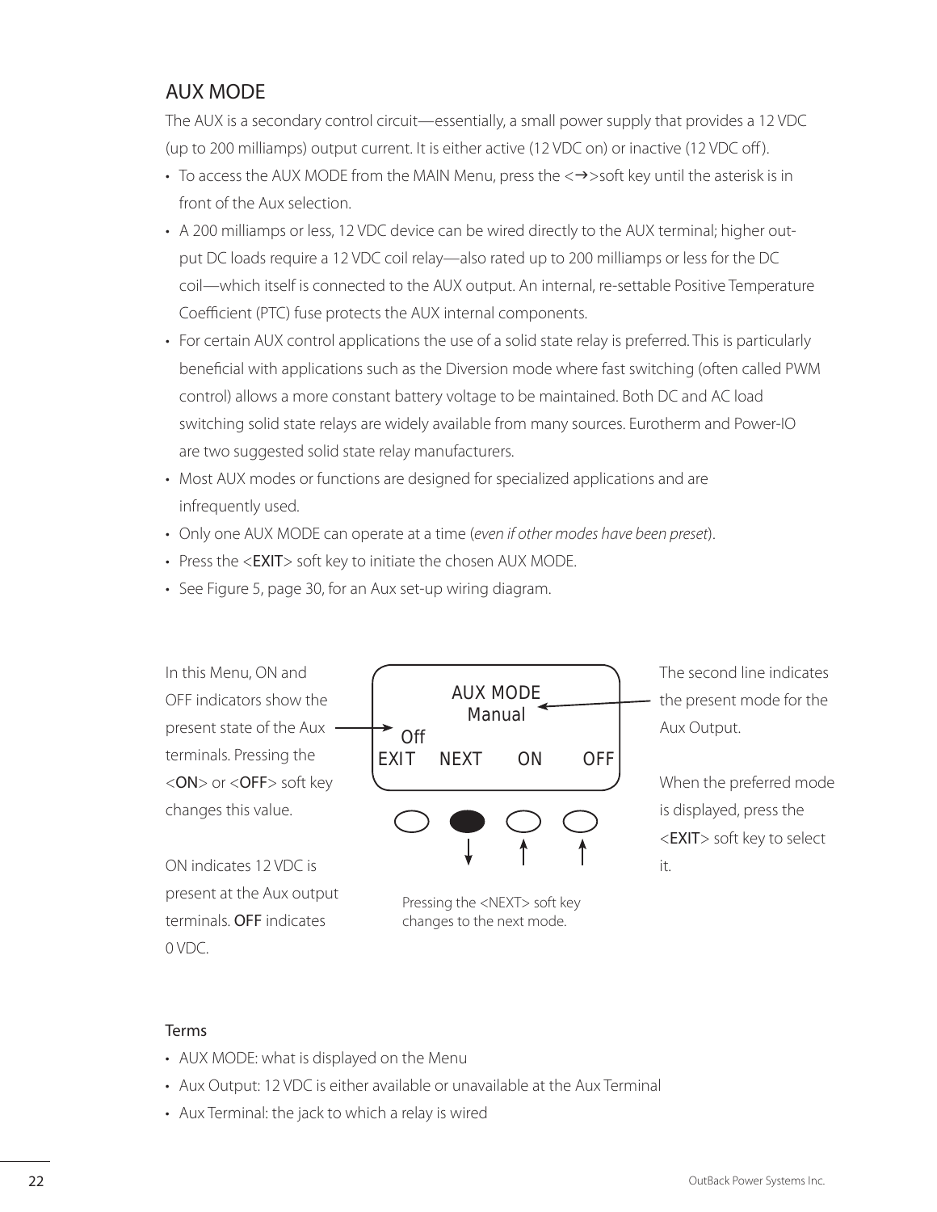## AUX MODE

The AUX is a secondary control circuit—essentially, a small power supply that provides a 12 VDC (up to 200 milliamps) output current. It is either active (12 VDC on) or inactive (12 VDC off).

- To access the AUX MODE from the MAIN Menu, press the <→>soft key until the asterisk is in front of the Aux selection.
- A 200 milliamps or less, 12 VDC device can be wired directly to the AUX terminal; higher output DC loads require a 12 VDC coil relay—also rated up to 200 milliamps or less for the DC coil—which itself is connected to the AUX output. An internal, re-settable Positive Temperature Coefficient (PTC) fuse protects the AUX internal components.
- For certain AUX control applications the use of a solid state relay is preferred. This is particularly beneficial with applications such as the Diversion mode where fast switching (often called PWM control) allows a more constant battery voltage to be maintained. Both DC and AC load switching solid state relays are widely available from many sources. Eurotherm and Power-IO are two suggested solid state relay manufacturers.
- Most AUX modes or functions are designed for specialized applications and are infrequently used.
- Only one AUX MODE can operate at a time (*even if other modes have been preset*).
- Press the <EXIT> soft key to initiate the chosen AUX MODE.
- See Figure 5, page 30, for an Aux set-up wiring diagram.

In this Menu, ON and OFF indicators show the present state of the Aux terminals. Pressing the <ON> or <OFF> soft key changes this value.

ON indicates 12 VDC is present at the Aux output terminals. OFF indicates 0 VDC.

```
      AUX MODE
       Manual
 Off
EXIT  NEXT   ON   OFF
```

Pressing the <NEXT> soft key changes to the next mode.

The second line indicates the present mode for the Aux Output.

When the preferred mode is displayed, press the <EXIT> soft key to select it.

### Terms

- AUX MODE: what is displayed on the Menu
- Aux Output: 12 VDC is either available or unavailable at the Aux Terminal
- Aux Terminal: the jack to which a relay is wired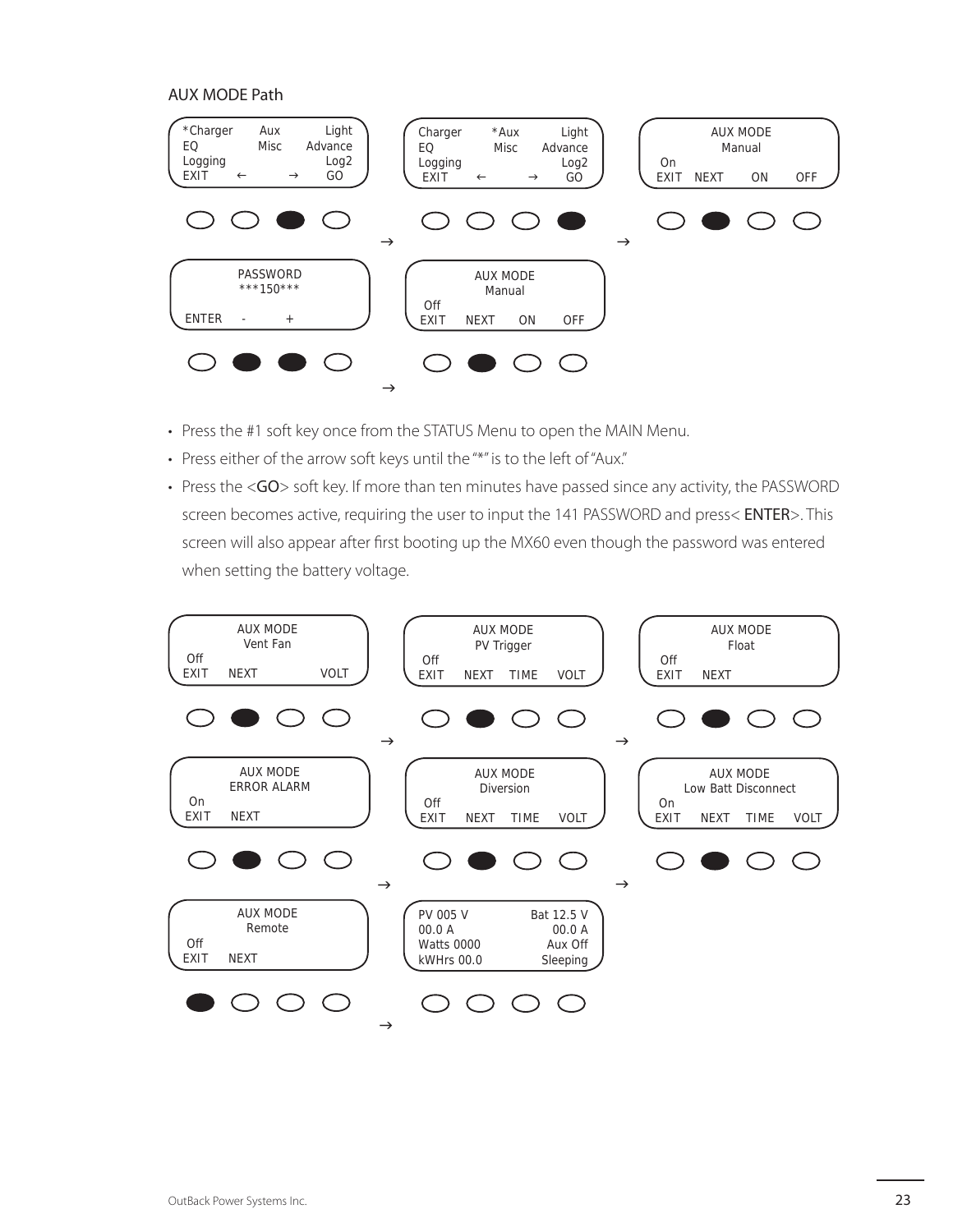## AUX MODE Path

```
*Charger    Aux      Light
EQ          Misc     Advance
Logging              Log2
EXIT    ←       →    GO
```

```
Charger    *Aux      Light
EQ          Misc     Advance
Logging              Log2
EXIT    ←       →    GO
```

```
        AUX MODE
         Manual
On
EXIT  NEXT    ON    OFF
```

```
       PASSWORD
       ***150***

ENTER    -     +
```

```
        AUX MODE
         Manual
Off
EXIT  NEXT    ON    OFF
```

- Press the #1 soft key once from the STATUS Menu to open the MAIN Menu.
- Press either of the arrow soft keys until the "*" is to the left of "Aux."
- Press the <GO> soft key. If more than ten minutes have passed since any activity, the PASSWORD screen becomes active, requiring the user to input the 141 PASSWORD and press< ENTER>. This screen will also appear after first booting up the MX60 even though the password was entered when setting the battery voltage.

```
        AUX MODE
        Vent Fan
Off
EXIT  NEXT          VOLT
```

```
        AUX MODE
       PV Trigger
Off
EXIT  NEXT   TIME   VOLT
```

```
        AUX MODE
          Float
Off
EXIT  NEXT
```

```
        AUX MODE
      ERROR ALARM
On
EXIT  NEXT
```

```
        AUX MODE
        Diversion
Off
EXIT  NEXT   TIME   VOLT
```

```
        AUX MODE
   Low Batt Disconnect
On
EXIT  NEXT   TIME   VOLT
```

```
        AUX MODE
         Remote
Off
EXIT  NEXT
```

```
PV 005 V       Bat 12.5 V
00.0 A             00.0 A
Watts 0000        Aux Off
kWHrs 00.0       Sleeping
```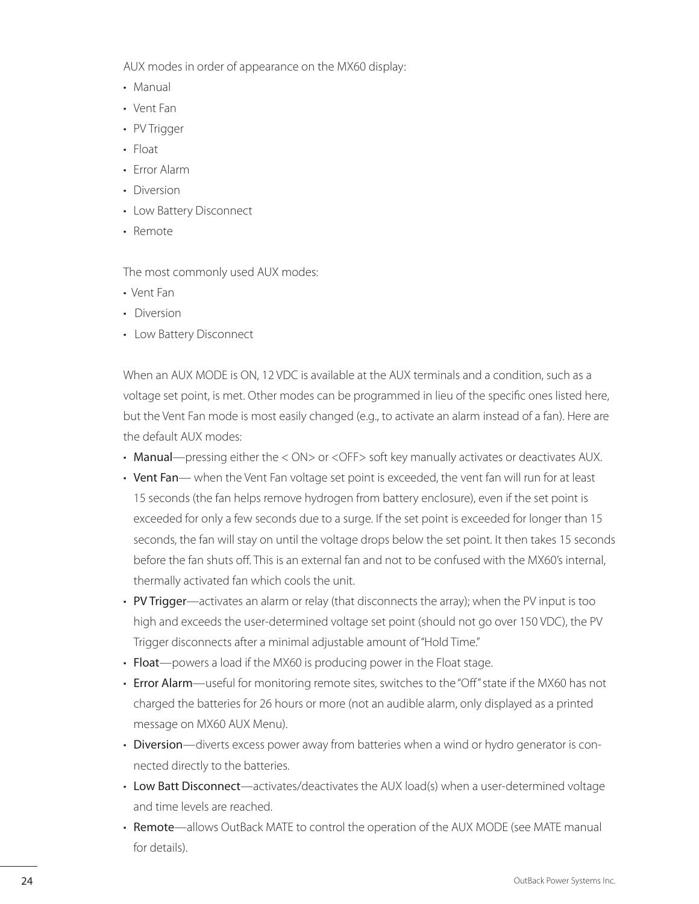AUX modes in order of appearance on the MX60 display:

- Manual
- Vent Fan
- PV Trigger
- Float
- Error Alarm
- Diversion
- Low Battery Disconnect
- Remote

The most commonly used AUX modes:

- Vent Fan
- Diversion
- Low Battery Disconnect

When an AUX MODE is ON, 12 VDC is available at the AUX terminals and a condition, such as a voltage set point, is met. Other modes can be programmed in lieu of the specific ones listed here, but the Vent Fan mode is most easily changed (e.g., to activate an alarm instead of a fan). Here are the default AUX modes:

- Manual—pressing either the < ON> or <OFF> soft key manually activates or deactivates AUX.
- Vent Fan— when the Vent Fan voltage set point is exceeded, the vent fan will run for at least 15 seconds (the fan helps remove hydrogen from battery enclosure), even if the set point is exceeded for only a few seconds due to a surge. If the set point is exceeded for longer than 15 seconds, the fan will stay on until the voltage drops below the set point. It then takes 15 seconds before the fan shuts off. This is an external fan and not to be confused with the MX60's internal, thermally activated fan which cools the unit.
- PV Trigger—activates an alarm or relay (that disconnects the array); when the PV input is too high and exceeds the user-determined voltage set point (should not go over 150 VDC), the PV Trigger disconnects after a minimal adjustable amount of "Hold Time."
- Float—powers a load if the MX60 is producing power in the Float stage.
- Error Alarm—useful for monitoring remote sites, switches to the "Off" state if the MX60 has not charged the batteries for 26 hours or more (not an audible alarm, only displayed as a printed message on MX60 AUX Menu).
- Diversion—diverts excess power away from batteries when a wind or hydro generator is connected directly to the batteries.
- Low Batt Disconnect—activates/deactivates the AUX load(s) when a user-determined voltage and time levels are reached.
- Remote—allows OutBack MATE to control the operation of the AUX MODE (see MATE manual for details).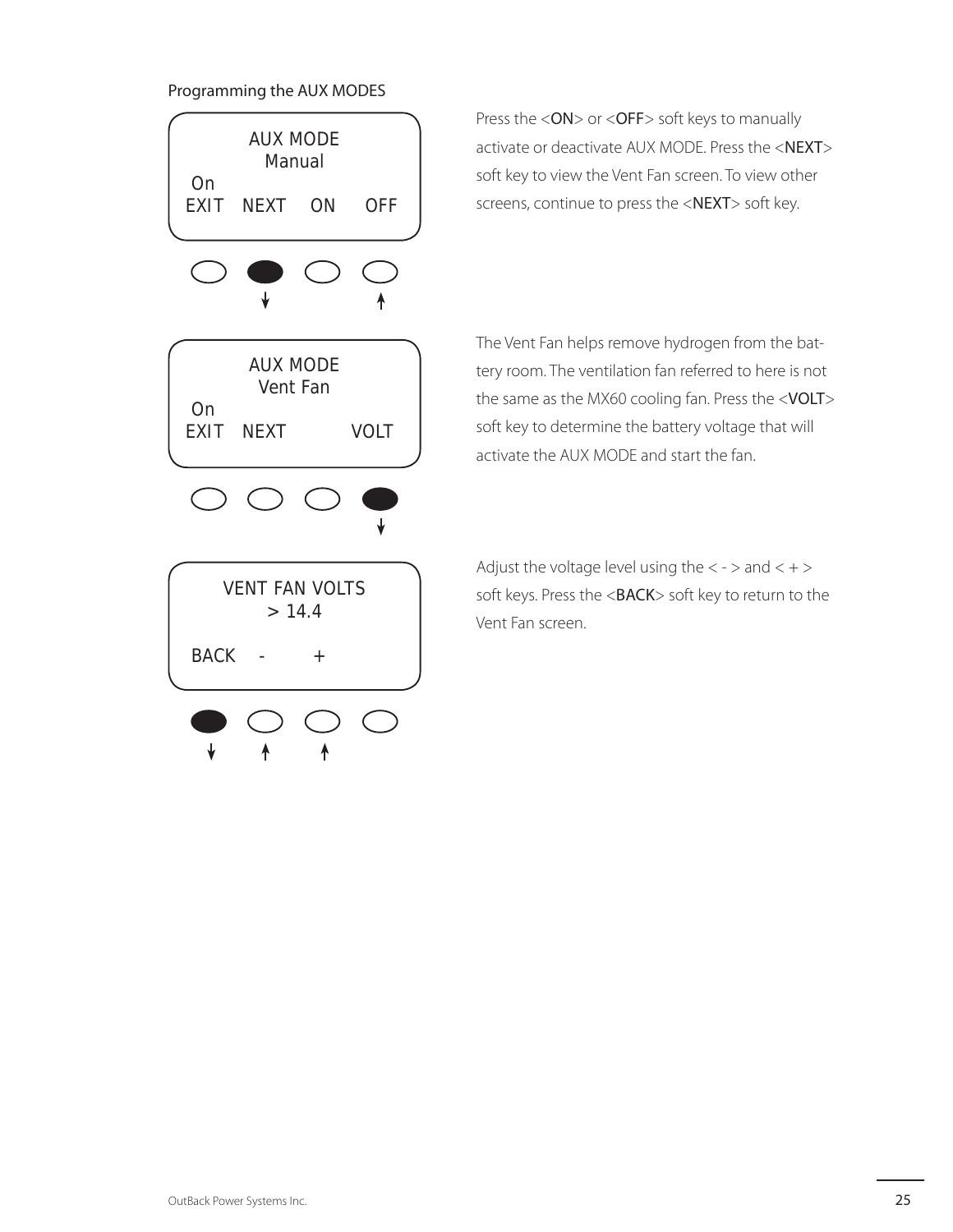Programming the AUX MODES

```
AUX MODE
 Manual
On
EXIT   NEXT   ON   OFF
```

Press the <ON> or <OFF> soft keys to manually activate or deactivate AUX MODE. Press the <NEXT> soft key to view the Vent Fan screen. To view other screens, continue to press the <NEXT> soft key.

```
AUX MODE
Vent Fan
On
EXIT   NEXT        VOLT
```

The Vent Fan helps remove hydrogen from the battery room. The ventilation fan referred to here is not the same as the MX60 cooling fan. Press the <VOLT> soft key to determine the battery voltage that will activate the AUX MODE and start the fan.

```
VENT FAN VOLTS
    > 14.4

BACK   -    +
```

Adjust the voltage level using the < - > and < + > soft keys. Press the <BACK> soft key to return to the Vent Fan screen.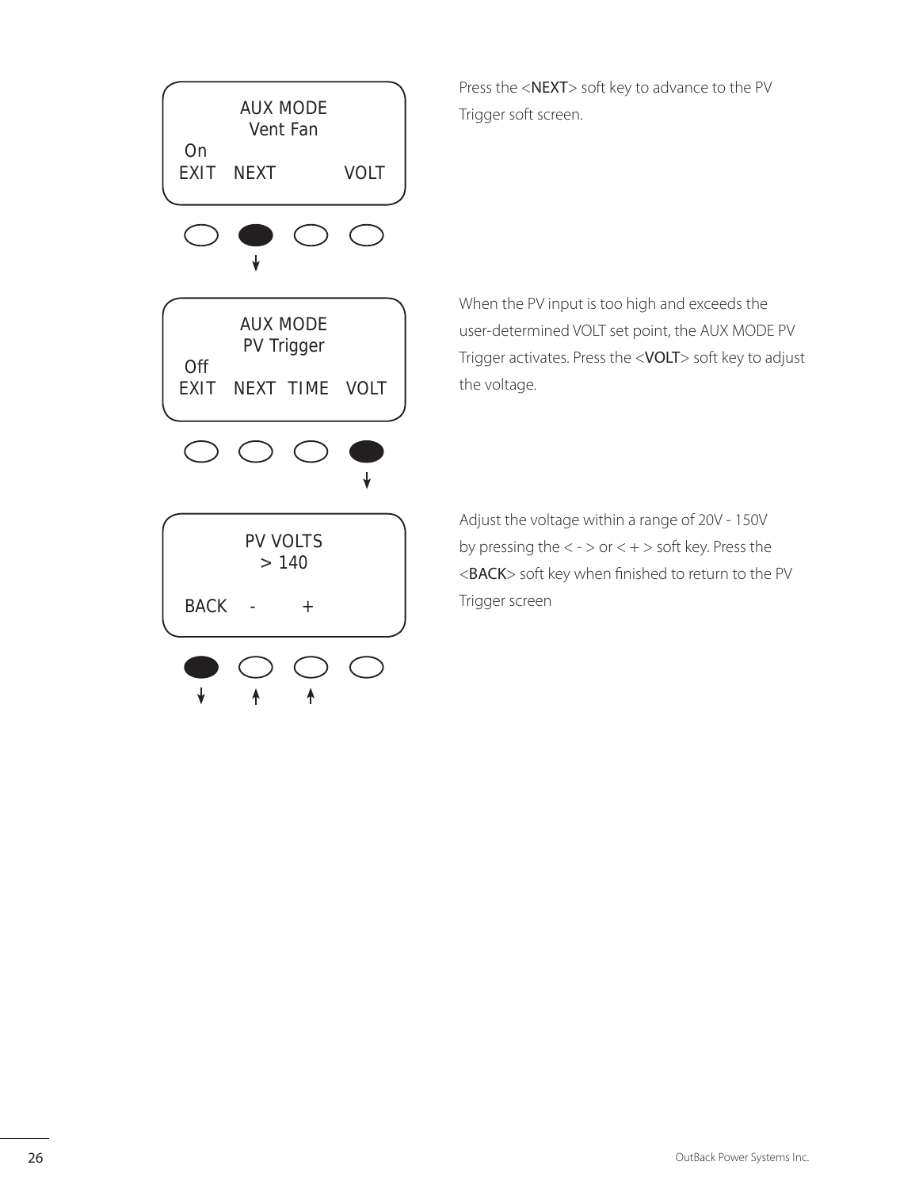```
AUX MODE
Vent Fan
On
EXIT   NEXT            VOLT
```

Press the <NEXT> soft key to advance to the PV Trigger soft screen.

```
AUX MODE
PV Trigger
Off
EXIT   NEXT  TIME   VOLT
```

When the PV input is too high and exceeds the user-determined VOLT set point, the AUX MODE PV Trigger activates. Press the <VOLT> soft key to adjust the voltage.

```
PV VOLTS
> 140

BACK    -       +
```

Adjust the voltage within a range of 20V - 150V by pressing the < - > or < + > soft key. Press the <BACK> soft key when finished to return to the PV Trigger screen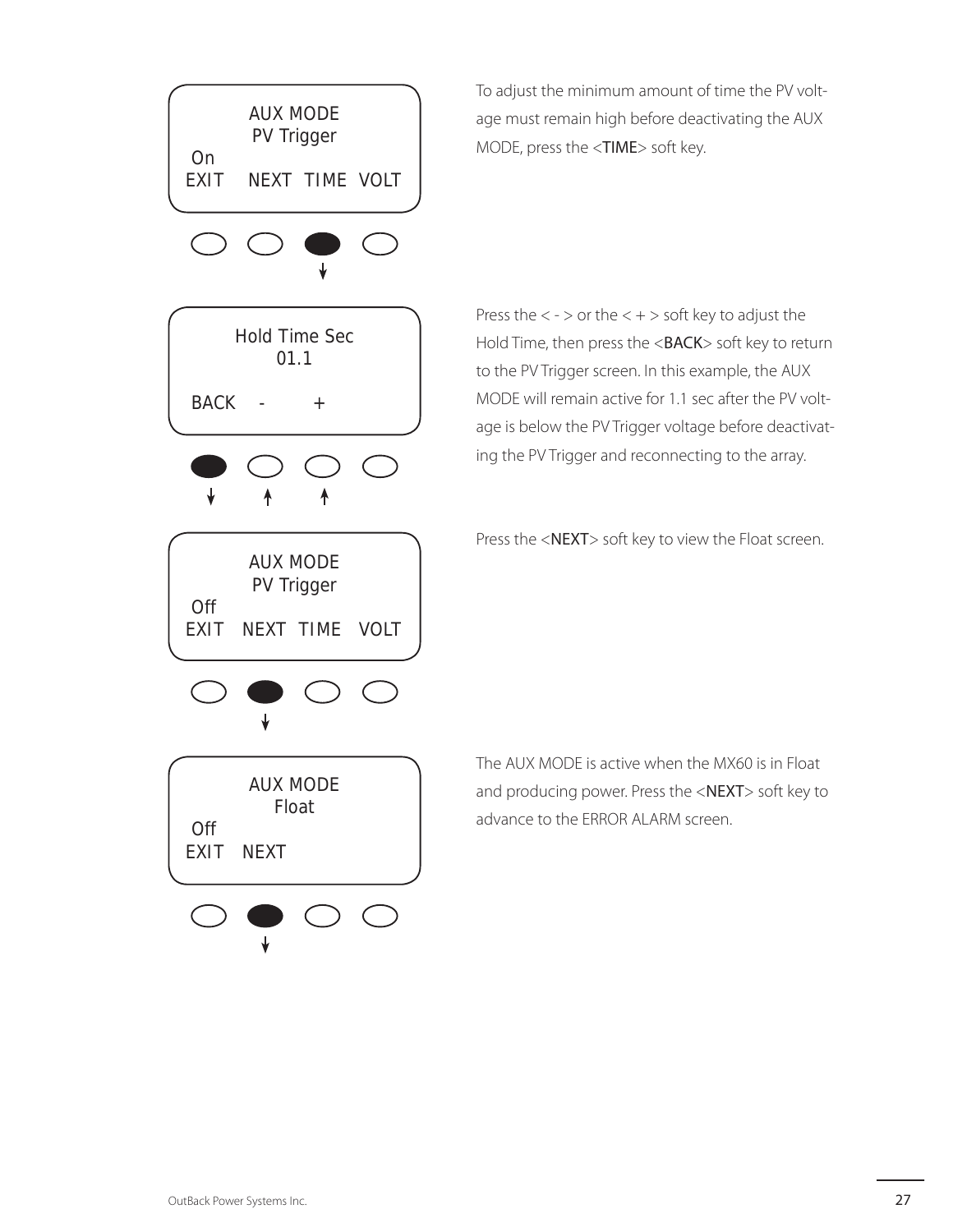```
AUX MODE
PV Trigger
On
EXIT    NEXT  TIME  VOLT
```

To adjust the minimum amount of time the PV voltage must remain high before deactivating the AUX MODE, press the <TIME> soft key.

```
Hold Time Sec
01.1

BACK   -      +
```

Press the < - > or the < + > soft key to adjust the Hold Time, then press the <BACK> soft key to return to the PV Trigger screen. In this example, the AUX MODE will remain active for 1.1 sec after the PV voltage is below the PV Trigger voltage before deactivating the PV Trigger and reconnecting to the array.

```
AUX MODE
PV Trigger
Off
EXIT   NEXT  TIME   VOLT
```

Press the <NEXT> soft key to view the Float screen.

```
AUX MODE
Float
Off
EXIT   NEXT
```

The AUX MODE is active when the MX60 is in Float and producing power. Press the <NEXT> soft key to advance to the ERROR ALARM screen.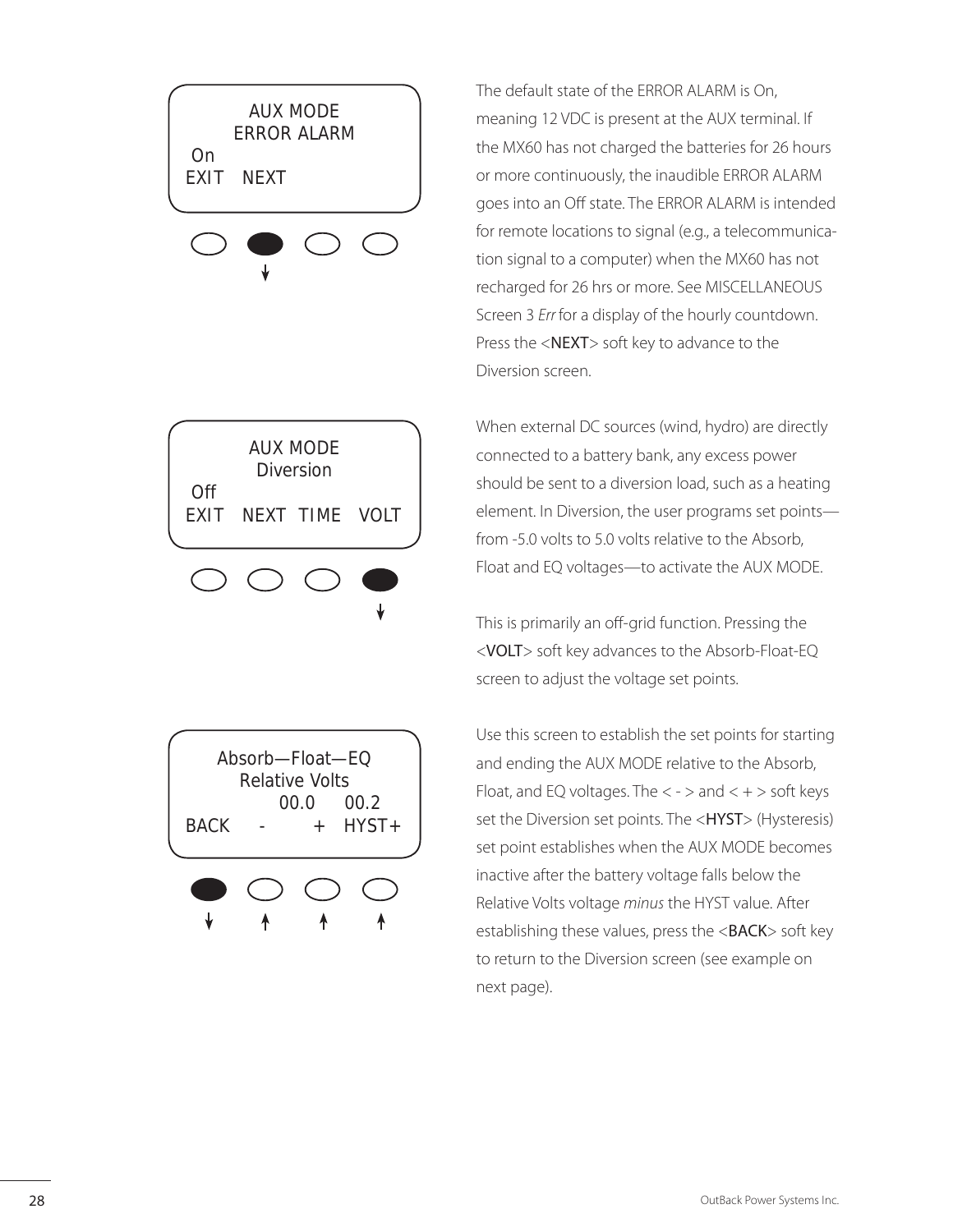```
AUX MODE
ERROR ALARM
On
EXIT   NEXT
```

The default state of the ERROR ALARM is On, meaning 12 VDC is present at the AUX terminal. If the MX60 has not charged the batteries for 26 hours or more continuously, the inaudible ERROR ALARM goes into an Off state. The ERROR ALARM is intended for remote locations to signal (e.g., a telecommunication signal to a computer) when the MX60 has not recharged for 26 hrs or more. See MISCELLANEOUS Screen 3 *Err* for a display of the hourly countdown. Press the <NEXT> soft key to advance to the Diversion screen.

```
AUX MODE
Diversion
Off
EXIT   NEXT  TIME   VOLT
```

When external DC sources (wind, hydro) are directly connected to a battery bank, any excess power should be sent to a diversion load, such as a heating element. In Diversion, the user programs set points—from -5.0 volts to 5.0 volts relative to the Absorb, Float and EQ voltages—to activate the AUX MODE.

This is primarily an off-grid function. Pressing the <VOLT> soft key advances to the Absorb-Float-EQ screen to adjust the voltage set points.

```
Absorb—Float—EQ
Relative Volts
      00.0     00.2
BACK    -      +   HYST+
```

Use this screen to establish the set points for starting and ending the AUX MODE relative to the Absorb, Float, and EQ voltages. The < - > and < + > soft keys set the Diversion set points. The <HYST> (Hysteresis) set point establishes when the AUX MODE becomes inactive after the battery voltage falls below the Relative Volts voltage *minus* the HYST value. After establishing these values, press the <BACK> soft key to return to the Diversion screen (see example on next page).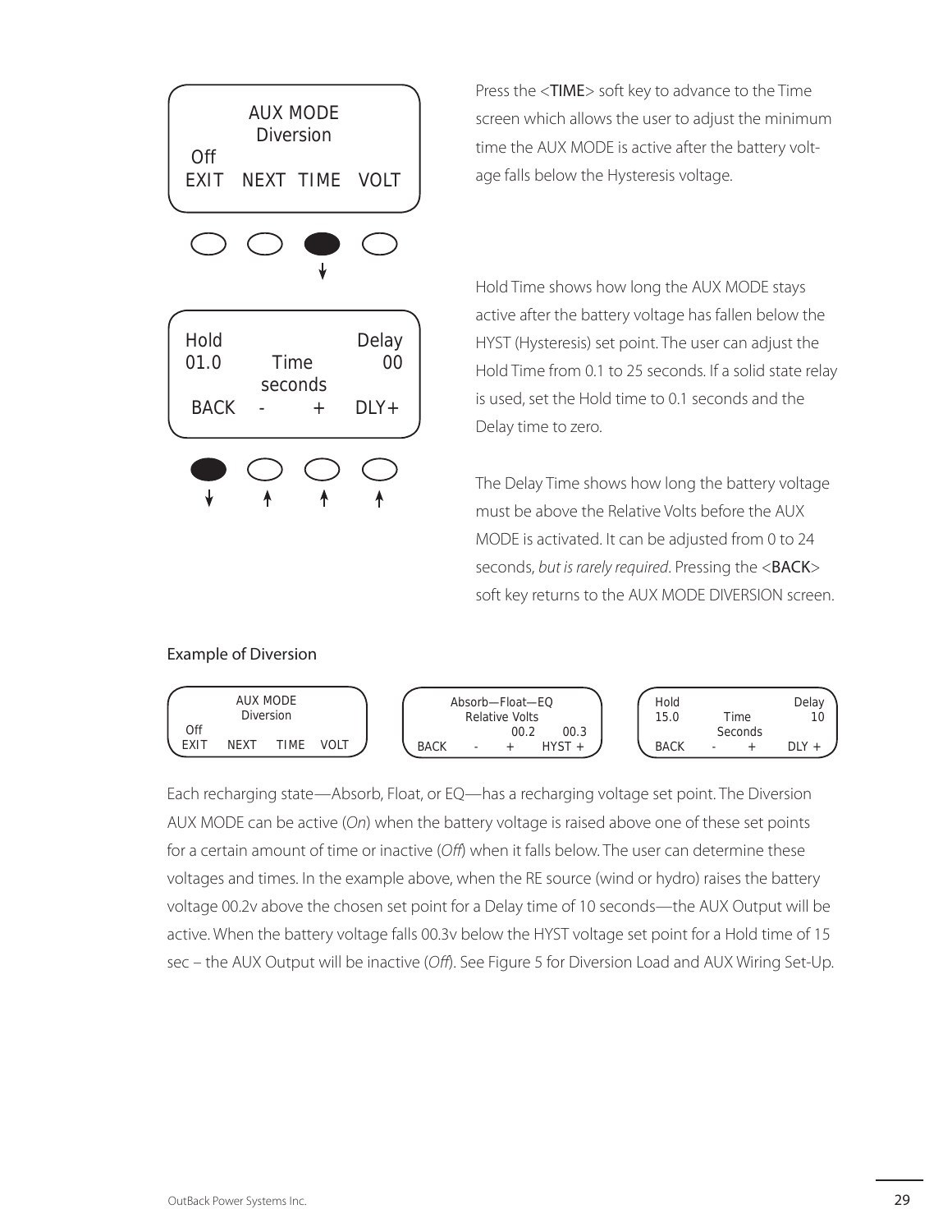AUX MODE
Diversion
Off
EXIT NEXT TIME VOLT

Hold Delay
01.0 Time 00
seconds
BACK - + DLY+

Press the <TIME> soft key to advance to the Time screen which allows the user to adjust the minimum time the AUX MODE is active after the battery voltage falls below the Hysteresis voltage.

Hold Time shows how long the AUX MODE stays active after the battery voltage has fallen below the HYST (Hysteresis) set point. The user can adjust the Hold Time from 0.1 to 25 seconds. If a solid state relay is used, set the Hold time to 0.1 seconds and the Delay time to zero.

The Delay Time shows how long the battery voltage must be above the Relative Volts before the AUX MODE is activated. It can be adjusted from 0 to 24 seconds, *but is rarely required*. Pressing the <BACK> soft key returns to the AUX MODE DIVERSION screen.

## Example of Diversion

AUX MODE
Diversion
Off
EXIT NEXT TIME VOLT

Absorb—Float—EQ
Relative Volts
00.2 00.3
BACK - + HYST +

Hold Delay
15.0 Time 10
Seconds
BACK - + DLY +

Each recharging state—Absorb, Float, or EQ—has a recharging voltage set point. The Diversion AUX MODE can be active (*On*) when the battery voltage is raised above one of these set points for a certain amount of time or inactive (*Off*) when it falls below. The user can determine these voltages and times. In the example above, when the RE source (wind or hydro) raises the battery voltage 00.2v above the chosen set point for a Delay time of 10 seconds—the AUX Output will be active. When the battery voltage falls 00.3v below the HYST voltage set point for a Hold time of 15 sec – the AUX Output will be inactive (*Off*). See Figure 5 for Diversion Load and AUX Wiring Set-Up.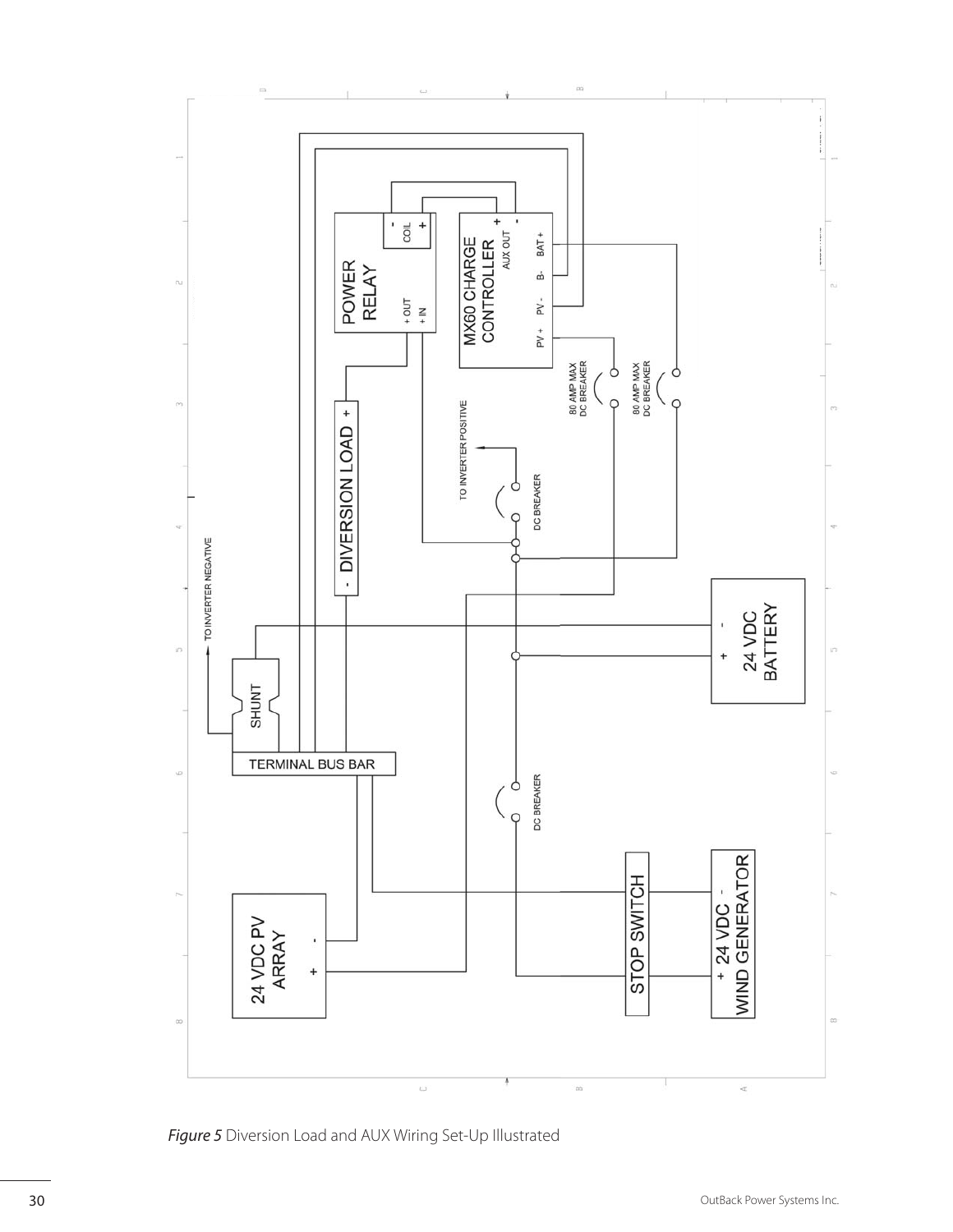*Figure 5* Diversion Load and AUX Wiring Set-Up Illustrated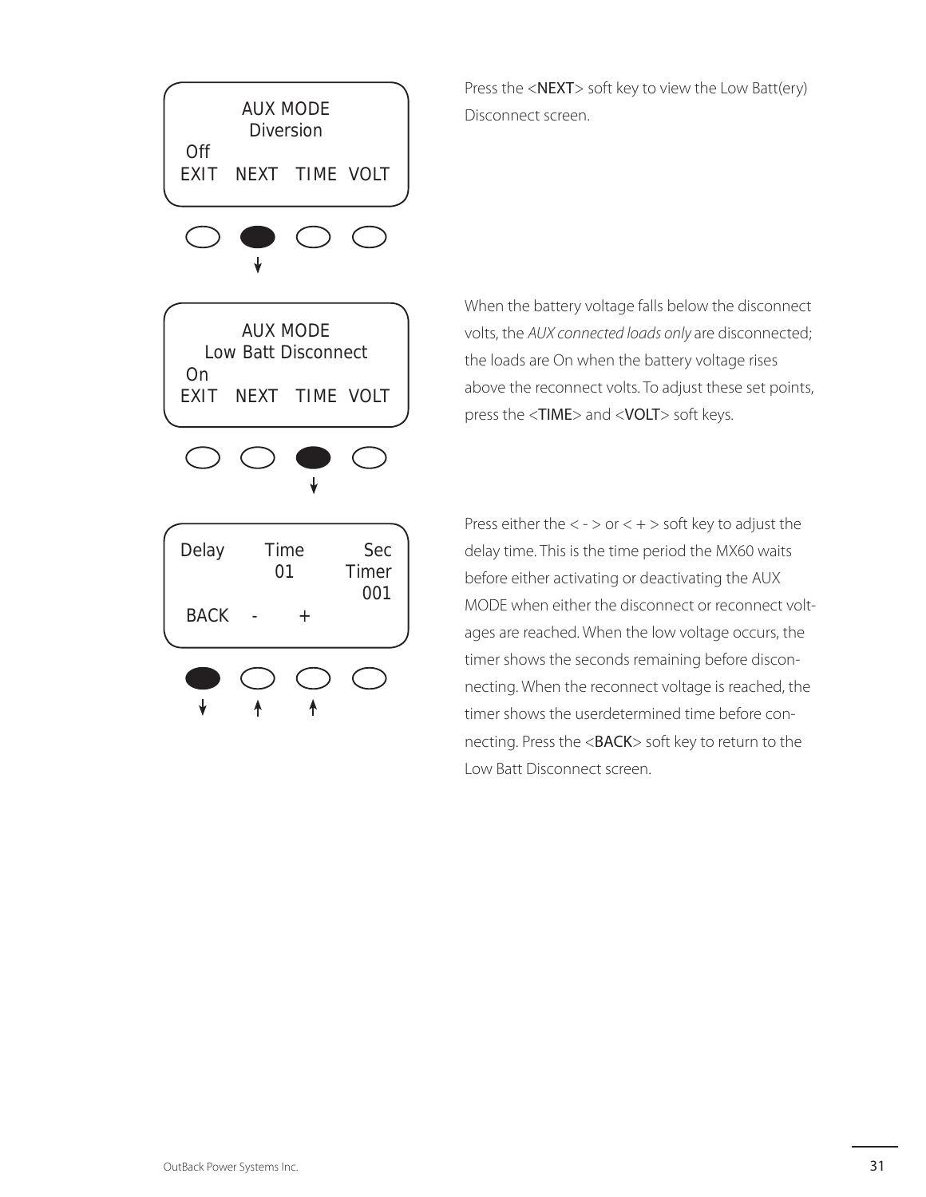```
AUX MODE
Diversion
Off
EXIT   NEXT   TIME  VOLT
```

Press the <NEXT> soft key to view the Low Batt(ery) Disconnect screen.

```
AUX MODE
Low Batt Disconnect
On
EXIT   NEXT   TIME  VOLT
```

When the battery voltage falls below the disconnect volts, the *AUX connected loads only* are disconnected; the loads are On when the battery voltage rises above the reconnect volts. To adjust these set points, press the <TIME> and <VOLT> soft keys.

```
Delay      Time       Sec
            01      Timer
                      001
BACK   -      +
```

Press either the < - > or < + > soft key to adjust the delay time. This is the time period the MX60 waits before either activating or deactivating the AUX MODE when either the disconnect or reconnect voltages are reached. When the low voltage occurs, the timer shows the seconds remaining before disconnecting. When the reconnect voltage is reached, the timer shows the userdetermined time before connecting. Press the <BACK> soft key to return to the Low Batt Disconnect screen.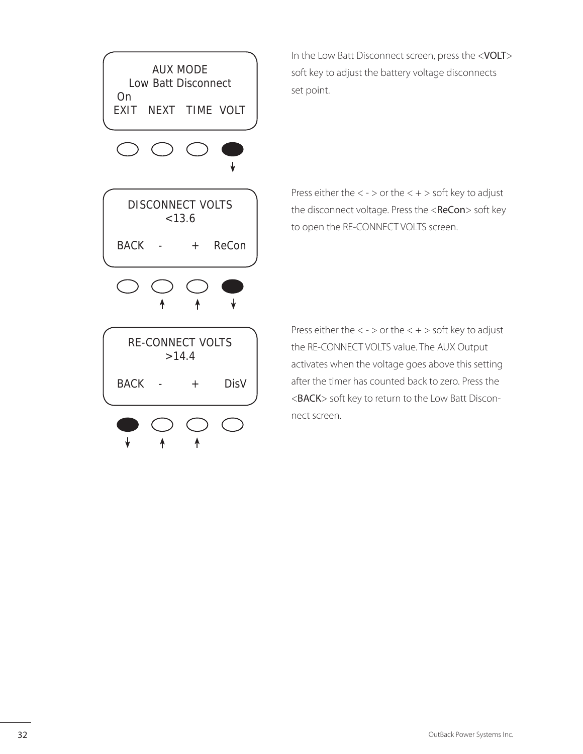```
AUX MODE
Low Batt Disconnect
On
EXIT   NEXT   TIME  VOLT
```

In the Low Batt Disconnect screen, press the <VOLT> soft key to adjust the battery voltage disconnects set point.

```
DISCONNECT VOLTS
<13.6

BACK   -      +    ReCon
```

Press either the < - > or the < + > soft key to adjust the disconnect voltage. Press the <ReCon> soft key to open the RE-CONNECT VOLTS screen.

```
RE-CONNECT VOLTS
>14.4

BACK   -      +     DisV
```

Press either the < - > or the < + > soft key to adjust the RE-CONNECT VOLTS value. The AUX Output activates when the voltage goes above this setting after the timer has counted back to zero. Press the <BACK> soft key to return to the Low Batt Disconnect screen.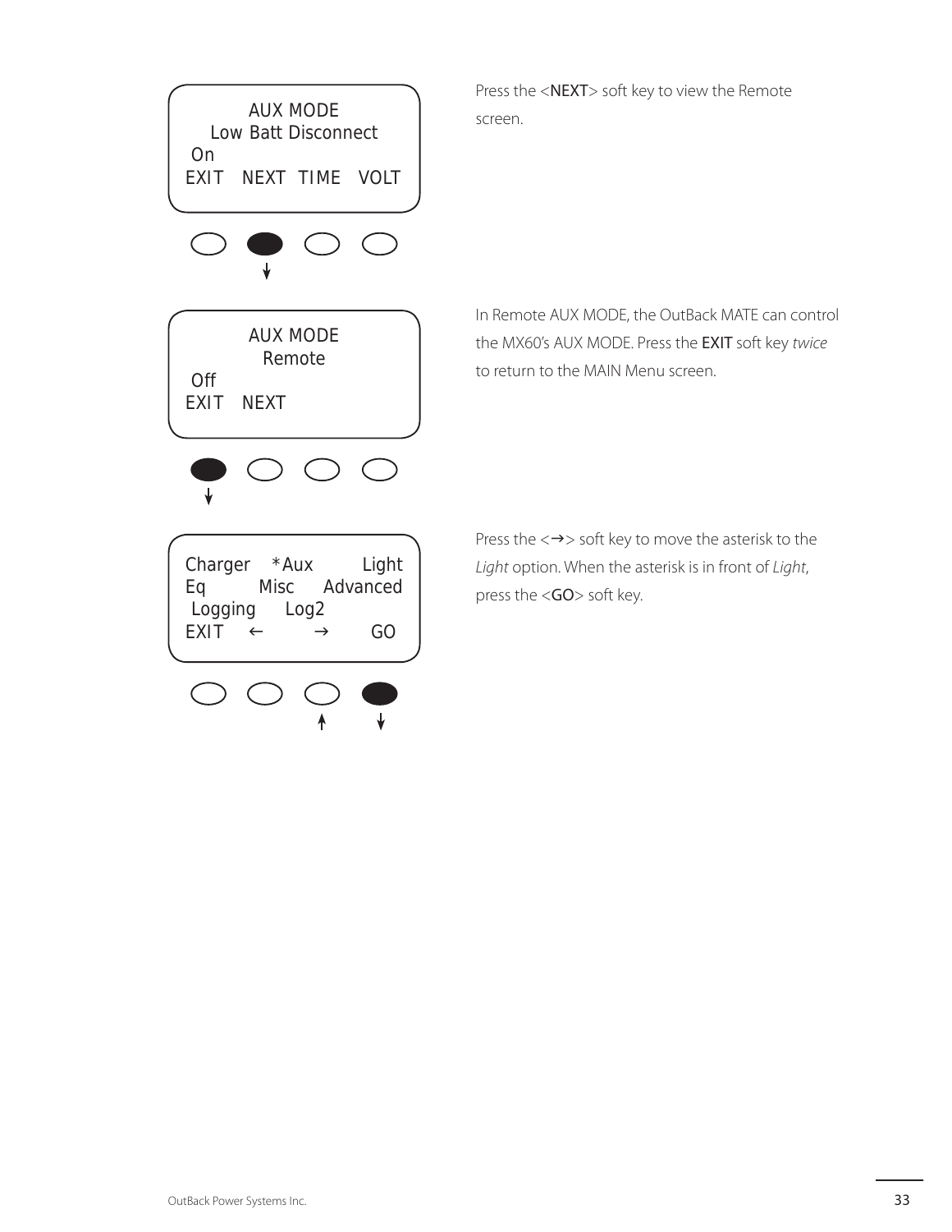```
      AUX MODE
  Low Batt Disconnect
 On
EXIT   NEXT  TIME   VOLT
```

Press the <NEXT> soft key to view the Remote screen.

```
      AUX MODE
       Remote
 Off
EXIT   NEXT
```

In Remote AUX MODE, the OutBack MATE can control the MX60's AUX MODE. Press the EXIT soft key *twice* to return to the MAIN Menu screen.

```
Charger   *Aux      Light
Eq        Misc   Advanced
 Logging    Log2
EXIT   ←        →      GO
```

Press the <→> soft key to move the asterisk to the *Light* option. When the asterisk is in front of *Light*, press the <GO> soft key.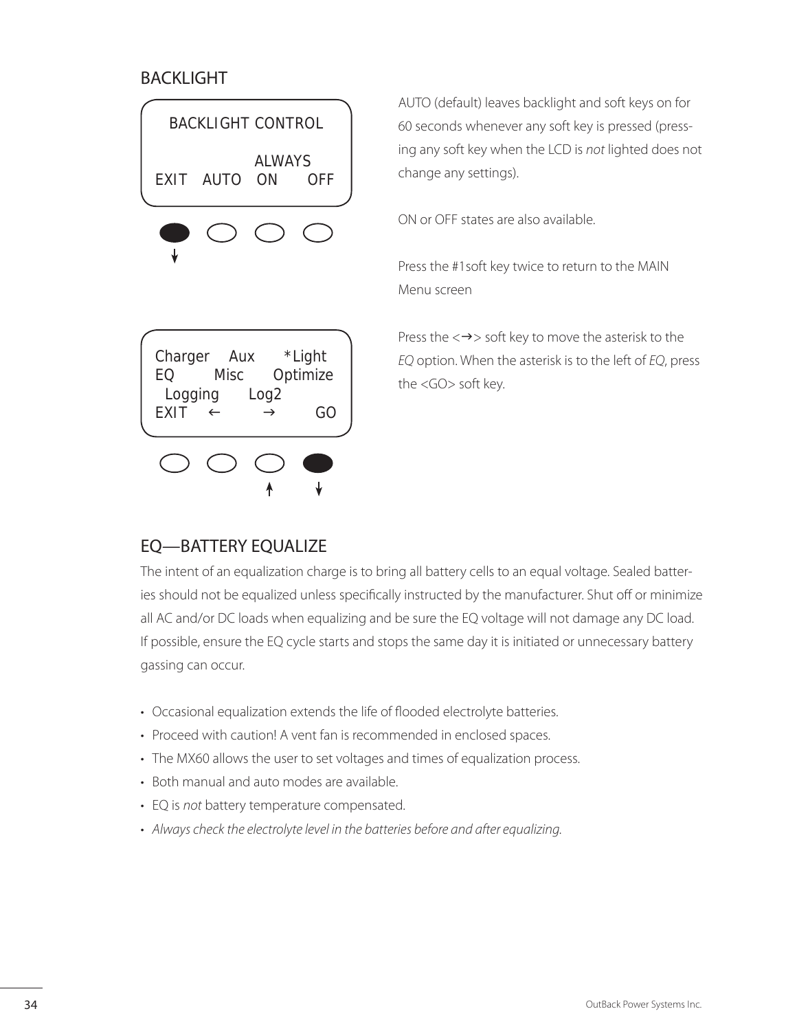## BACKLIGHT

```
 BACKLIGHT CONTROL

              ALWAYS
EXIT   AUTO   ON      OFF
```

AUTO (default) leaves backlight and soft keys on for 60 seconds whenever any soft key is pressed (pressing any soft key when the LCD is *not* lighted does not change any settings).

ON or OFF states are also available.

Press the #1soft key twice to return to the MAIN Menu screen

```
Charger    Aux      *Light
EQ       Misc     Optimize
 Logging      Log2
EXIT   ←        →        GO
```

Press the <→> soft key to move the asterisk to the *EQ* option. When the asterisk is to the left of *EQ*, press the <GO> soft key.

## EQ—BATTERY EQUALIZE

The intent of an equalization charge is to bring all battery cells to an equal voltage. Sealed batteries should not be equalized unless specifically instructed by the manufacturer. Shut off or minimize all AC and/or DC loads when equalizing and be sure the EQ voltage will not damage any DC load. If possible, ensure the EQ cycle starts and stops the same day it is initiated or unnecessary battery gassing can occur.

- Occasional equalization extends the life of flooded electrolyte batteries.
- Proceed with caution! A vent fan is recommended in enclosed spaces.
- The MX60 allows the user to set voltages and times of equalization process.
- Both manual and auto modes are available.
- EQ is *not* battery temperature compensated.
- *Always check the electrolyte level in the batteries before and after equalizing.*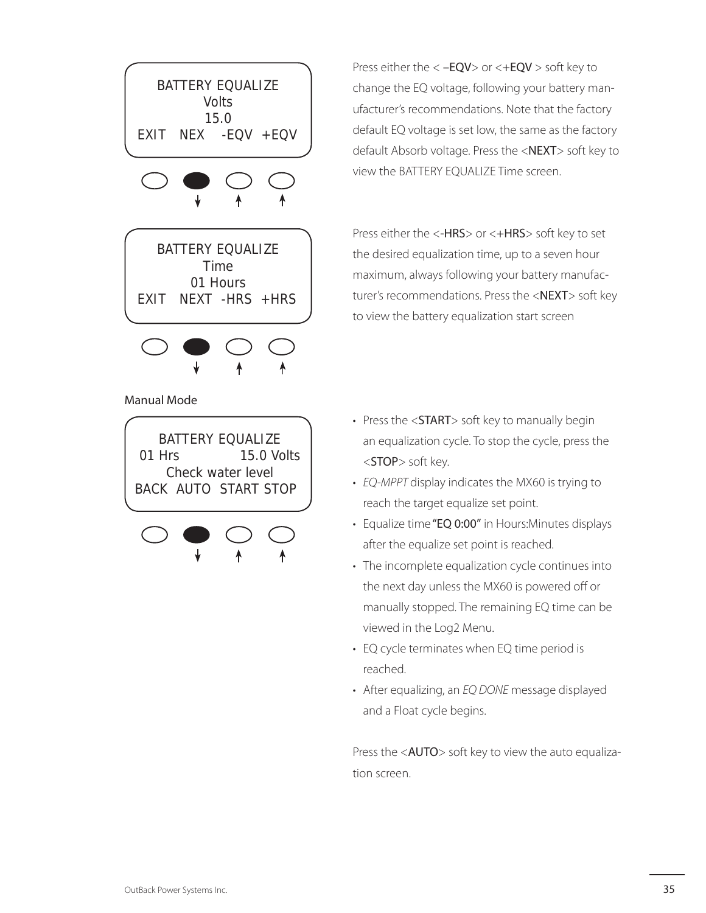```
BATTERY EQUALIZE
Volts
15.0
EXIT   NEX   -EQV  +EQV
```

Press either the < –EQV> or <+EQV > soft key to change the EQ voltage, following your battery manufacturer's recommendations. Note that the factory default EQ voltage is set low, the same as the factory default Absorb voltage. Press the <NEXT> soft key to view the BATTERY EQUALIZE Time screen.

```
BATTERY EQUALIZE
Time
01 Hours
EXIT   NEXT  -HRS  +HRS
```

Press either the <-HRS> or <+HRS> soft key to set the desired equalization time, up to a seven hour maximum, always following your battery manufacturer's recommendations. Press the <NEXT> soft key to view the battery equalization start screen

Manual Mode

```
BATTERY EQUALIZE
01 Hrs          15.0 Volts
Check water level
BACK  AUTO  START STOP
```

- Press the <START> soft key to manually begin an equalization cycle. To stop the cycle, press the <STOP> soft key.
- *EQ-MPPT* display indicates the MX60 is trying to reach the target equalize set point.
- Equalize time "EQ 0:00" in Hours:Minutes displays after the equalize set point is reached.
- The incomplete equalization cycle continues into the next day unless the MX60 is powered off or manually stopped. The remaining EQ time can be viewed in the Log2 Menu.
- EQ cycle terminates when EQ time period is reached.
- After equalizing, an *EQ DONE* message displayed and a Float cycle begins.

Press the <AUTO> soft key to view the auto equalization screen.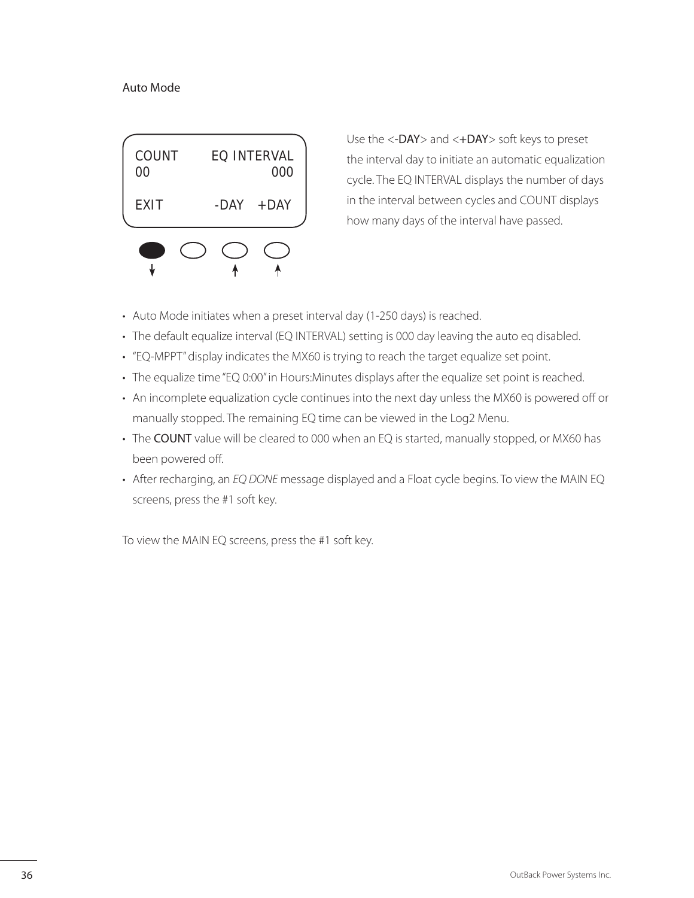## Auto Mode

```
COUNT        EQ INTERVAL
00                   000

EXIT          -DAY   +DAY
```

Use the <-DAY> and <+DAY> soft keys to preset the interval day to initiate an automatic equalization cycle. The EQ INTERVAL displays the number of days in the interval between cycles and COUNT displays how many days of the interval have passed.

- Auto Mode initiates when a preset interval day (1-250 days) is reached.
- The default equalize interval (EQ INTERVAL) setting is 000 day leaving the auto eq disabled.
- "EQ-MPPT" display indicates the MX60 is trying to reach the target equalize set point.
- The equalize time "EQ 0:00" in Hours:Minutes displays after the equalize set point is reached.
- An incomplete equalization cycle continues into the next day unless the MX60 is powered off or manually stopped. The remaining EQ time can be viewed in the Log2 Menu.
- The COUNT value will be cleared to 000 when an EQ is started, manually stopped, or MX60 has been powered off.
- After recharging, an *EQ DONE* message displayed and a Float cycle begins. To view the MAIN EQ screens, press the #1 soft key.

To view the MAIN EQ screens, press the #1 soft key.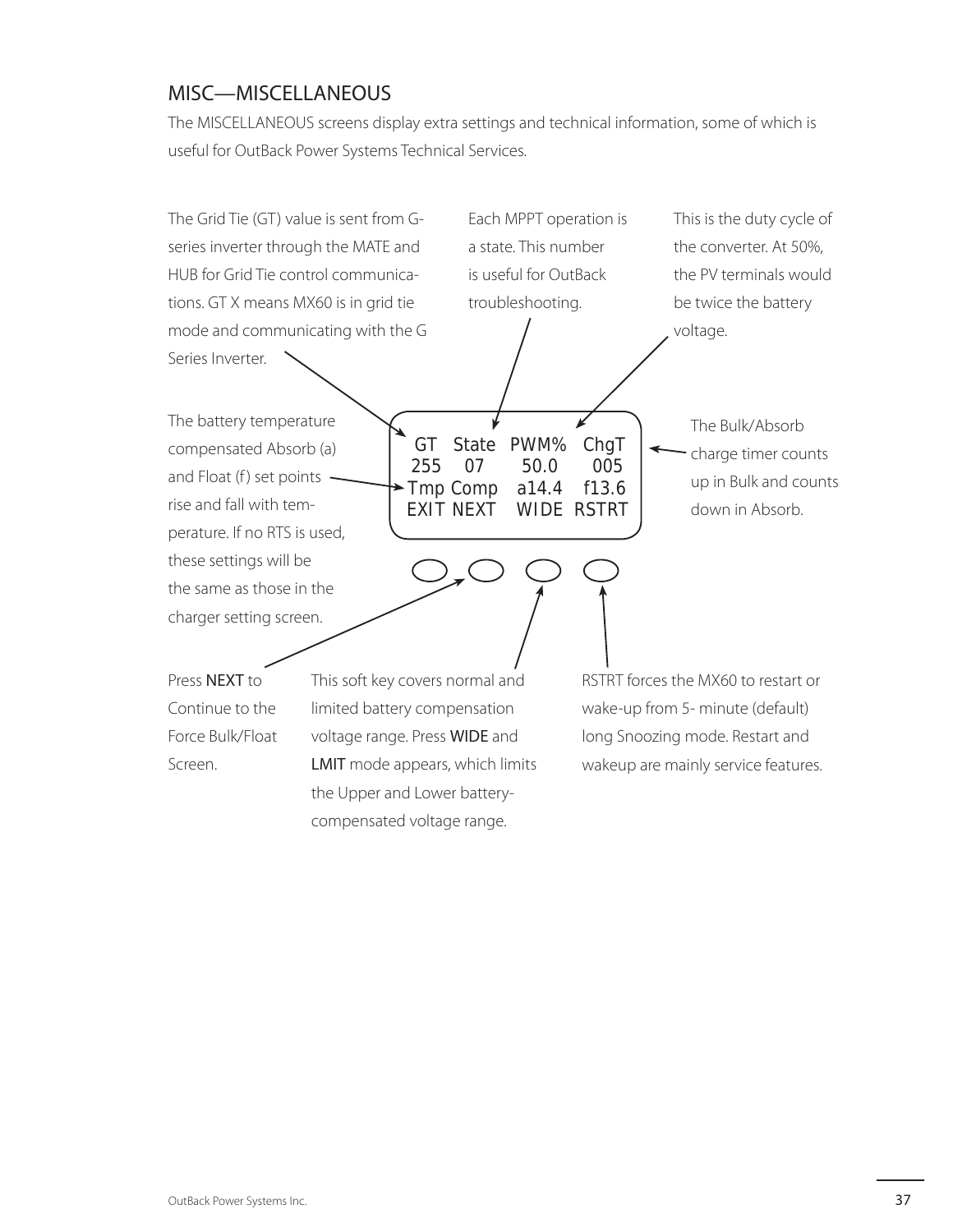## MISC—MISCELLANEOUS

The MISCELLANEOUS screens display extra settings and technical information, some of which is useful for OutBack Power Systems Technical Services.

The Grid Tie (GT) value is sent from G-series inverter through the MATE and HUB for Grid Tie control communications. GT X means MX60 is in grid tie mode and communicating with the G Series Inverter.

Each MPPT operation is a state. This number is useful for OutBack troubleshooting.

This is the duty cycle of the converter. At 50%, the PV terminals would be twice the battery voltage.

The battery temperature compensated Absorb (a) and Float (f) set points rise and fall with temperature. If no RTS is used, these settings will be the same as those in the charger setting screen.

```
 GT  State  PWM%  ChgT
255   07    50.0   005
Tmp Comp   a14.4  f13.6
EXIT NEXT   WIDE  RSTRT
```

The Bulk/Absorb charge timer counts up in Bulk and counts down in Absorb.

Press **NEXT** to Continue to the Force Bulk/Float Screen.

This soft key covers normal and limited battery compensation voltage range. Press **WIDE** and **LMIT** mode appears, which limits the Upper and Lower battery-compensated voltage range.

RSTRT forces the MX60 to restart or wake-up from 5- minute (default) long Snoozing mode. Restart and wakeup are mainly service features.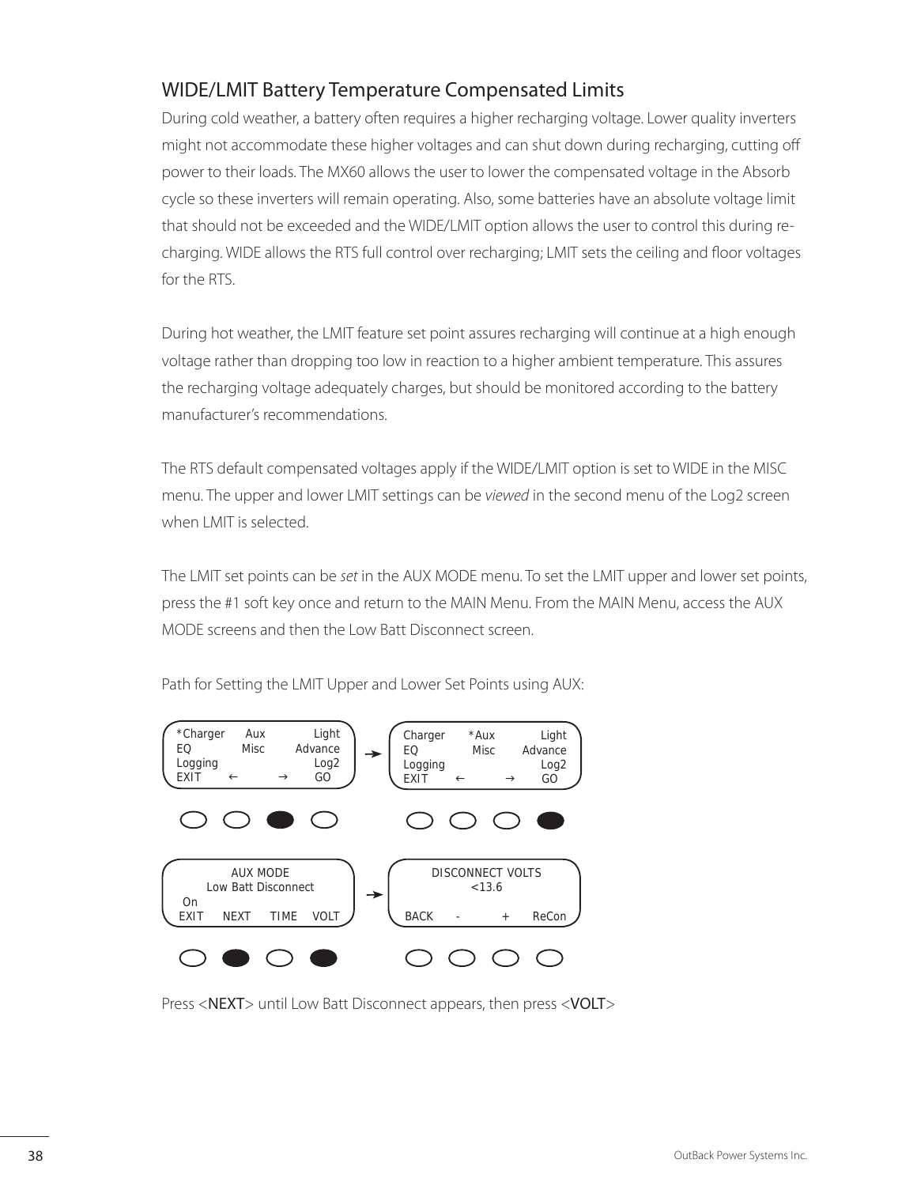## WIDE/LMIT Battery Temperature Compensated Limits

During cold weather, a battery often requires a higher recharging voltage. Lower quality inverters might not accommodate these higher voltages and can shut down during recharging, cutting off power to their loads. The MX60 allows the user to lower the compensated voltage in the Absorb cycle so these inverters will remain operating. Also, some batteries have an absolute voltage limit that should not be exceeded and the WIDE/LMIT option allows the user to control this during recharging. WIDE allows the RTS full control over recharging; LMIT sets the ceiling and floor voltages for the RTS.

During hot weather, the LMIT feature set point assures recharging will continue at a high enough voltage rather than dropping too low in reaction to a higher ambient temperature. This assures the recharging voltage adequately charges, but should be monitored according to the battery manufacturer's recommendations.

The RTS default compensated voltages apply if the WIDE/LMIT option is set to WIDE in the MISC menu. The upper and lower LMIT settings can be *viewed* in the second menu of the Log2 screen when LMIT is selected.

The LMIT set points can be *set* in the AUX MODE menu. To set the LMIT upper and lower set points, press the #1 soft key once and return to the MAIN Menu. From the MAIN Menu, access the AUX MODE screens and then the Low Batt Disconnect screen.

Path for Setting the LMIT Upper and Lower Set Points using AUX:

```
*Charger   Aux        Light        Charger   *Aux       Light
EQ         Misc     Advance   →    EQ         Misc    Advance
Logging              Log2          Logging              Log2
EXIT    ←      →      GO           EXIT    ←      →      GO

        AUX MODE                      DISCONNECT VOLTS
   Low Batt Disconnect        →           <13.6
On
EXIT   NEXT   TIME   VOLT          BACK    -      +    ReCon
```

Press <NEXT> until Low Batt Disconnect appears, then press <VOLT>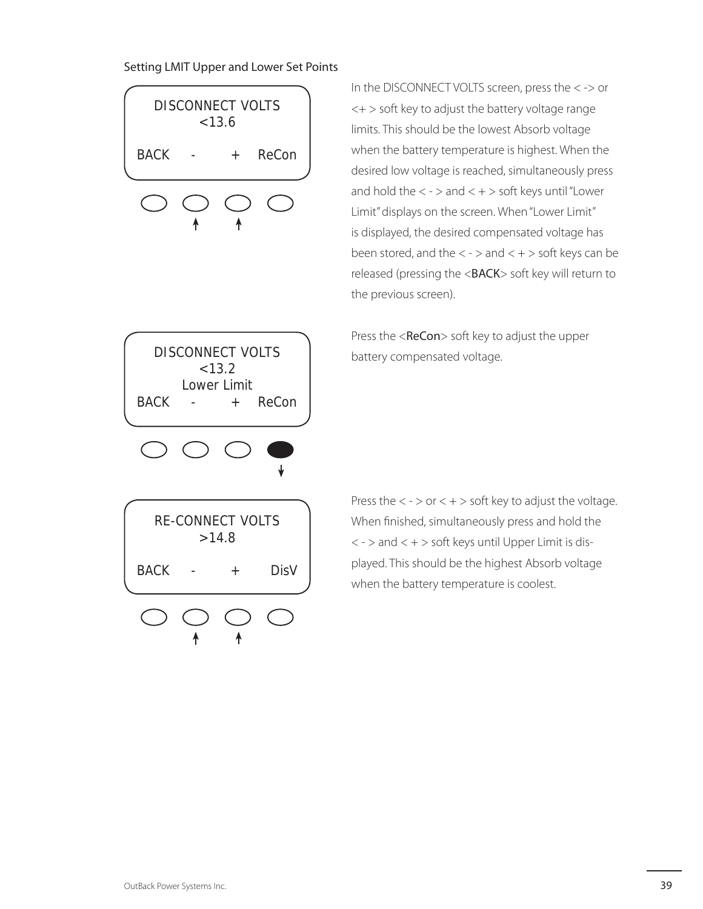### Setting LMIT Upper and Lower Set Points

```
DISCONNECT VOLTS
     <13.6

BACK   -    +   ReCon
```

In the DISCONNECT VOLTS screen, press the < -> or <+ > soft key to adjust the battery voltage range limits. This should be the lowest Absorb voltage when the battery temperature is highest. When the desired low voltage is reached, simultaneously press and hold the < - > and < + > soft keys until "Lower Limit" displays on the screen. When "Lower Limit" is displayed, the desired compensated voltage has been stored, and the < - > and < + > soft keys can be released (pressing the <BACK> soft key will return to the previous screen).

```
DISCONNECT VOLTS
     <13.2
  Lower Limit
BACK   -    +   ReCon
```

Press the <ReCon> soft key to adjust the upper battery compensated voltage.

```
RE-CONNECT VOLTS
     >14.8

BACK   -    +    DisV
```

Press the < - > or < + > soft key to adjust the voltage. When finished, simultaneously press and hold the < - > and < + > soft keys until Upper Limit is displayed. This should be the highest Absorb voltage when the battery temperature is coolest.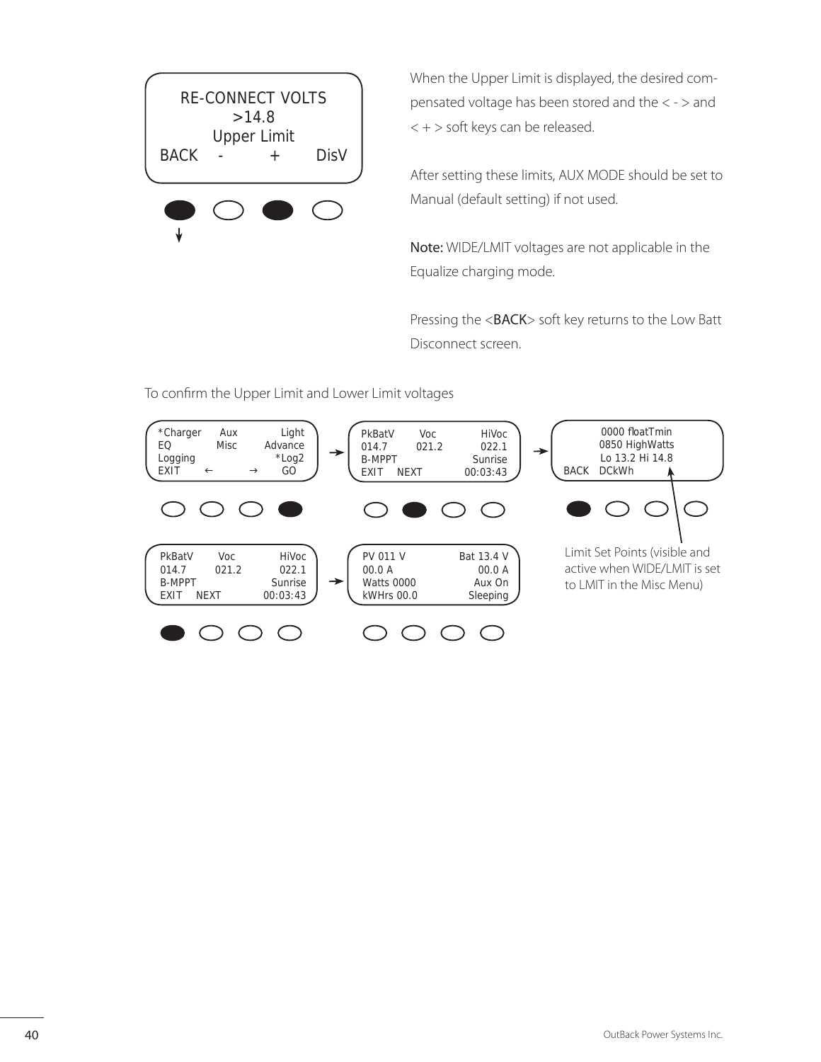```
RE-CONNECT VOLTS
>14.8
Upper Limit
BACK   -        +      DisV
```

When the Upper Limit is displayed, the desired compensated voltage has been stored and the < - > and < + > soft keys can be released.

After setting these limits, AUX MODE should be set to Manual (default setting) if not used.

**Note:** WIDE/LMIT voltages are not applicable in the Equalize charging mode.

Pressing the <BACK> soft key returns to the Low Batt Disconnect screen.

To confirm the Upper Limit and Lower Limit voltages

```
*Charger    Aux        Light
EQ          Misc       Advance
Logging                *Log2
EXIT    ←       →      GO
```

```
PkBatV    Voc       HiVoc
014.7     021.2     022.1
B-MPPT              Sunrise
EXIT   NEXT         00:03:43
```

```
0000 floatTmin
0850 HighWatts
Lo 13.2 Hi 14.8
BACK   DCkWh
```

Limit Set Points (visible and active when WIDE/LMIT is set to LMIT in the Misc Menu)

```
PkBatV    Voc       HiVoc
014.7     021.2     022.1
B-MPPT              Sunrise
EXIT   NEXT         00:03:43
```

```
PV 011 V            Bat 13.4 V
00.0 A              00.0 A
Watts 0000          Aux On
kWHrs 00.0          Sleeping
```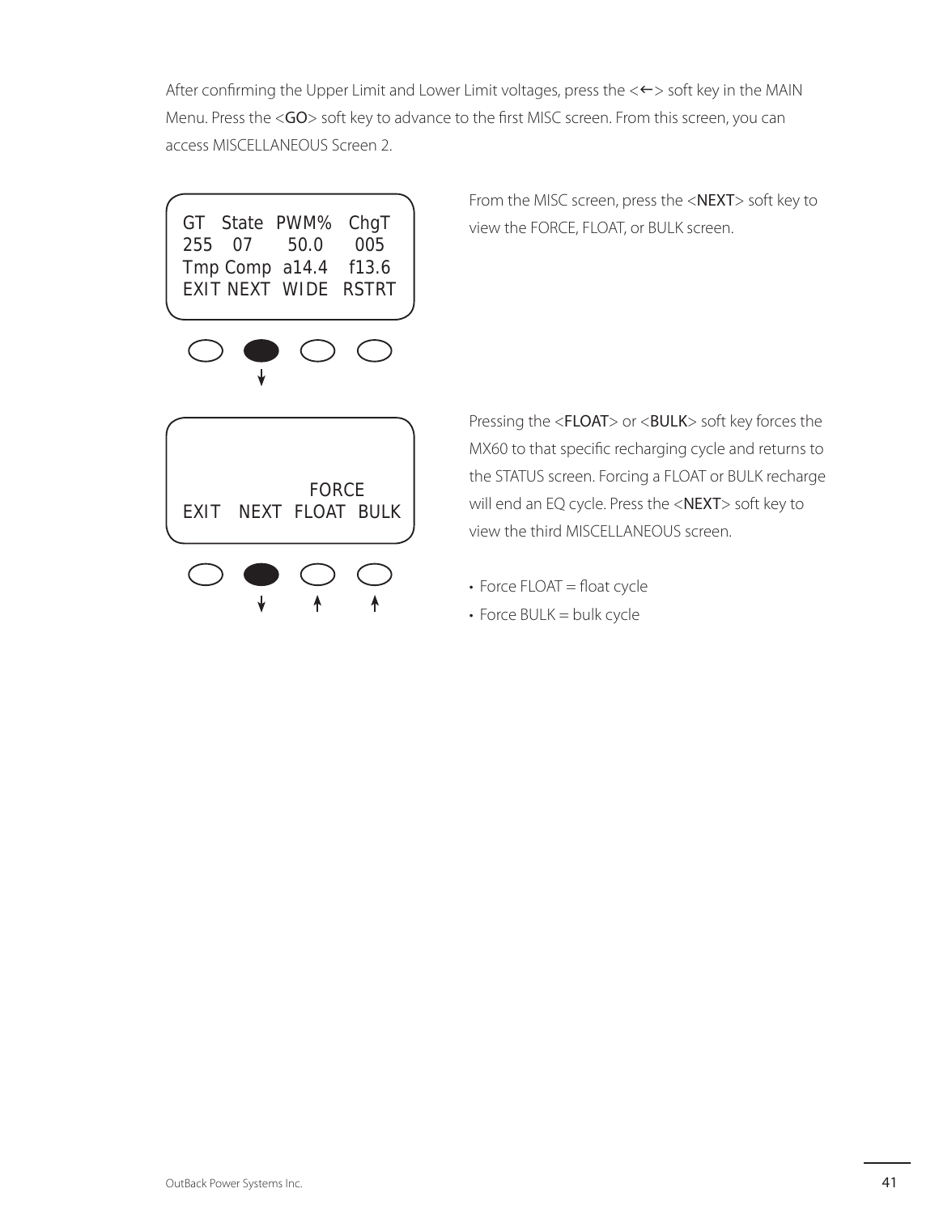After confirming the Upper Limit and Lower Limit voltages, press the <←> soft key in the MAIN Menu. Press the <GO> soft key to advance to the first MISC screen. From this screen, you can access MISCELLANEOUS Screen 2.

```
GT   State  PWM%   ChgT
255   07     50.0    005
Tmp Comp  a14.4   f13.6
EXIT NEXT  WIDE  RSTRT
```

From the MISC screen, press the <NEXT> soft key to view the FORCE, FLOAT, or BULK screen.

```
                FORCE
EXIT   NEXT  FLOAT  BULK
```

Pressing the <FLOAT> or <BULK> soft key forces the MX60 to that specific recharging cycle and returns to the STATUS screen. Forcing a FLOAT or BULK recharge will end an EQ cycle. Press the <NEXT> soft key to view the third MISCELLANEOUS screen.

- Force FLOAT = float cycle
- Force BULK = bulk cycle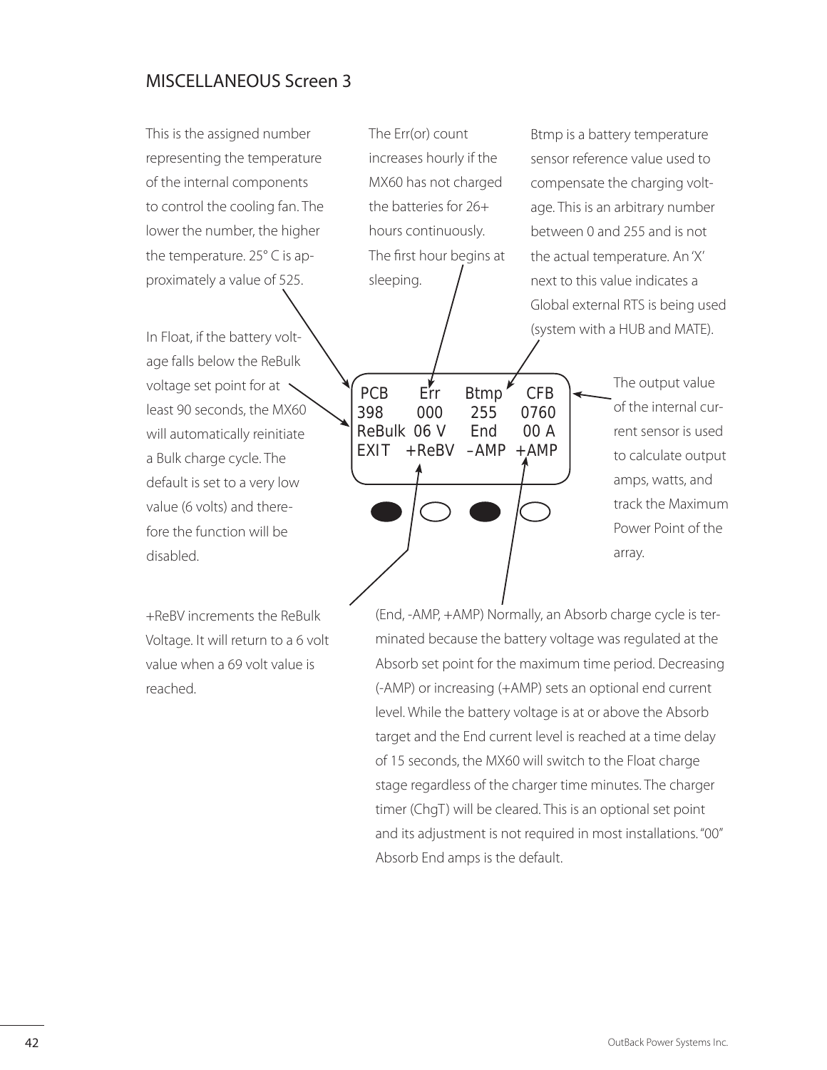## MISCELLANEOUS Screen 3

This is the assigned number representing the temperature of the internal components to control the cooling fan. The lower the number, the higher the temperature. 25° C is approximately a value of 525.

The Err(or) count increases hourly if the MX60 has not charged the batteries for 26+ hours continuously. The first hour begins at sleeping.

Btmp is a battery temperature sensor reference value used to compensate the charging voltage. This is an arbitrary number between 0 and 255 and is not the actual temperature. An 'X' next to this value indicates a Global external RTS is being used (system with a HUB and MATE).

In Float, if the battery voltage falls below the ReBulk voltage set point for at least 90 seconds, the MX60 will automatically reinitiate a Bulk charge cycle. The default is set to a very low value (6 volts) and therefore the function will be disabled.

```
 PCB      Err    Btmp    CFB
398      000     255    0760
ReBulk  06 V     End    00 A
EXIT   +ReBV  -AMP  +AMP
```

The output value of the internal current sensor is used to calculate output amps, watts, and track the Maximum Power Point of the array.

+ReBV increments the ReBulk Voltage. It will return to a 6 volt value when a 69 volt value is reached.

(End, -AMP, +AMP) Normally, an Absorb charge cycle is terminated because the battery voltage was regulated at the Absorb set point for the maximum time period. Decreasing (-AMP) or increasing (+AMP) sets an optional end current level. While the battery voltage is at or above the Absorb target and the End current level is reached at a time delay of 15 seconds, the MX60 will switch to the Float charge stage regardless of the charger time minutes. The charger timer (ChgT) will be cleared. This is an optional set point and its adjustment is not required in most installations. "00" Absorb End amps is the default.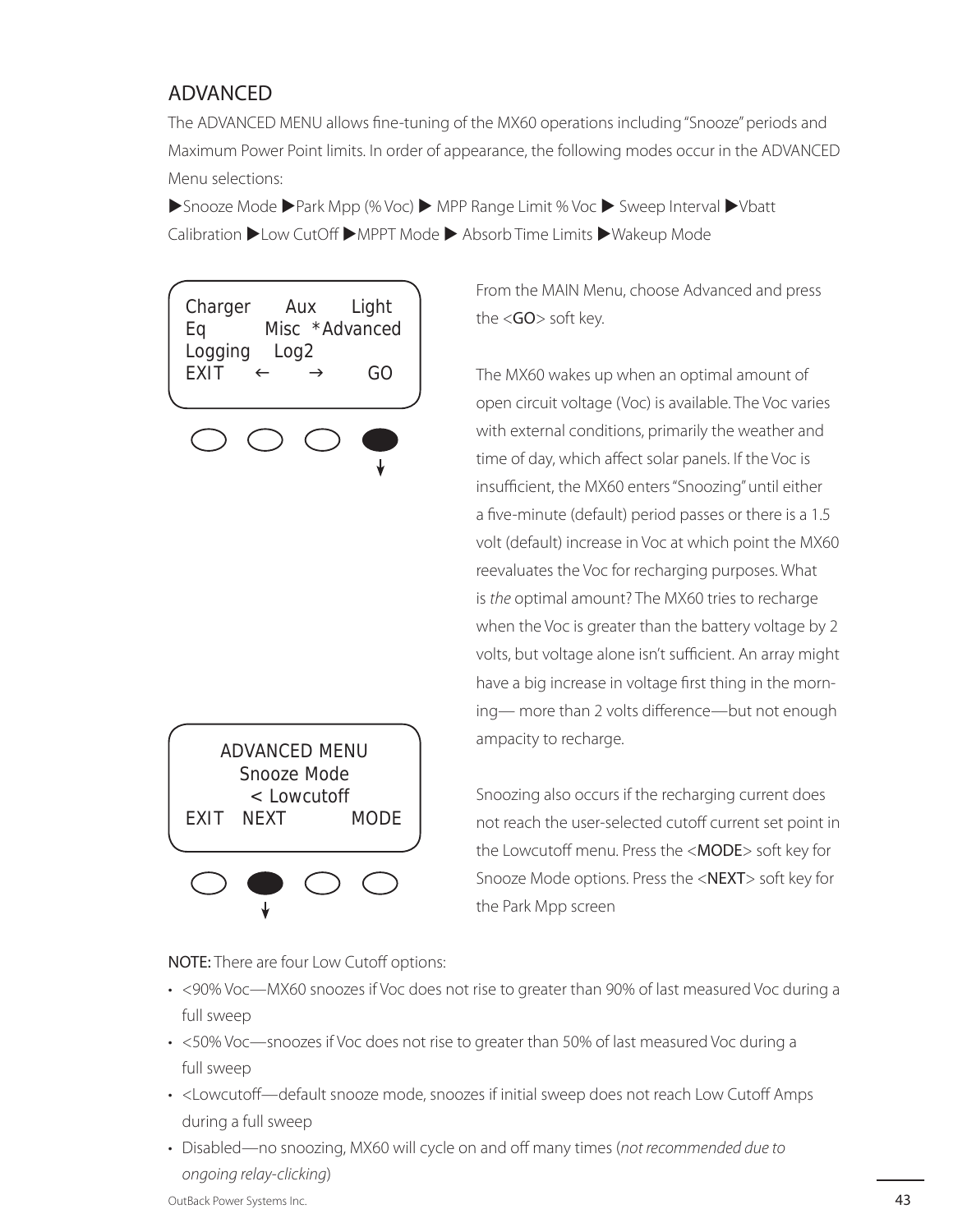## ADVANCED

The ADVANCED MENU allows fine-tuning of the MX60 operations including "Snooze" periods and Maximum Power Point limits. In order of appearance, the following modes occur in the ADVANCED Menu selections:

▶Snooze Mode ▶Park Mpp (% Voc) ▶ MPP Range Limit % Voc ▶ Sweep Interval ▶Vbatt Calibration ▶Low CutOff ▶MPPT Mode ▶ Absorb Time Limits ▶Wakeup Mode

```
Charger     Aux     Light
Eq        Misc  *Advanced
Logging    Log2
EXIT    ←      →       GO
```

From the MAIN Menu, choose Advanced and press the <GO> soft key.

The MX60 wakes up when an optimal amount of open circuit voltage (Voc) is available. The Voc varies with external conditions, primarily the weather and time of day, which affect solar panels. If the Voc is insufficient, the MX60 enters "Snoozing" until either a five-minute (default) period passes or there is a 1.5 volt (default) increase in Voc at which point the MX60 reevaluates the Voc for recharging purposes. What is *the* optimal amount? The MX60 tries to recharge when the Voc is greater than the battery voltage by 2 volts, but voltage alone isn't sufficient. An array might have a big increase in voltage first thing in the morning— more than 2 volts difference—but not enough ampacity to recharge.

```
      ADVANCED MENU
       Snooze Mode
       < Lowcutoff
EXIT   NEXT          MODE
```

Snoozing also occurs if the recharging current does not reach the user-selected cutoff current set point in the Lowcutoff menu. Press the <MODE> soft key for Snooze Mode options. Press the <NEXT> soft key for the Park Mpp screen

**NOTE:** There are four Low Cutoff options:

- <90% Voc—MX60 snoozes if Voc does not rise to greater than 90% of last measured Voc during a full sweep
- <50% Voc—snoozes if Voc does not rise to greater than 50% of last measured Voc during a full sweep
- <Lowcutoff—default snooze mode, snoozes if initial sweep does not reach Low Cutoff Amps during a full sweep
- Disabled—no snoozing, MX60 will cycle on and off many times (*not recommended due to ongoing relay-clicking*)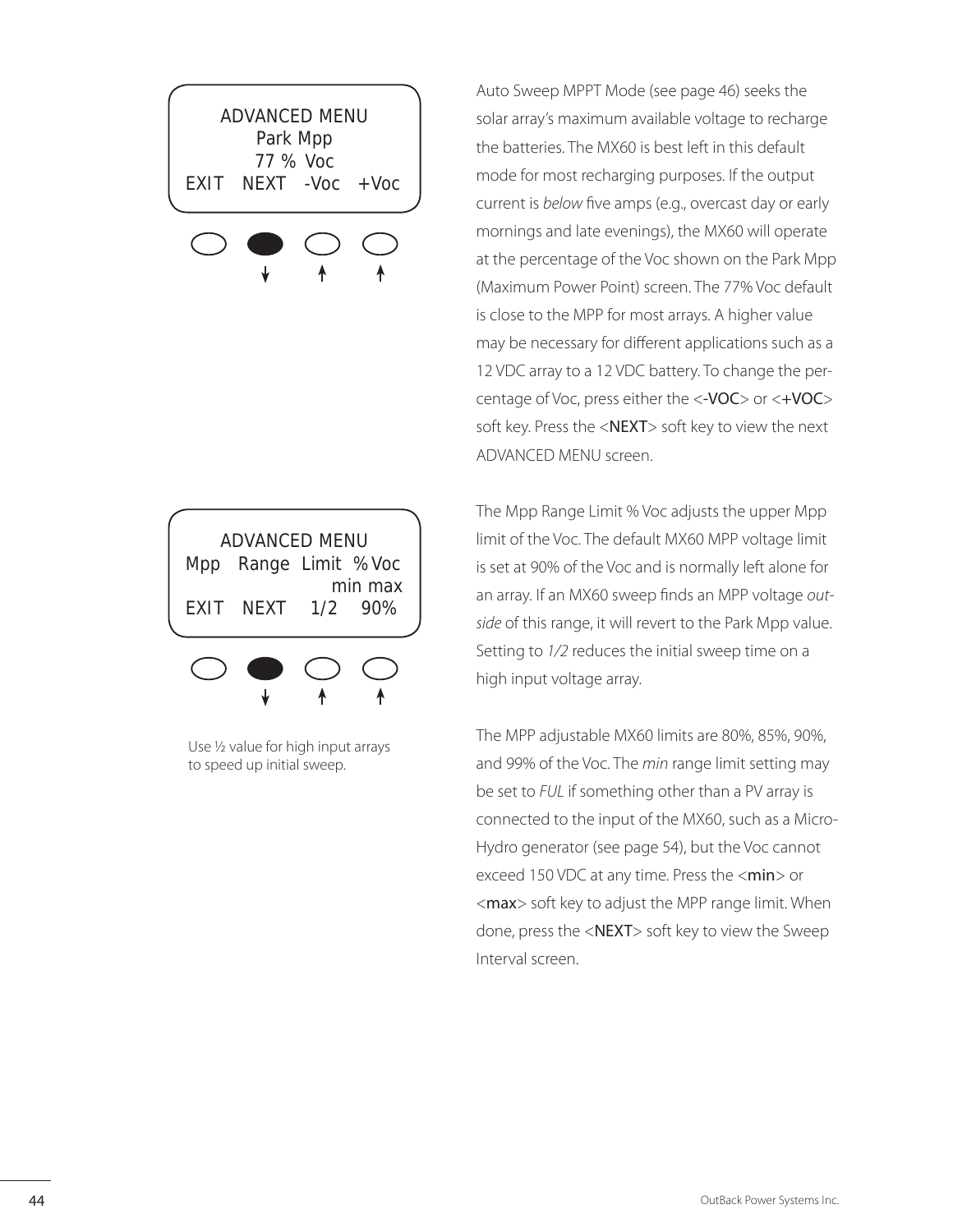```
ADVANCED MENU
Park Mpp
77 % Voc
EXIT   NEXT   -Voc   +Voc
```

Auto Sweep MPPT Mode (see page 46) seeks the solar array's maximum available voltage to recharge the batteries. The MX60 is best left in this default mode for most recharging purposes. If the output current is *below* five amps (e.g., overcast day or early mornings and late evenings), the MX60 will operate at the percentage of the Voc shown on the Park Mpp (Maximum Power Point) screen. The 77% Voc default is close to the MPP for most arrays. A higher value may be necessary for different applications such as a 12 VDC array to a 12 VDC battery. To change the percentage of Voc, press either the <-VOC> or <+VOC> soft key. Press the <NEXT> soft key to view the next ADVANCED MENU screen.

```
ADVANCED MENU
Mpp   Range  Limit  % Voc
                min max
EXIT   NEXT    1/2    90%
```

Use ½ value for high input arrays to speed up initial sweep.

The Mpp Range Limit % Voc adjusts the upper Mpp limit of the Voc. The default MX60 MPP voltage limit is set at 90% of the Voc and is normally left alone for an array. If an MX60 sweep finds an MPP voltage *outside* of this range, it will revert to the Park Mpp value. Setting to *1/2* reduces the initial sweep time on a high input voltage array.

The MPP adjustable MX60 limits are 80%, 85%, 90%, and 99% of the Voc. The *min* range limit setting may be set to *FUL* if something other than a PV array is connected to the input of the MX60, such as a Micro-Hydro generator (see page 54), but the Voc cannot exceed 150 VDC at any time. Press the <min> or <max> soft key to adjust the MPP range limit. When done, press the <NEXT> soft key to view the Sweep Interval screen.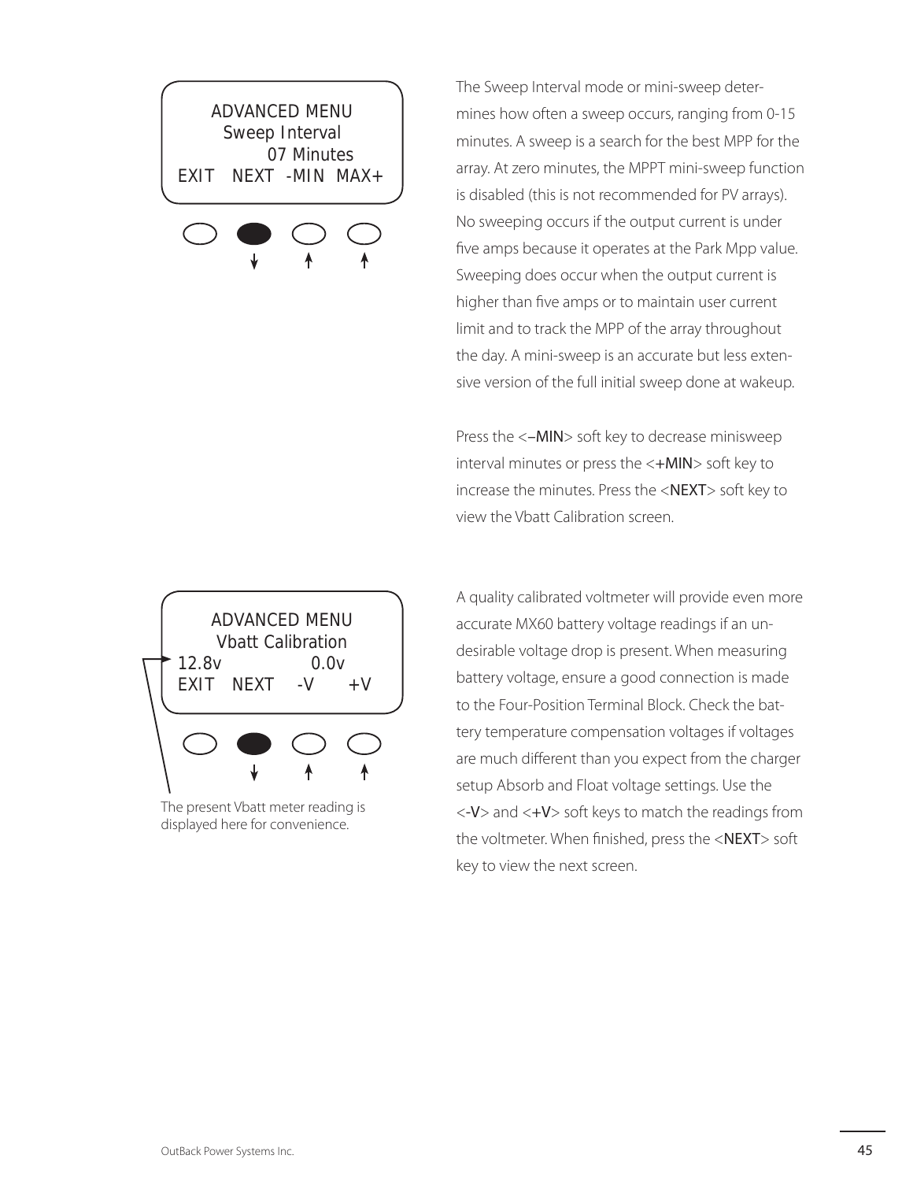```
ADVANCED MENU
Sweep Interval
07 Minutes
EXIT   NEXT  -MIN  MAX+
```

The Sweep Interval mode or mini-sweep determines how often a sweep occurs, ranging from 0-15 minutes. A sweep is a search for the best MPP for the array. At zero minutes, the MPPT mini-sweep function is disabled (this is not recommended for PV arrays). No sweeping occurs if the output current is under five amps because it operates at the Park Mpp value. Sweeping does occur when the output current is higher than five amps or to maintain user current limit and to track the MPP of the array throughout the day. A mini-sweep is an accurate but less extensive version of the full initial sweep done at wakeup.

Press the <–MIN> soft key to decrease minisweep interval minutes or press the <+MIN> soft key to increase the minutes. Press the <NEXT> soft key to view the Vbatt Calibration screen.

```
ADVANCED MENU
Vbatt Calibration
12.8v            0.0v
EXIT   NEXT   -V    +V
```

The present Vbatt meter reading is displayed here for convenience.

A quality calibrated voltmeter will provide even more accurate MX60 battery voltage readings if an undesirable voltage drop is present. When measuring battery voltage, ensure a good connection is made to the Four-Position Terminal Block. Check the battery temperature compensation voltages if voltages are much different than you expect from the charger setup Absorb and Float voltage settings. Use the <-V> and <+V> soft keys to match the readings from the voltmeter. When finished, press the <NEXT> soft key to view the next screen.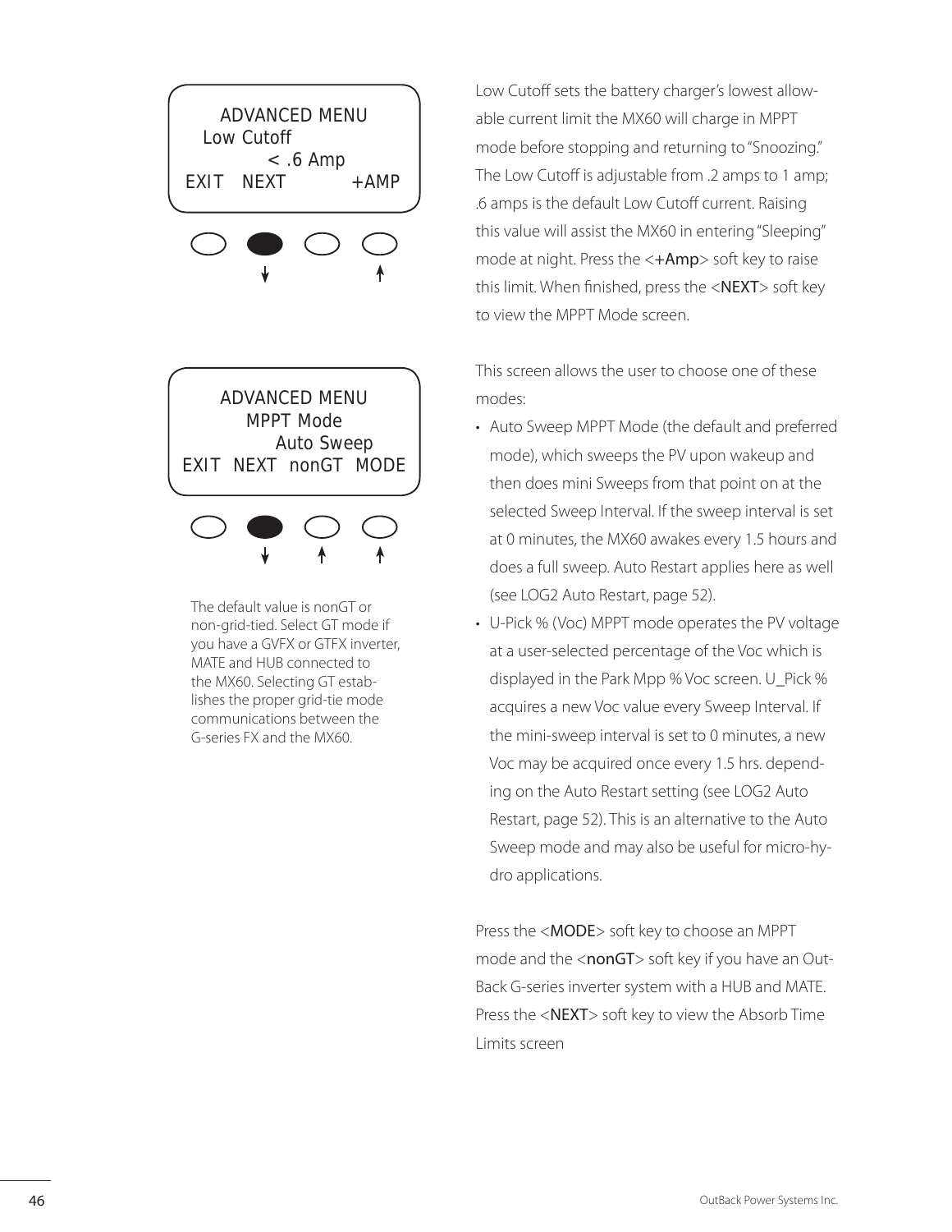```
ADVANCED MENU
Low Cutoff
< .6 Amp
EXIT   NEXT        +AMP
```

Low Cutoff sets the battery charger's lowest allowable current limit the MX60 will charge in MPPT mode before stopping and returning to "Snoozing." The Low Cutoff is adjustable from .2 amps to 1 amp; .6 amps is the default Low Cutoff current. Raising this value will assist the MX60 in entering "Sleeping" mode at night. Press the <+Amp> soft key to raise this limit. When finished, press the <NEXT> soft key to view the MPPT Mode screen.

```
ADVANCED MENU
MPPT Mode
Auto Sweep
EXIT  NEXT  nonGT  MODE
```

The default value is nonGT or non-grid-tied. Select GT mode if you have a GVFX or GTFX inverter, MATE and HUB connected to the MX60. Selecting GT establishes the proper grid-tie mode communications between the G-series FX and the MX60.

This screen allows the user to choose one of these modes:

- Auto Sweep MPPT Mode (the default and preferred mode), which sweeps the PV upon wakeup and then does mini Sweeps from that point on at the selected Sweep Interval. If the sweep interval is set at 0 minutes, the MX60 awakes every 1.5 hours and does a full sweep. Auto Restart applies here as well (see LOG2 Auto Restart, page 52).
- U-Pick % (Voc) MPPT mode operates the PV voltage at a user-selected percentage of the Voc which is displayed in the Park Mpp % Voc screen. U_Pick % acquires a new Voc value every Sweep Interval. If the mini-sweep interval is set to 0 minutes, a new Voc may be acquired once every 1.5 hrs. depending on the Auto Restart setting (see LOG2 Auto Restart, page 52). This is an alternative to the Auto Sweep mode and may also be useful for micro-hydro applications.

Press the <MODE> soft key to choose an MPPT mode and the <nonGT> soft key if you have an OutBack G-series inverter system with a HUB and MATE. Press the <NEXT> soft key to view the Absorb Time Limits screen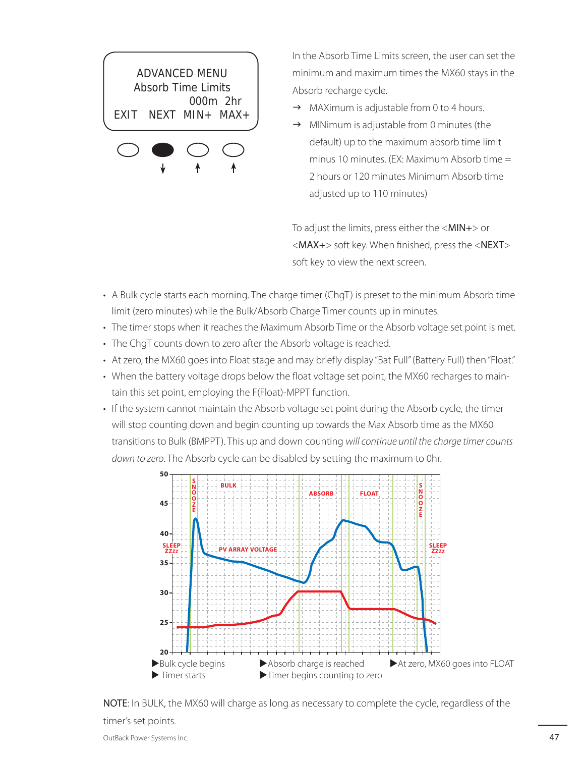```
ADVANCED MENU
Absorb Time Limits
            000m  2hr
EXIT  NEXT  MIN+  MAX+
```

In the Absorb Time Limits screen, the user can set the minimum and maximum times the MX60 stays in the Absorb recharge cycle.

→ MAXimum is adjustable from 0 to 4 hours.

→ MINimum is adjustable from 0 minutes (the default) up to the maximum absorb time limit minus 10 minutes. (EX: Maximum Absorb time = 2 hours or 120 minutes Minimum Absorb time adjusted up to 110 minutes)

To adjust the limits, press either the <MIN+> or <MAX+> soft key. When finished, press the <NEXT> soft key to view the next screen.

- A Bulk cycle starts each morning. The charge timer (ChgT) is preset to the minimum Absorb time limit (zero minutes) while the Bulk/Absorb Charge Timer counts up in minutes.
- The timer stops when it reaches the Maximum Absorb Time or the Absorb voltage set point is met.
- The ChgT counts down to zero after the Absorb voltage is reached.
- At zero, the MX60 goes into Float stage and may briefly display "Bat Full" (Battery Full) then "Float."
- When the battery voltage drops below the float voltage set point, the MX60 recharges to maintain this set point, employing the F(Float)-MPPT function.
- If the system cannot maintain the Absorb voltage set point during the Absorb cycle, the timer will stop counting down and begin counting up towards the Max Absorb time as the MX60 transitions to Bulk (BMPPT). This up and down counting *will continue until the charge timer counts down to zero*. The Absorb cycle can be disabled by setting the maximum to 0hr.

▶Bulk cycle begins
▶ Timer starts

▶Absorb charge is reached
▶Timer begins counting to zero

▶At zero, MX60 goes into FLOAT

**NOTE**: In BULK, the MX60 will charge as long as necessary to complete the cycle, regardless of the timer's set points.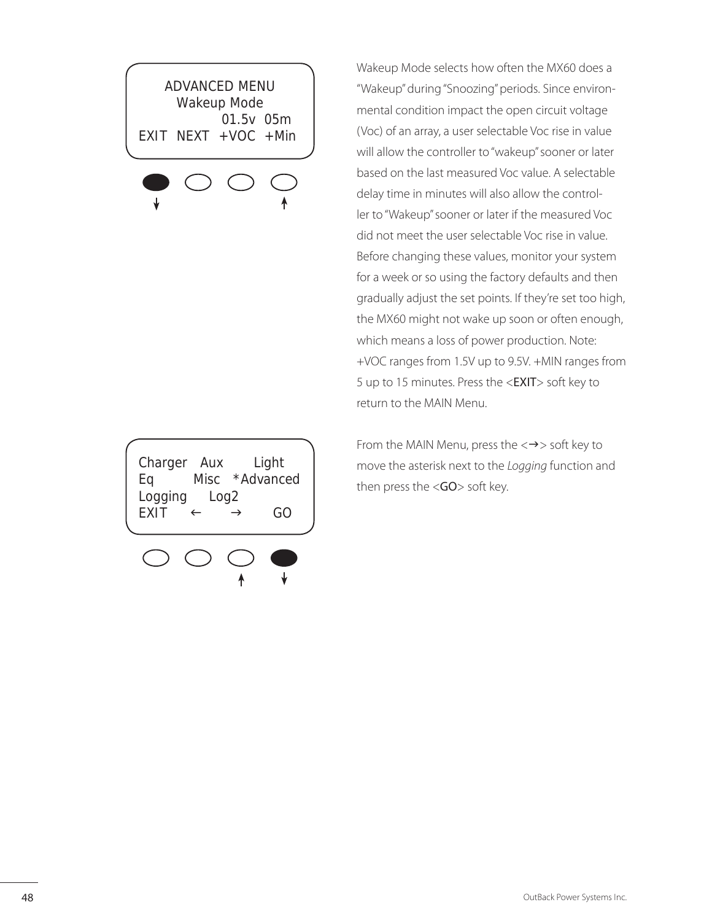```
ADVANCED MENU
Wakeup Mode
01.5v  05m
EXIT  NEXT  +VOC  +Min
```

Wakeup Mode selects how often the MX60 does a "Wakeup" during "Snoozing" periods. Since environmental condition impact the open circuit voltage (Voc) of an array, a user selectable Voc rise in value will allow the controller to "wakeup" sooner or later based on the last measured Voc value. A selectable delay time in minutes will also allow the controller to "Wakeup" sooner or later if the measured Voc did not meet the user selectable Voc rise in value. Before changing these values, monitor your system for a week or so using the factory defaults and then gradually adjust the set points. If they're set too high, the MX60 might not wake up soon or often enough, which means a loss of power production. Note: +VOC ranges from 1.5V up to 9.5V. +MIN ranges from 5 up to 15 minutes. Press the <EXIT> soft key to return to the MAIN Menu.

```
Charger   Aux       Light
Eq        Misc   *Advanced
Logging     Log2
EXIT    ←      →       GO
```

From the MAIN Menu, press the <→> soft key to move the asterisk next to the *Logging* function and then press the <GO> soft key.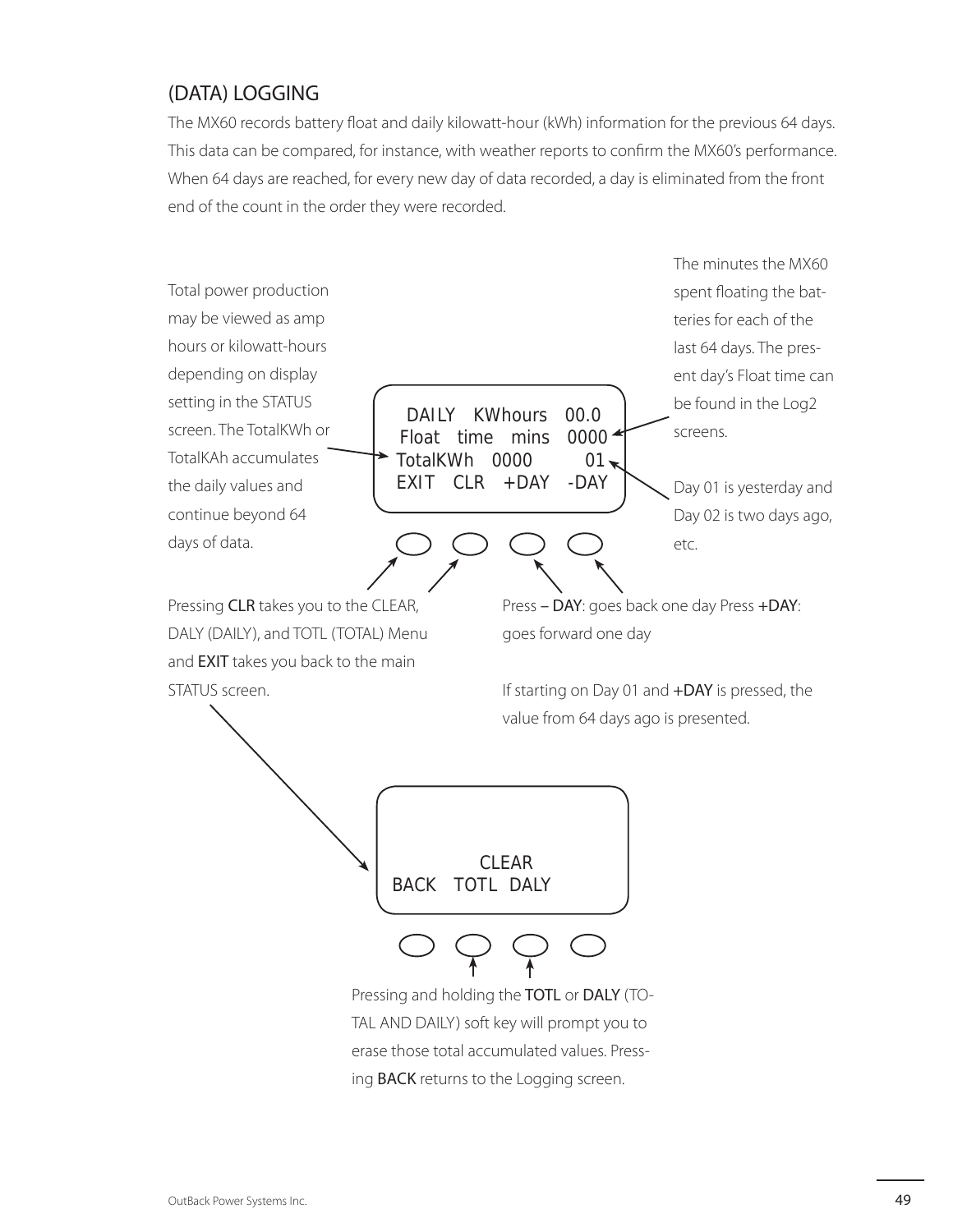## (DATA) LOGGING

The MX60 records battery float and daily kilowatt-hour (kWh) information for the previous 64 days. This data can be compared, for instance, with weather reports to confirm the MX60's performance. When 64 days are reached, for every new day of data recorded, a day is eliminated from the front end of the count in the order they were recorded.

Total power production may be viewed as amp hours or kilowatt-hours depending on display setting in the STATUS screen. The TotalKWh or TotalKAh accumulates the daily values and continue beyond 64 days of data.

```
 DAILY   KWhours   00.0
Float   time   mins   0000
TotalKWh   0000         01
EXIT   CLR   +DAY   -DAY
```

The minutes the MX60 spent floating the batteries for each of the last 64 days. The present day's Float time can be found in the Log2 screens.

Day 01 is yesterday and Day 02 is two days ago, etc.

Pressing **CLR** takes you to the CLEAR, DALY (DAILY), and TOTL (TOTAL) Menu and **EXIT** takes you back to the main STATUS screen.

Press **– DAY**: goes back one day Press **+DAY**: goes forward one day

If starting on Day 01 and **+DAY** is pressed, the value from 64 days ago is presented.

```
           CLEAR
BACK   TOTL  DALY
```

Pressing and holding the **TOTL** or **DALY** (TOTAL AND DAILY) soft key will prompt you to erase those total accumulated values. Pressing **BACK** returns to the Logging screen.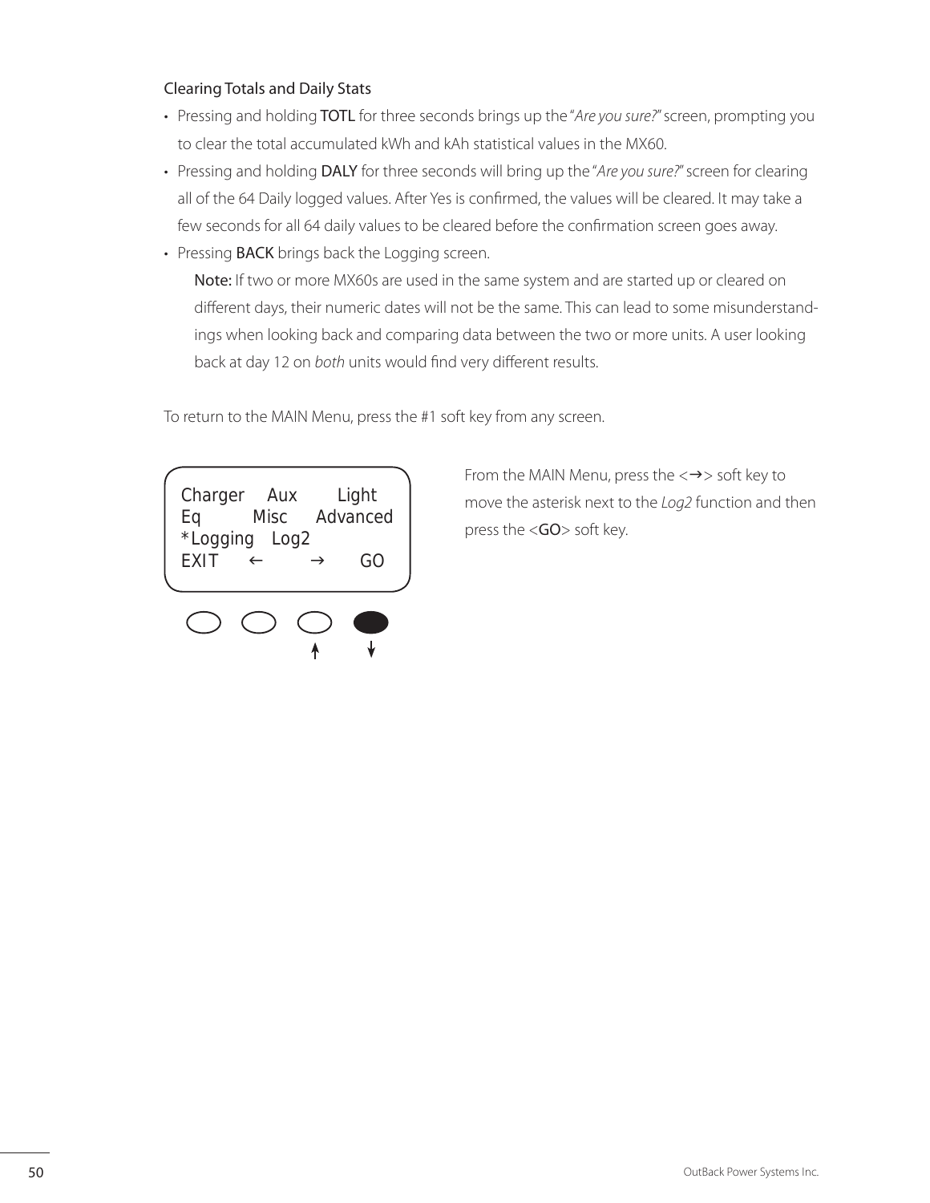### Clearing Totals and Daily Stats

- Pressing and holding **TOTL** for three seconds brings up the "*Are you sure?*" screen, prompting you to clear the total accumulated kWh and kAh statistical values in the MX60.
- Pressing and holding **DALY** for three seconds will bring up the "*Are you sure?*" screen for clearing all of the 64 Daily logged values. After Yes is confirmed, the values will be cleared. It may take a few seconds for all 64 daily values to be cleared before the confirmation screen goes away.
- Pressing **BACK** brings back the Logging screen.

  **Note:** If two or more MX60s are used in the same system and are started up or cleared on different days, their numeric dates will not be the same. This can lead to some misunderstandings when looking back and comparing data between the two or more units. A user looking back at day 12 on *both* units would find very different results.

To return to the MAIN Menu, press the #1 soft key from any screen.

```
Charger    Aux       Light
Eq         Misc     Advanced
*Logging   Log2
EXIT    ←        →      GO
```

From the MAIN Menu, press the <→> soft key to move the asterisk next to the *Log2* function and then press the <GO> soft key.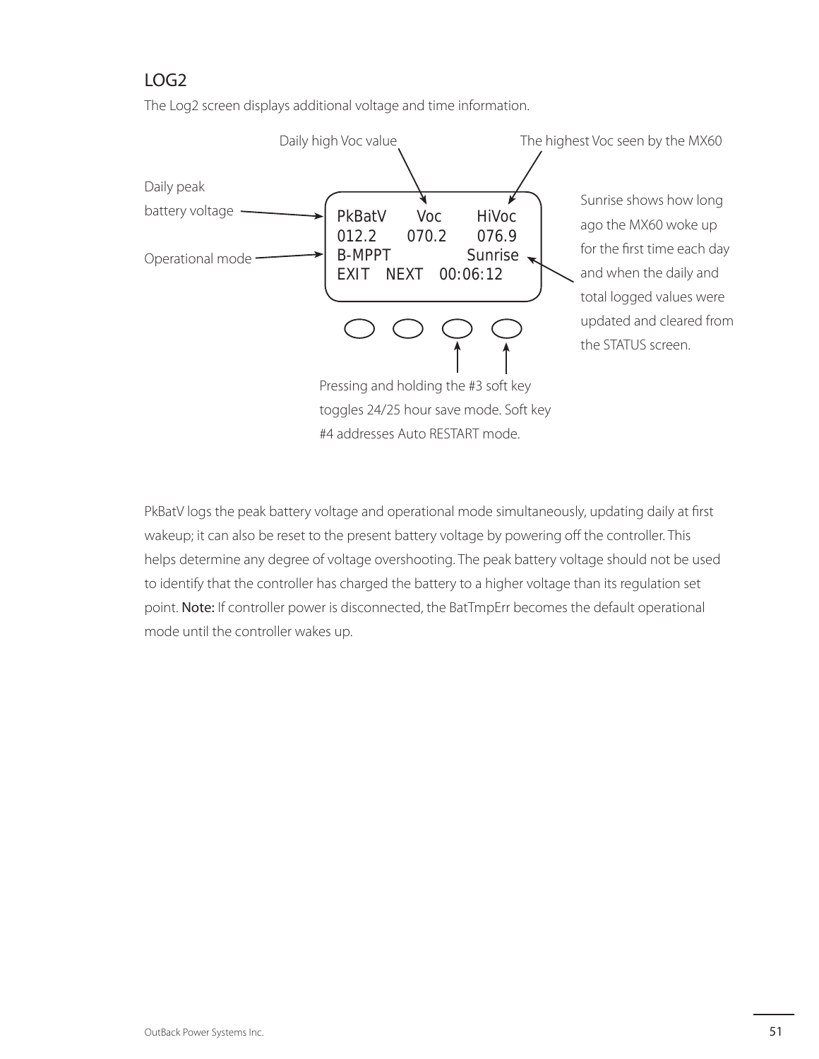## LOG2

The Log2 screen displays additional voltage and time information.

Daily high Voc value

The highest Voc seen by the MX60

Daily peak battery voltage

Operational mode

```
PkBatV    Voc     HiVoc
012.2    070.2    076.9
B-MPPT           Sunrise
EXIT  NEXT  00:06:12
```

Sunrise shows how long ago the MX60 woke up for the first time each day and when the daily and total logged values were updated and cleared from the STATUS screen.

Pressing and holding the #3 soft key toggles 24/25 hour save mode. Soft key #4 addresses Auto RESTART mode.

PkBatV logs the peak battery voltage and operational mode simultaneously, updating daily at first wakeup; it can also be reset to the present battery voltage by powering off the controller. This helps determine any degree of voltage overshooting. The peak battery voltage should not be used to identify that the controller has charged the battery to a higher voltage than its regulation set point. **Note:** If controller power is disconnected, the BatTmpErr becomes the default operational mode until the controller wakes up.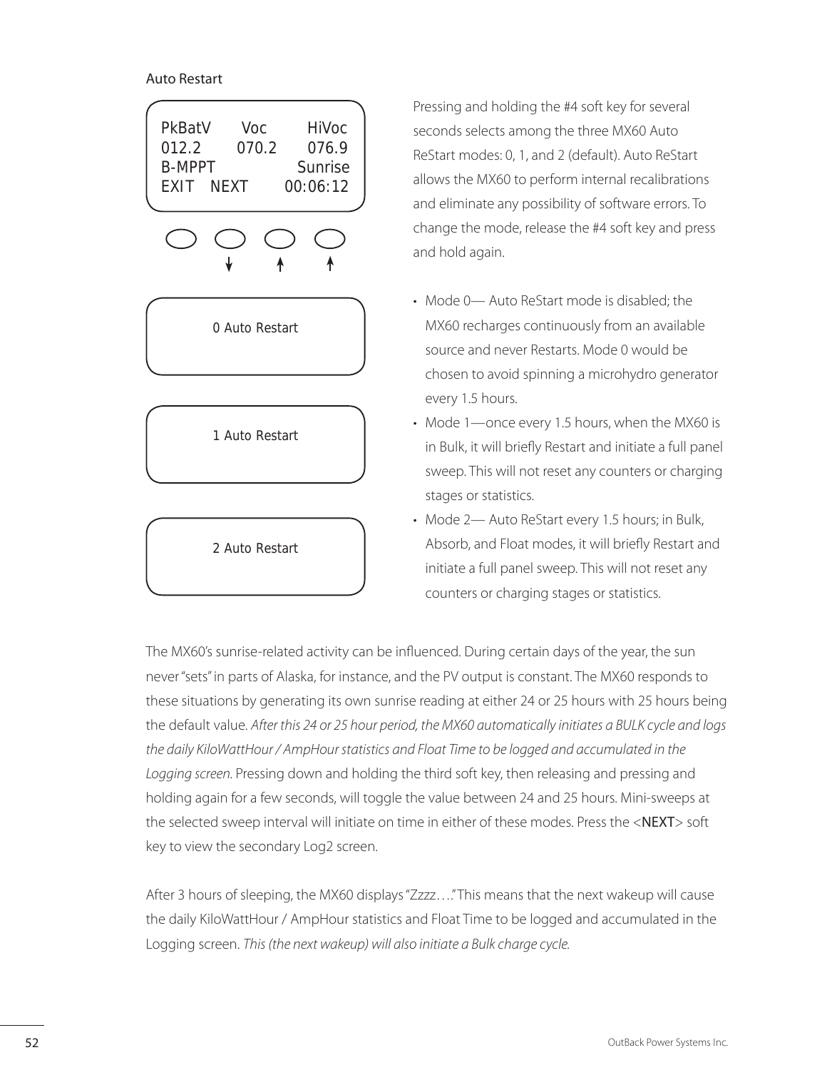## Auto Restart

```
PkBatV    Voc     HiVoc
012.2    070.2    076.9
B-MPPT           Sunrise
EXIT  NEXT      00:06:12
```

```
0 Auto Restart
```

```
1 Auto Restart
```

```
2 Auto Restart
```

Pressing and holding the #4 soft key for several seconds selects among the three MX60 Auto ReStart modes: 0, 1, and 2 (default). Auto ReStart allows the MX60 to perform internal recalibrations and eliminate any possibility of software errors. To change the mode, release the #4 soft key and press and hold again.

- Mode 0— Auto ReStart mode is disabled; the MX60 recharges continuously from an available source and never Restarts. Mode 0 would be chosen to avoid spinning a microhydro generator every 1.5 hours.
- Mode 1—once every 1.5 hours, when the MX60 is in Bulk, it will briefly Restart and initiate a full panel sweep. This will not reset any counters or charging stages or statistics.
- Mode 2— Auto ReStart every 1.5 hours; in Bulk, Absorb, and Float modes, it will briefly Restart and initiate a full panel sweep. This will not reset any counters or charging stages or statistics.

The MX60's sunrise-related activity can be influenced. During certain days of the year, the sun never "sets" in parts of Alaska, for instance, and the PV output is constant. The MX60 responds to these situations by generating its own sunrise reading at either 24 or 25 hours with 25 hours being the default value. *After this 24 or 25 hour period, the MX60 automatically initiates a BULK cycle and logs the daily KiloWattHour / AmpHour statistics and Float Time to be logged and accumulated in the Logging screen.* Pressing down and holding the third soft key, then releasing and pressing and holding again for a few seconds, will toggle the value between 24 and 25 hours. Mini-sweeps at the selected sweep interval will initiate on time in either of these modes. Press the <NEXT> soft key to view the secondary Log2 screen.

After 3 hours of sleeping, the MX60 displays "Zzzz…." This means that the next wakeup will cause the daily KiloWattHour / AmpHour statistics and Float Time to be logged and accumulated in the Logging screen. *This (the next wakeup) will also initiate a Bulk charge cycle.*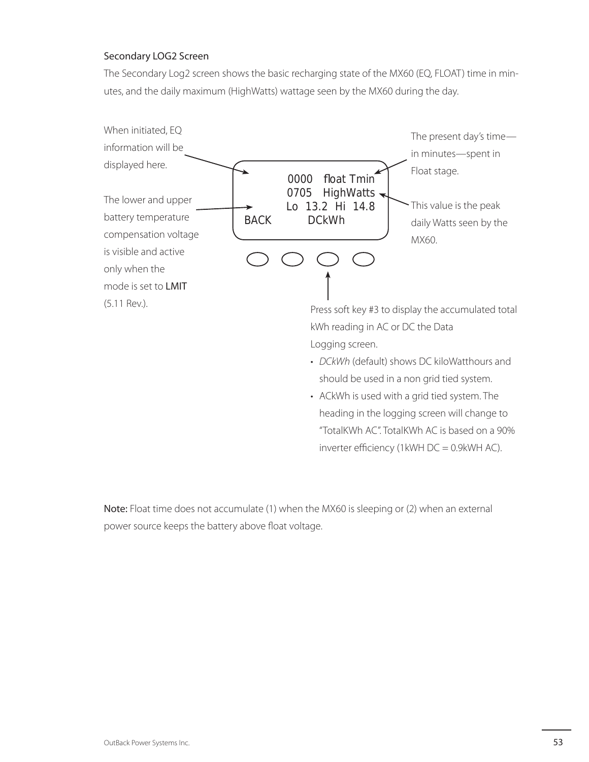### Secondary LOG2 Screen

The Secondary Log2 screen shows the basic recharging state of the MX60 (EQ, FLOAT) time in minutes, and the daily maximum (HighWatts) wattage seen by the MX60 during the day.

```
        0000  float Tmin
        0705  HighWatts
        Lo 13.2  Hi 14.8
BACK       DCkWh
```

When initiated, EQ information will be displayed here.

The lower and upper battery temperature compensation voltage is visible and active only when the mode is set to **LMIT** (5.11 Rev.).

The present day's time—in minutes—spent in Float stage.

This value is the peak daily Watts seen by the MX60.

Press soft key #3 to display the accumulated total kWh reading in AC or DC the Data Logging screen.

- *DCkWh* (default) shows DC kiloWatthours and should be used in a non grid tied system.
- ACkWh is used with a grid tied system. The heading in the logging screen will change to "TotalKWh AC". TotalKWh AC is based on a 90% inverter efficiency (1kWH DC = 0.9kWH AC).

**Note:** Float time does not accumulate (1) when the MX60 is sleeping or (2) when an external power source keeps the battery above float voltage.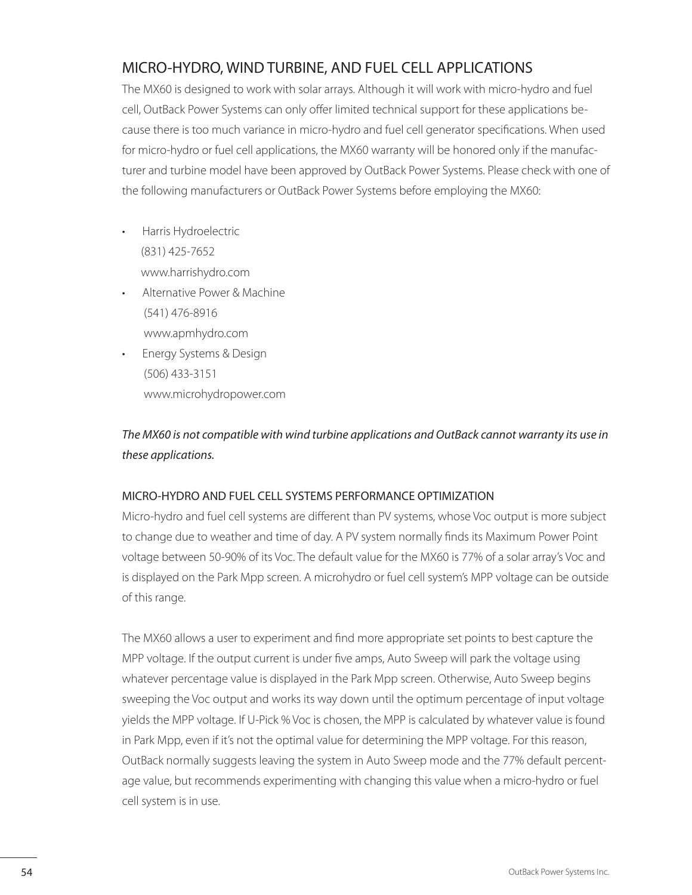## MICRO-HYDRO, WIND TURBINE, AND FUEL CELL APPLICATIONS

The MX60 is designed to work with solar arrays. Although it will work with micro-hydro and fuel cell, OutBack Power Systems can only offer limited technical support for these applications because there is too much variance in micro-hydro and fuel cell generator specifications. When used for micro-hydro or fuel cell applications, the MX60 warranty will be honored only if the manufacturer and turbine model have been approved by OutBack Power Systems. Please check with one of the following manufacturers or OutBack Power Systems before employing the MX60:

- Harris Hydroelectric
  (831) 425-7652
  www.harrishydro.com
- Alternative Power & Machine
  (541) 476-8916
  www.apmhydro.com
- Energy Systems & Design
  (506) 433-3151
  www.microhydropower.com

*The MX60 is not compatible with wind turbine applications and OutBack cannot warranty its use in these applications.*

### MICRO-HYDRO AND FUEL CELL SYSTEMS PERFORMANCE OPTIMIZATION

Micro-hydro and fuel cell systems are different than PV systems, whose Voc output is more subject to change due to weather and time of day. A PV system normally finds its Maximum Power Point voltage between 50-90% of its Voc. The default value for the MX60 is 77% of a solar array's Voc and is displayed on the Park Mpp screen. A microhydro or fuel cell system's MPP voltage can be outside of this range.

The MX60 allows a user to experiment and find more appropriate set points to best capture the MPP voltage. If the output current is under five amps, Auto Sweep will park the voltage using whatever percentage value is displayed in the Park Mpp screen. Otherwise, Auto Sweep begins sweeping the Voc output and works its way down until the optimum percentage of input voltage yields the MPP voltage. If U-Pick % Voc is chosen, the MPP is calculated by whatever value is found in Park Mpp, even if it's not the optimal value for determining the MPP voltage. For this reason, OutBack normally suggests leaving the system in Auto Sweep mode and the 77% default percentage value, but recommends experimenting with changing this value when a micro-hydro or fuel cell system is in use.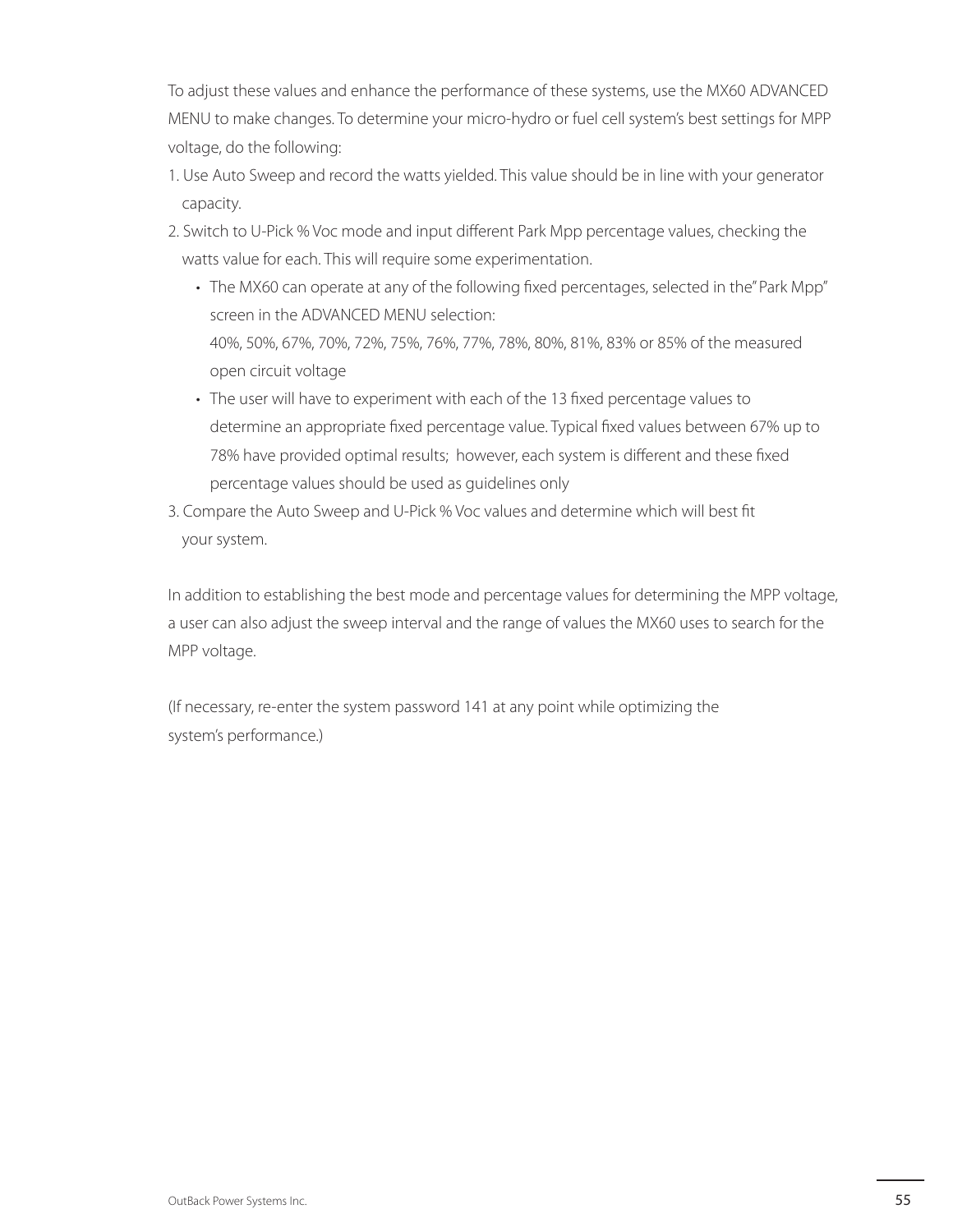To adjust these values and enhance the performance of these systems, use the MX60 ADVANCED MENU to make changes. To determine your micro-hydro or fuel cell system's best settings for MPP voltage, do the following:

1. Use Auto Sweep and record the watts yielded. This value should be in line with your generator capacity.
2. Switch to U-Pick % Voc mode and input different Park Mpp percentage values, checking the watts value for each. This will require some experimentation.
   - The MX60 can operate at any of the following fixed percentages, selected in the" Park Mpp" screen in the ADVANCED MENU selection:
     40%, 50%, 67%, 70%, 72%, 75%, 76%, 77%, 78%, 80%, 81%, 83% or 85% of the measured open circuit voltage
   - The user will have to experiment with each of the 13 fixed percentage values to determine an appropriate fixed percentage value. Typical fixed values between 67% up to 78% have provided optimal results; however, each system is different and these fixed percentage values should be used as guidelines only
3. Compare the Auto Sweep and U-Pick % Voc values and determine which will best fit your system.

In addition to establishing the best mode and percentage values for determining the MPP voltage, a user can also adjust the sweep interval and the range of values the MX60 uses to search for the MPP voltage.

(If necessary, re-enter the system password 141 at any point while optimizing the system's performance.)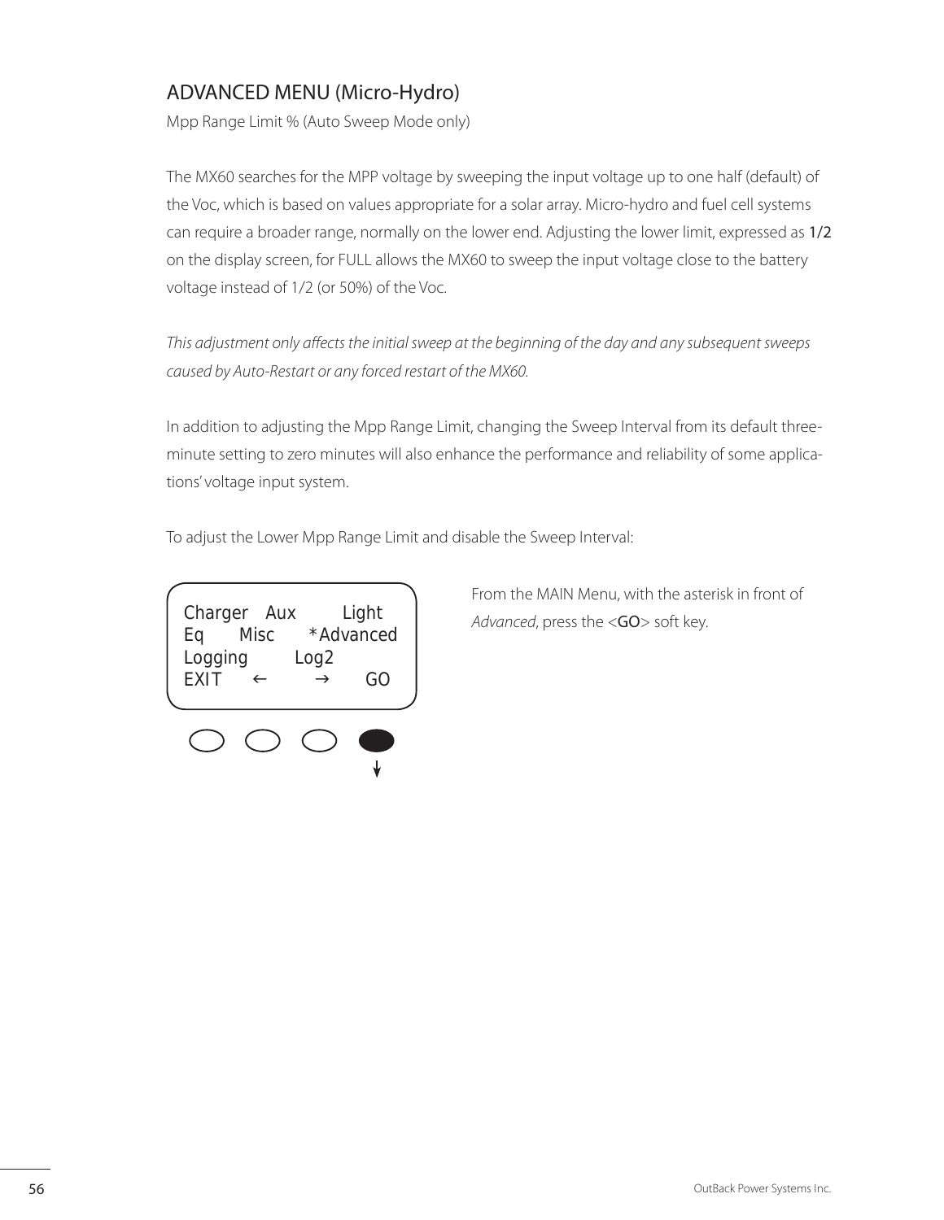## ADVANCED MENU (Micro-Hydro)

Mpp Range Limit % (Auto Sweep Mode only)

The MX60 searches for the MPP voltage by sweeping the input voltage up to one half (default) of the Voc, which is based on values appropriate for a solar array. Micro-hydro and fuel cell systems can require a broader range, normally on the lower end. Adjusting the lower limit, expressed as 1/2 on the display screen, for FULL allows the MX60 to sweep the input voltage close to the battery voltage instead of 1/2 (or 50%) of the Voc.

*This adjustment only affects the initial sweep at the beginning of the day and any subsequent sweeps caused by Auto-Restart or any forced restart of the MX60.*

In addition to adjusting the Mpp Range Limit, changing the Sweep Interval from its default three-minute setting to zero minutes will also enhance the performance and reliability of some applications' voltage input system.

To adjust the Lower Mpp Range Limit and disable the Sweep Interval:

```
Charger   Aux        Light
Eq      Misc      *Advanced
Logging        Log2
EXIT    ←        →      GO
```

From the MAIN Menu, with the asterisk in front of *Advanced*, press the <GO> soft key.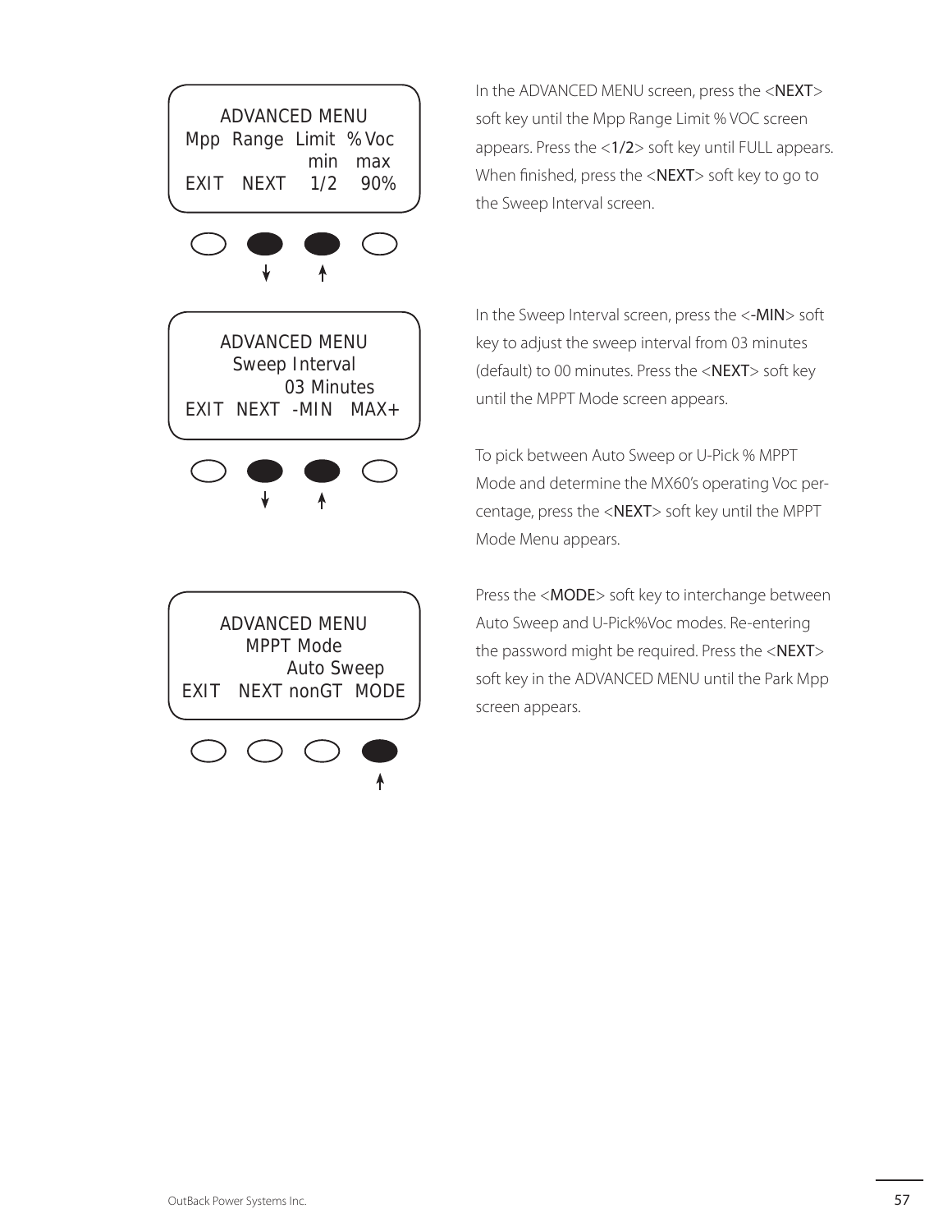```
ADVANCED MENU
Mpp  Range  Limit  % Voc
               min   max
EXIT   NEXT   1/2    90%
```

In the ADVANCED MENU screen, press the <NEXT> soft key until the Mpp Range Limit % VOC screen appears. Press the <1/2> soft key until FULL appears. When finished, press the <NEXT> soft key to go to the Sweep Interval screen.

```
ADVANCED MENU
Sweep Interval
    03 Minutes
EXIT  NEXT  -MIN   MAX+
```

In the Sweep Interval screen, press the <-MIN> soft key to adjust the sweep interval from 03 minutes (default) to 00 minutes. Press the <NEXT> soft key until the MPPT Mode screen appears.

To pick between Auto Sweep or U-Pick % MPPT Mode and determine the MX60's operating Voc percentage, press the <NEXT> soft key until the MPPT Mode Menu appears.

```
ADVANCED MENU
MPPT Mode
    Auto Sweep
EXIT   NEXT nonGT  MODE
```

Press the <MODE> soft key to interchange between Auto Sweep and U-Pick%Voc modes. Re-entering the password might be required. Press the <NEXT> soft key in the ADVANCED MENU until the Park Mpp screen appears.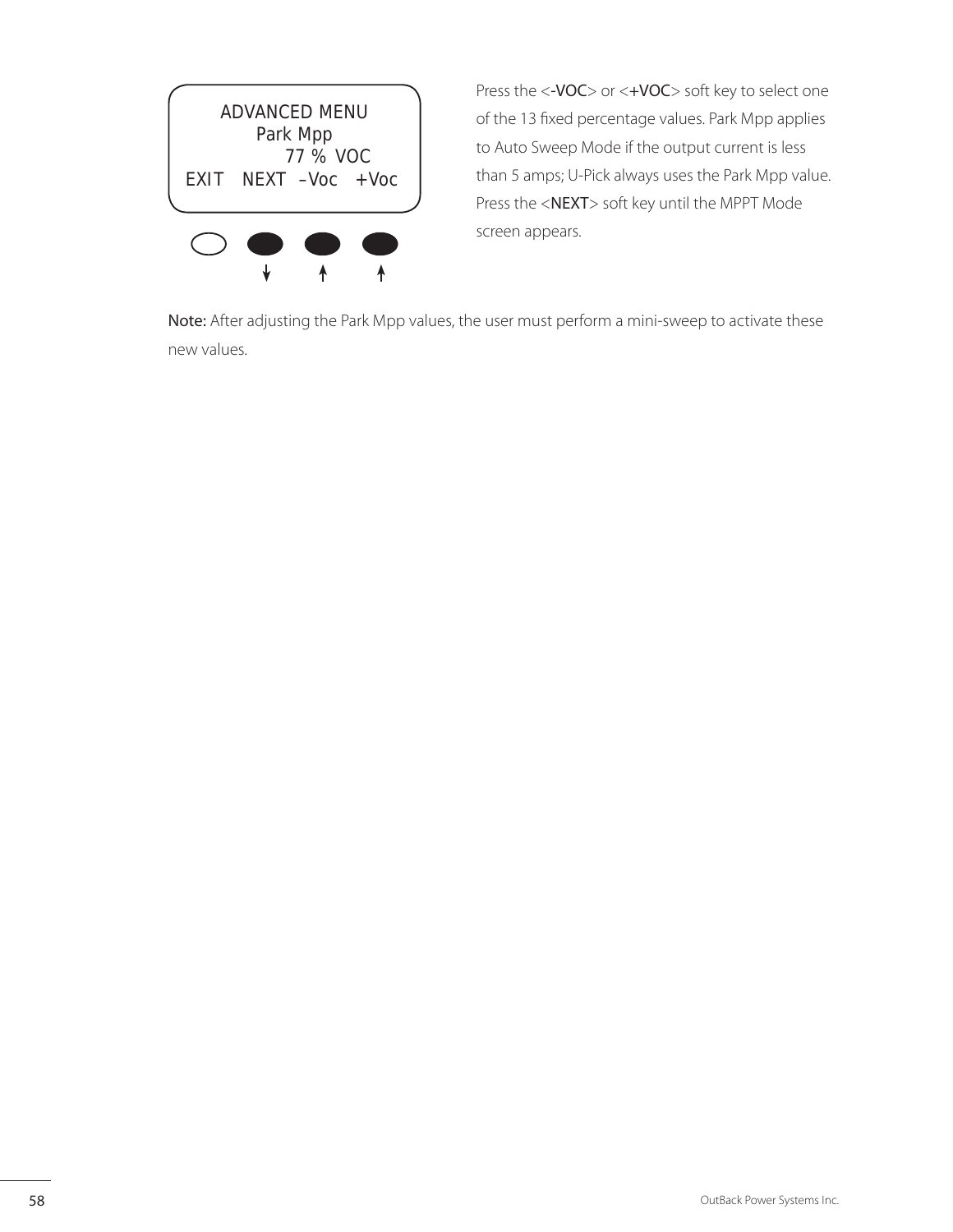```
ADVANCED MENU
   Park Mpp
     77 % VOC
EXIT  NEXT  –Voc  +Voc
```

Press the <-VOC> or <+VOC> soft key to select one of the 13 fixed percentage values. Park Mpp applies to Auto Sweep Mode if the output current is less than 5 amps; U-Pick always uses the Park Mpp value. Press the <NEXT> soft key until the MPPT Mode screen appears.

**Note:** After adjusting the Park Mpp values, the user must perform a mini-sweep to activate these new values.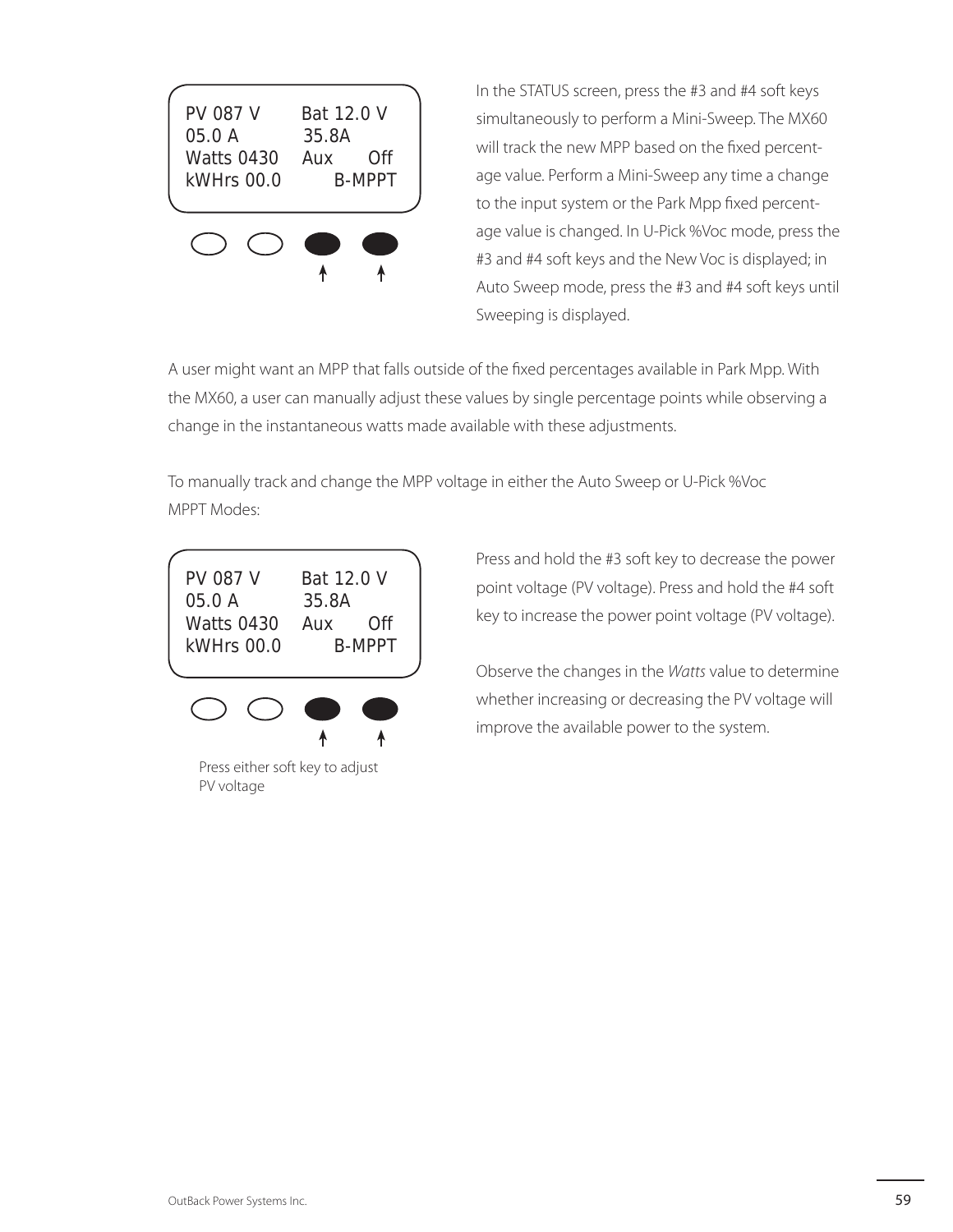```
PV 087 V      Bat 12.0 V
05.0 A        35.8A
Watts 0430    Aux     Off
kWHrs 00.0        B-MPPT
```

In the STATUS screen, press the #3 and #4 soft keys simultaneously to perform a Mini-Sweep. The MX60 will track the new MPP based on the fixed percentage value. Perform a Mini-Sweep any time a change to the input system or the Park Mpp fixed percentage value is changed. In U-Pick %Voc mode, press the #3 and #4 soft keys and the New Voc is displayed; in Auto Sweep mode, press the #3 and #4 soft keys until Sweeping is displayed.

A user might want an MPP that falls outside of the fixed percentages available in Park Mpp. With the MX60, a user can manually adjust these values by single percentage points while observing a change in the instantaneous watts made available with these adjustments.

To manually track and change the MPP voltage in either the Auto Sweep or U-Pick %Voc MPPT Modes:

```
PV 087 V      Bat 12.0 V
05.0 A        35.8A
Watts 0430    Aux     Off
kWHrs 00.0        B-MPPT
```

Press either soft key to adjust PV voltage

Press and hold the #3 soft key to decrease the power point voltage (PV voltage). Press and hold the #4 soft key to increase the power point voltage (PV voltage).

Observe the changes in the *Watts* value to determine whether increasing or decreasing the PV voltage will improve the available power to the system.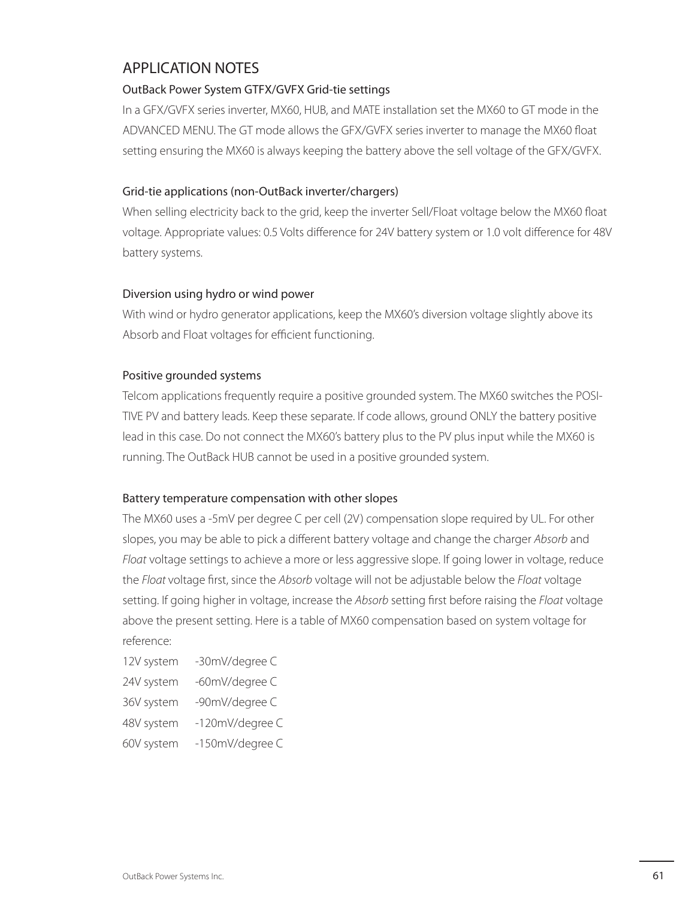# APPLICATION NOTES

### OutBack Power System GTFX/GVFX Grid-tie settings

In a GFX/GVFX series inverter, MX60, HUB, and MATE installation set the MX60 to GT mode in the ADVANCED MENU. The GT mode allows the GFX/GVFX series inverter to manage the MX60 float setting ensuring the MX60 is always keeping the battery above the sell voltage of the GFX/GVFX.

### Grid-tie applications (non-OutBack inverter/chargers)

When selling electricity back to the grid, keep the inverter Sell/Float voltage below the MX60 float voltage. Appropriate values: 0.5 Volts difference for 24V battery system or 1.0 volt difference for 48V battery systems.

### Diversion using hydro or wind power

With wind or hydro generator applications, keep the MX60's diversion voltage slightly above its Absorb and Float voltages for efficient functioning.

### Positive grounded systems

Telcom applications frequently require a positive grounded system. The MX60 switches the POSITIVE PV and battery leads. Keep these separate. If code allows, ground ONLY the battery positive lead in this case. Do not connect the MX60's battery plus to the PV plus input while the MX60 is running. The OutBack HUB cannot be used in a positive grounded system.

### Battery temperature compensation with other slopes

The MX60 uses a -5mV per degree C per cell (2V) compensation slope required by UL. For other slopes, you may be able to pick a different battery voltage and change the charger *Absorb* and *Float* voltage settings to achieve a more or less aggressive slope. If going lower in voltage, reduce the *Float* voltage first, since the *Absorb* voltage will not be adjustable below the *Float* voltage setting. If going higher in voltage, increase the *Absorb* setting first before raising the *Float* voltage above the present setting. Here is a table of MX60 compensation based on system voltage for reference:

| | |
|---|---|
| 12V system | -30mV/degree C |
| 24V system | -60mV/degree C |
| 36V system | -90mV/degree C |
| 48V system | -120mV/degree C |
| 60V system | -150mV/degree C |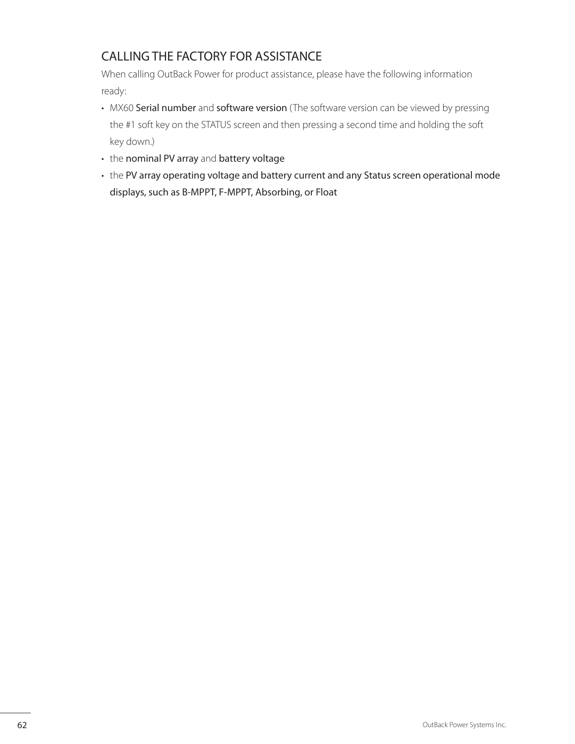## CALLING THE FACTORY FOR ASSISTANCE

When calling OutBack Power for product assistance, please have the following information ready:

- MX60 **Serial number** and **software version** (The software version can be viewed by pressing the #1 soft key on the STATUS screen and then pressing a second time and holding the soft key down.)
- the **nominal PV array** and **battery voltage**
- the **PV array operating voltage and battery current and any Status screen operational mode displays, such as B-MPPT, F-MPPT, Absorbing, or Float**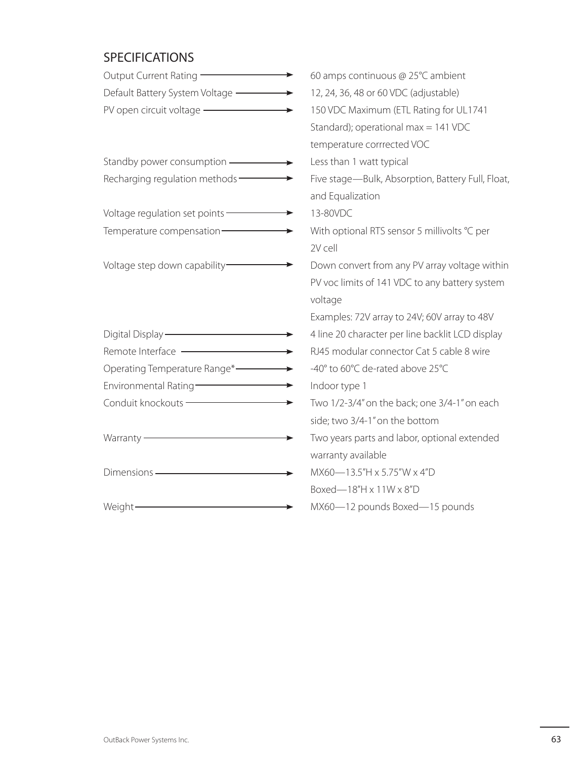## SPECIFICATIONS

| | |
|---|---|
| Output Current Rating | 60 amps continuous @ 25°C ambient |
| Default Battery System Voltage | 12, 24, 36, 48 or 60 VDC (adjustable) |
| PV open circuit voltage | 150 VDC Maximum (ETL Rating for UL1741 Standard); operational max = 141 VDC temperature corrrected VOC |
| Standby power consumption | Less than 1 watt typical |
| Recharging regulation methods | Five stage—Bulk, Absorption, Battery Full, Float, and Equalization |
| Voltage regulation set points | 13-80VDC |
| Temperature compensation | With optional RTS sensor 5 millivolts °C per 2V cell |
| Voltage step down capability | Down convert from any PV array voltage within PV voc limits of 141 VDC to any battery system voltage<br>Examples: 72V array to 24V; 60V array to 48V |
| Digital Display | 4 line 20 character per line backlit LCD display |
| Remote Interface | RJ45 modular connector Cat 5 cable 8 wire |
| Operating Temperature Range* | -40° to 60°C de-rated above 25°C |
| Environmental Rating | Indoor type 1 |
| Conduit knockouts | Two 1/2-3/4" on the back; one 3/4-1" on each side; two 3/4-1" on the bottom |
| Warranty | Two years parts and labor, optional extended warranty available |
| Dimensions | MX60—13.5"H x 5.75"W x 4"D<br>Boxed—18"H x 11W x 8"D |
| Weight | MX60—12 pounds Boxed—15 pounds |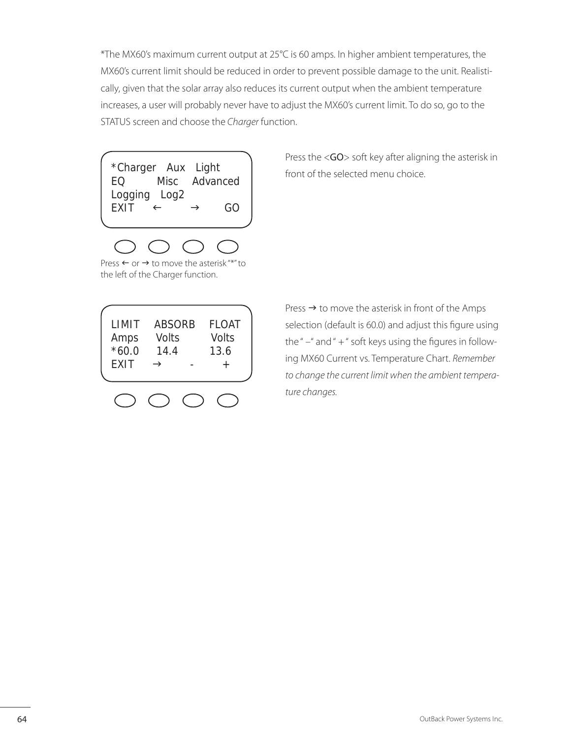*The MX60's maximum current output at 25°C is 60 amps. In higher ambient temperatures, the MX60's current limit should be reduced in order to prevent possible damage to the unit. Realistically, given that the solar array also reduces its current output when the ambient temperature increases, a user will probably never have to adjust the MX60's current limit. To do so, go to the STATUS screen and choose the *Charger* function.

```
*Charger   Aux   Light
EQ        Misc   Advanced
Logging   Log2
EXIT    ←       →      GO
```

Press ← or → to move the asterisk "*" to the left of the Charger function.

Press the <GO> soft key after aligning the asterisk in front of the selected menu choice.

```
LIMIT   ABSORB   FLOAT
Amps     Volts    Volts
*60.0    14.4     13.6
EXIT    →      -      +
```

Press → to move the asterisk in front of the Amps selection (default is 60.0) and adjust this figure using the " –" and " +" soft keys using the figures in following MX60 Current vs. Temperature Chart. *Remember to change the current limit when the ambient temperature changes.*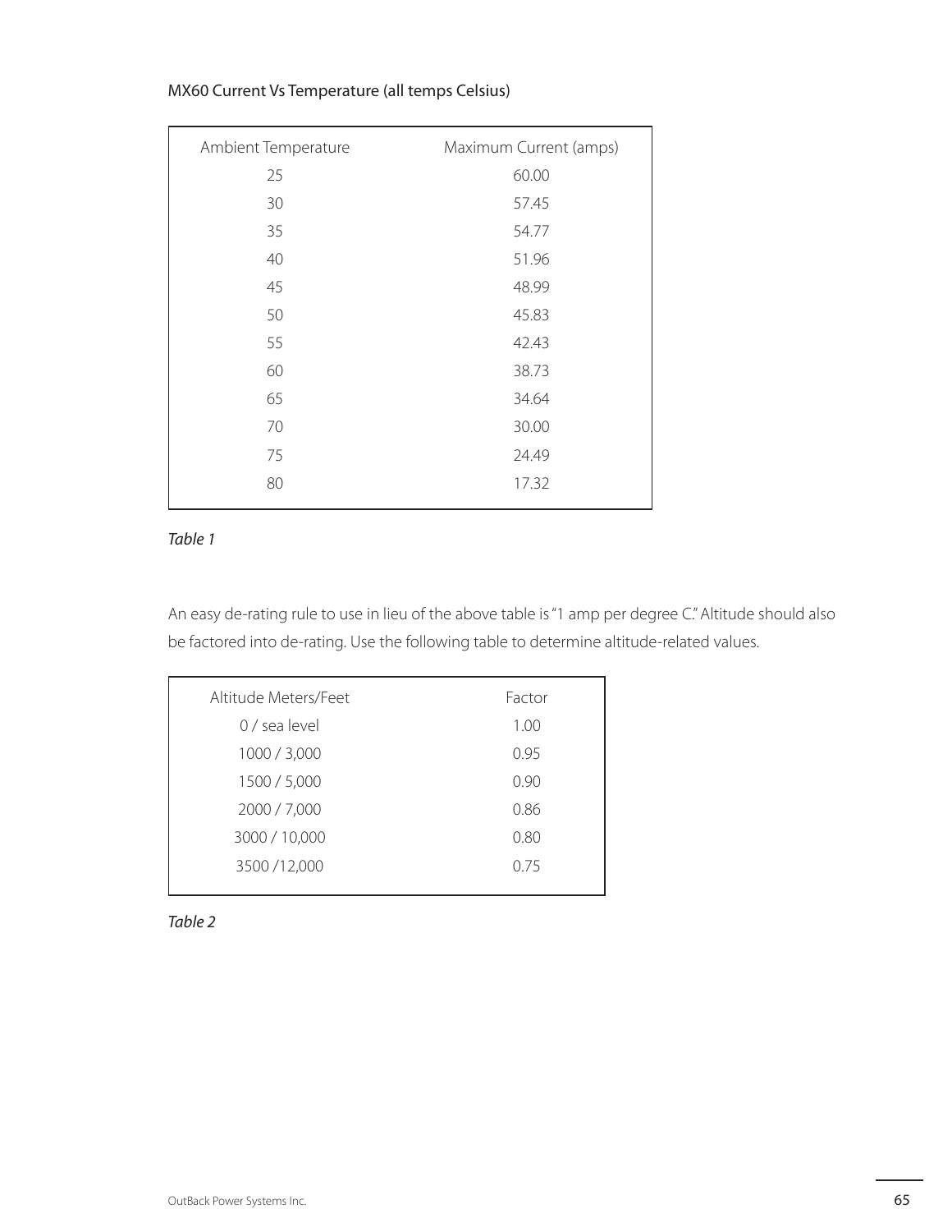MX60 Current Vs Temperature (all temps Celsius)

| Ambient Temperature | Maximum Current (amps) |
|---|---|
| 25 | 60.00 |
| 30 | 57.45 |
| 35 | 54.77 |
| 40 | 51.96 |
| 45 | 48.99 |
| 50 | 45.83 |
| 55 | 42.43 |
| 60 | 38.73 |
| 65 | 34.64 |
| 70 | 30.00 |
| 75 | 24.49 |
| 80 | 17.32 |

*Table 1*

An easy de-rating rule to use in lieu of the above table is "1 amp per degree C." Altitude should also be factored into de-rating. Use the following table to determine altitude-related values.

| Altitude Meters/Feet | Factor |
|---|---|
| 0 / sea level | 1.00 |
| 1000 / 3,000 | 0.95 |
| 1500 / 5,000 | 0.90 |
| 2000 / 7,000 | 0.86 |
| 3000 / 10,000 | 0.80 |
| 3500 /12,000 | 0.75 |

*Table 2*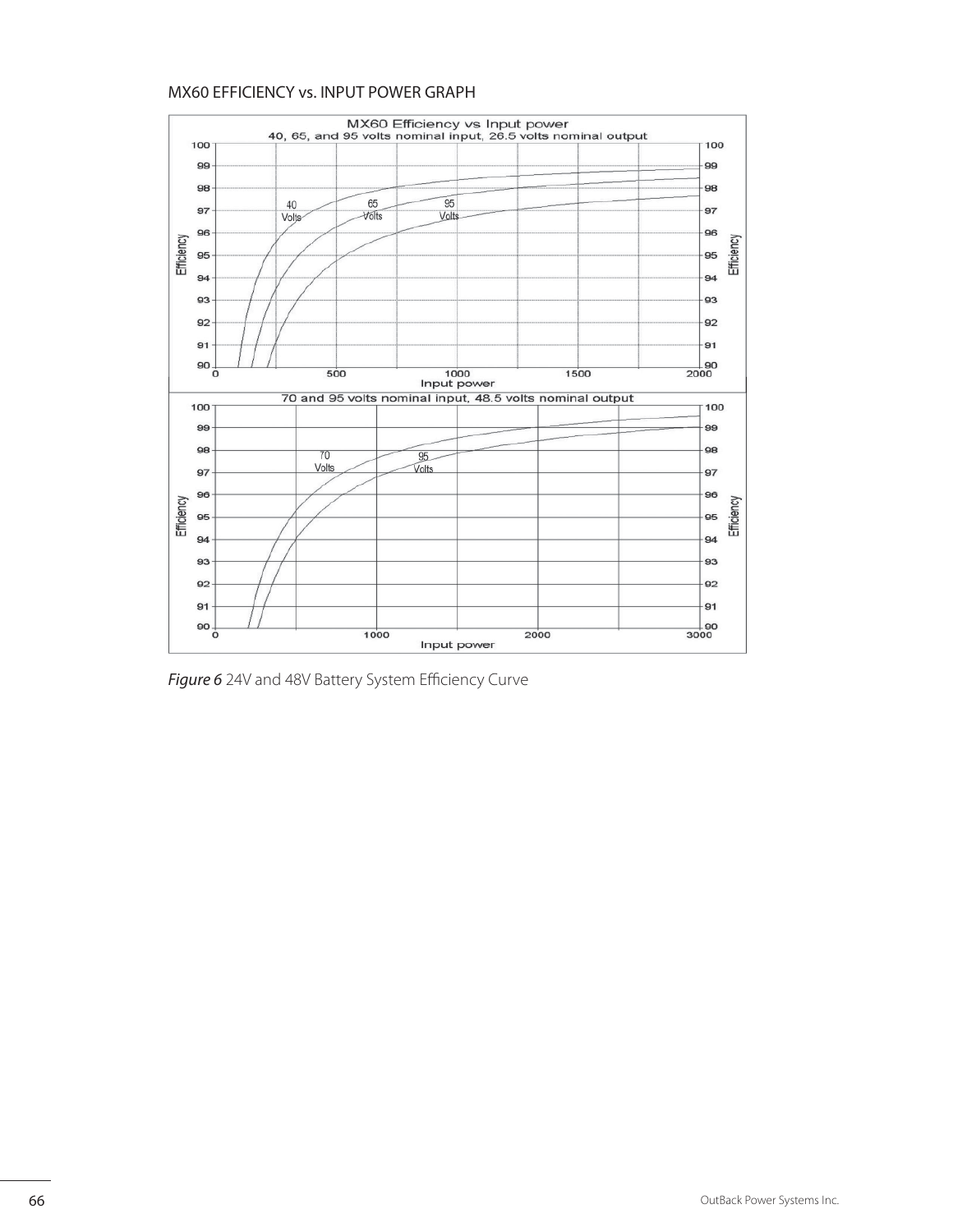## MX60 EFFICIENCY vs. INPUT POWER GRAPH

*Figure 6* 24V and 48V Battery System Efficiency Curve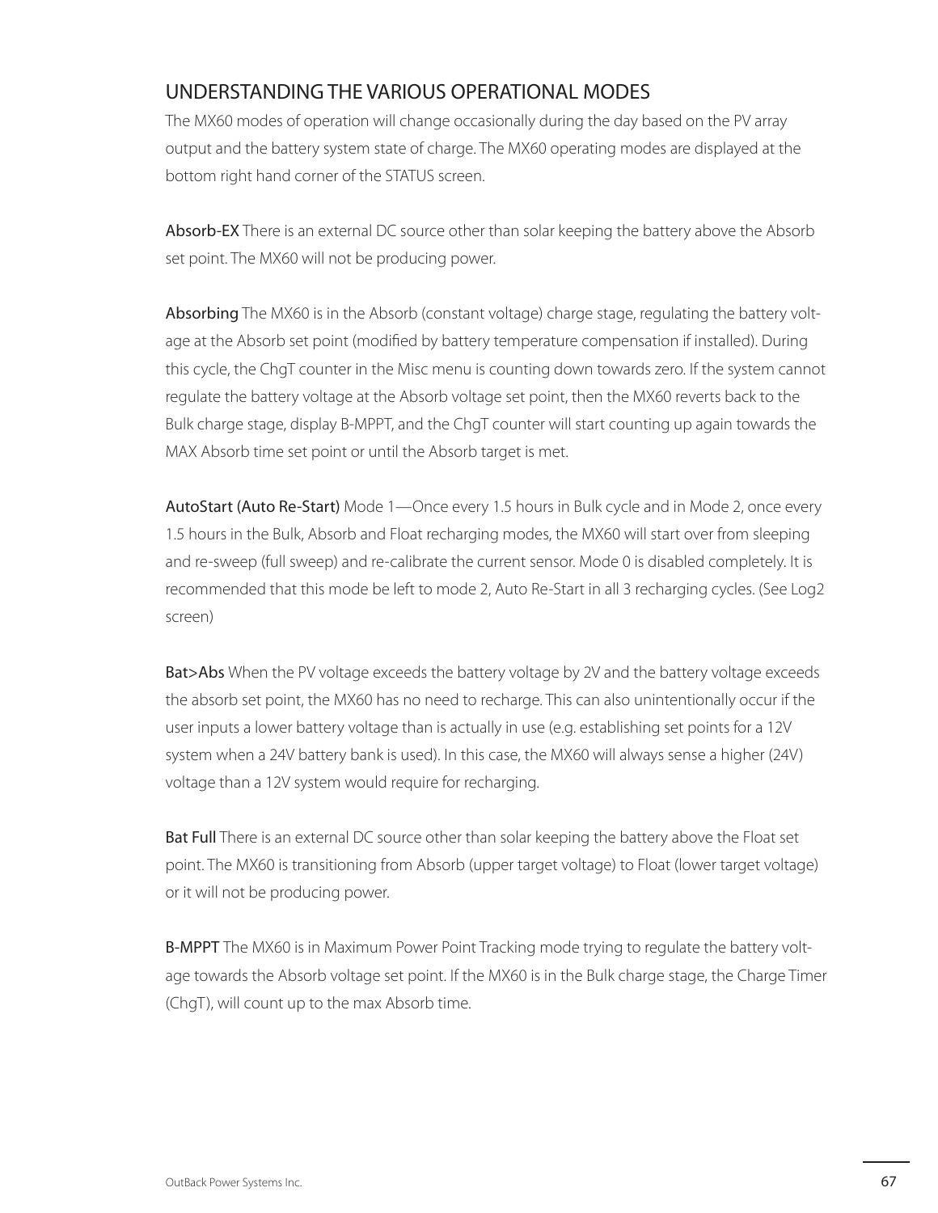## UNDERSTANDING THE VARIOUS OPERATIONAL MODES

The MX60 modes of operation will change occasionally during the day based on the PV array output and the battery system state of charge. The MX60 operating modes are displayed at the bottom right hand corner of the STATUS screen.

**Absorb-EX** There is an external DC source other than solar keeping the battery above the Absorb set point. The MX60 will not be producing power.

**Absorbing** The MX60 is in the Absorb (constant voltage) charge stage, regulating the battery voltage at the Absorb set point (modified by battery temperature compensation if installed). During this cycle, the ChgT counter in the Misc menu is counting down towards zero. If the system cannot regulate the battery voltage at the Absorb voltage set point, then the MX60 reverts back to the Bulk charge stage, display B-MPPT, and the ChgT counter will start counting up again towards the MAX Absorb time set point or until the Absorb target is met.

**AutoStart (Auto Re-Start)** Mode 1—Once every 1.5 hours in Bulk cycle and in Mode 2, once every 1.5 hours in the Bulk, Absorb and Float recharging modes, the MX60 will start over from sleeping and re-sweep (full sweep) and re-calibrate the current sensor. Mode 0 is disabled completely. It is recommended that this mode be left to mode 2, Auto Re-Start in all 3 recharging cycles. (See Log2 screen)

**Bat>Abs** When the PV voltage exceeds the battery voltage by 2V and the battery voltage exceeds the absorb set point, the MX60 has no need to recharge. This can also unintentionally occur if the user inputs a lower battery voltage than is actually in use (e.g. establishing set points for a 12V system when a 24V battery bank is used). In this case, the MX60 will always sense a higher (24V) voltage than a 12V system would require for recharging.

**Bat Full** There is an external DC source other than solar keeping the battery above the Float set point. The MX60 is transitioning from Absorb (upper target voltage) to Float (lower target voltage) or it will not be producing power.

**B-MPPT** The MX60 is in Maximum Power Point Tracking mode trying to regulate the battery voltage towards the Absorb voltage set point. If the MX60 is in the Bulk charge stage, the Charge Timer (ChgT), will count up to the max Absorb time.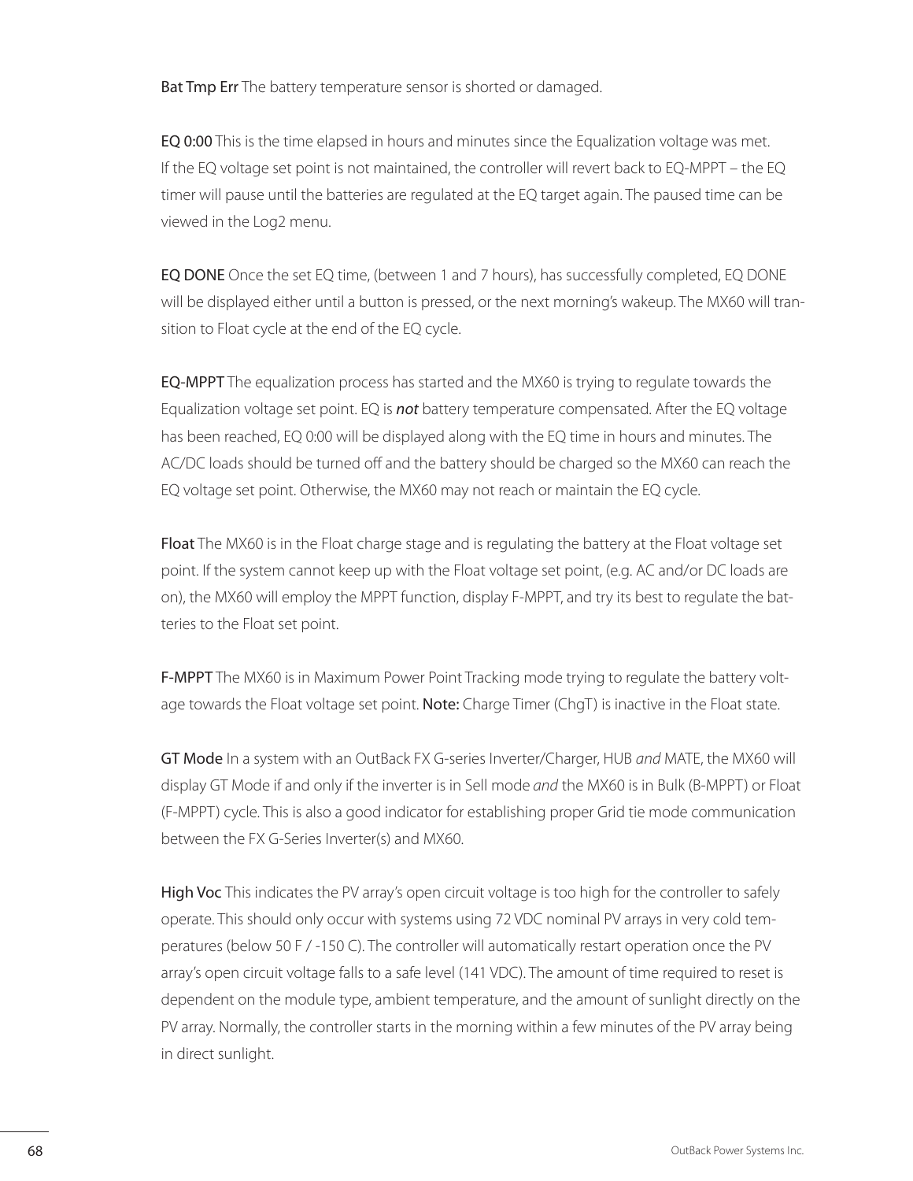**Bat Tmp Err** The battery temperature sensor is shorted or damaged.

**EQ 0:00** This is the time elapsed in hours and minutes since the Equalization voltage was met. If the EQ voltage set point is not maintained, the controller will revert back to EQ-MPPT – the EQ timer will pause until the batteries are regulated at the EQ target again. The paused time can be viewed in the Log2 menu.

**EQ DONE** Once the set EQ time, (between 1 and 7 hours), has successfully completed, EQ DONE will be displayed either until a button is pressed, or the next morning's wakeup. The MX60 will transition to Float cycle at the end of the EQ cycle.

**EQ-MPPT** The equalization process has started and the MX60 is trying to regulate towards the Equalization voltage set point. EQ is ***not*** battery temperature compensated. After the EQ voltage has been reached, EQ 0:00 will be displayed along with the EQ time in hours and minutes. The AC/DC loads should be turned off and the battery should be charged so the MX60 can reach the EQ voltage set point. Otherwise, the MX60 may not reach or maintain the EQ cycle.

**Float** The MX60 is in the Float charge stage and is regulating the battery at the Float voltage set point. If the system cannot keep up with the Float voltage set point, (e.g. AC and/or DC loads are on), the MX60 will employ the MPPT function, display F-MPPT, and try its best to regulate the batteries to the Float set point.

**F-MPPT** The MX60 is in Maximum Power Point Tracking mode trying to regulate the battery voltage towards the Float voltage set point. **Note:** Charge Timer (ChgT) is inactive in the Float state.

**GT Mode** In a system with an OutBack FX G-series Inverter/Charger, HUB *and* MATE, the MX60 will display GT Mode if and only if the inverter is in Sell mode *and* the MX60 is in Bulk (B-MPPT) or Float (F-MPPT) cycle. This is also a good indicator for establishing proper Grid tie mode communication between the FX G-Series Inverter(s) and MX60.

**High Voc** This indicates the PV array's open circuit voltage is too high for the controller to safely operate. This should only occur with systems using 72 VDC nominal PV arrays in very cold temperatures (below 50 F / -150 C). The controller will automatically restart operation once the PV array's open circuit voltage falls to a safe level (141 VDC). The amount of time required to reset is dependent on the module type, ambient temperature, and the amount of sunlight directly on the PV array. Normally, the controller starts in the morning within a few minutes of the PV array being in direct sunlight.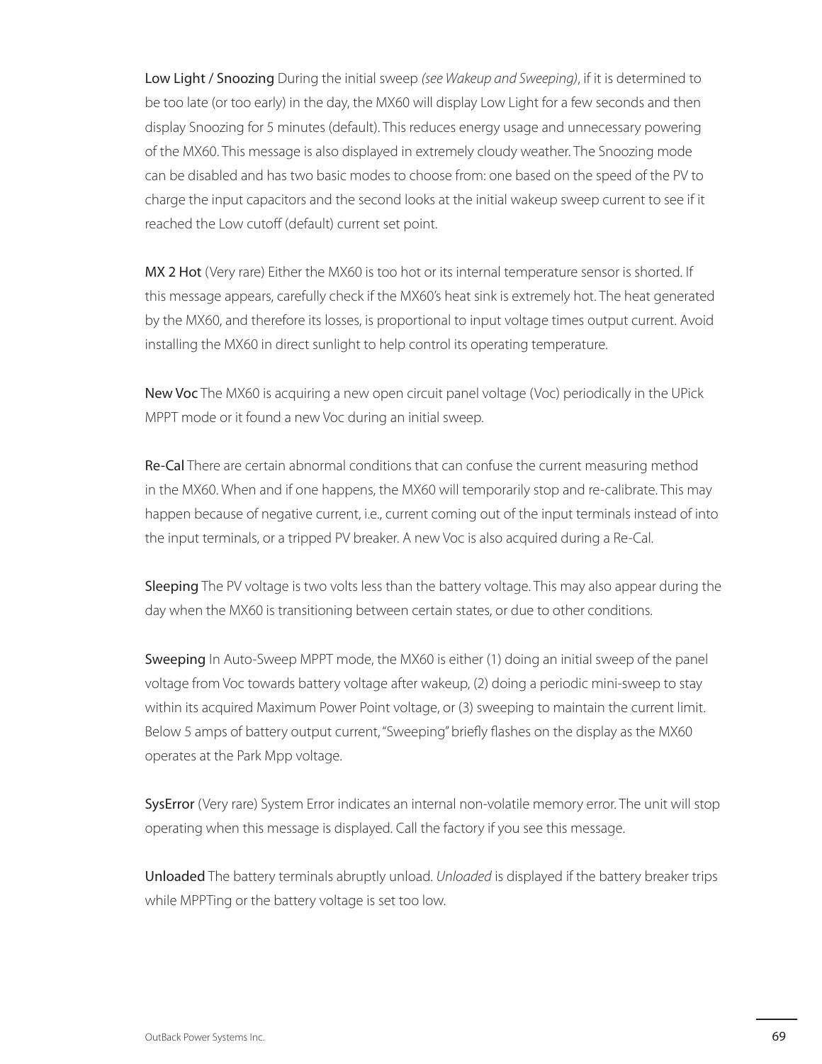**Low Light / Snoozing** During the initial sweep *(see Wakeup and Sweeping)*, if it is determined to be too late (or too early) in the day, the MX60 will display Low Light for a few seconds and then display Snoozing for 5 minutes (default). This reduces energy usage and unnecessary powering of the MX60. This message is also displayed in extremely cloudy weather. The Snoozing mode can be disabled and has two basic modes to choose from: one based on the speed of the PV to charge the input capacitors and the second looks at the initial wakeup sweep current to see if it reached the Low cutoff (default) current set point.

**MX 2 Hot** (Very rare) Either the MX60 is too hot or its internal temperature sensor is shorted. If this message appears, carefully check if the MX60's heat sink is extremely hot. The heat generated by the MX60, and therefore its losses, is proportional to input voltage times output current. Avoid installing the MX60 in direct sunlight to help control its operating temperature.

**New Voc** The MX60 is acquiring a new open circuit panel voltage (Voc) periodically in the UPick MPPT mode or it found a new Voc during an initial sweep.

**Re-Cal** There are certain abnormal conditions that can confuse the current measuring method in the MX60. When and if one happens, the MX60 will temporarily stop and re-calibrate. This may happen because of negative current, i.e., current coming out of the input terminals instead of into the input terminals, or a tripped PV breaker. A new Voc is also acquired during a Re-Cal.

**Sleeping** The PV voltage is two volts less than the battery voltage. This may also appear during the day when the MX60 is transitioning between certain states, or due to other conditions.

**Sweeping** In Auto-Sweep MPPT mode, the MX60 is either (1) doing an initial sweep of the panel voltage from Voc towards battery voltage after wakeup, (2) doing a periodic mini-sweep to stay within its acquired Maximum Power Point voltage, or (3) sweeping to maintain the current limit. Below 5 amps of battery output current, "Sweeping" briefly flashes on the display as the MX60 operates at the Park Mpp voltage.

**SysError** (Very rare) System Error indicates an internal non-volatile memory error. The unit will stop operating when this message is displayed. Call the factory if you see this message.

**Unloaded** The battery terminals abruptly unload. *Unloaded* is displayed if the battery breaker trips while MPPTing or the battery voltage is set too low.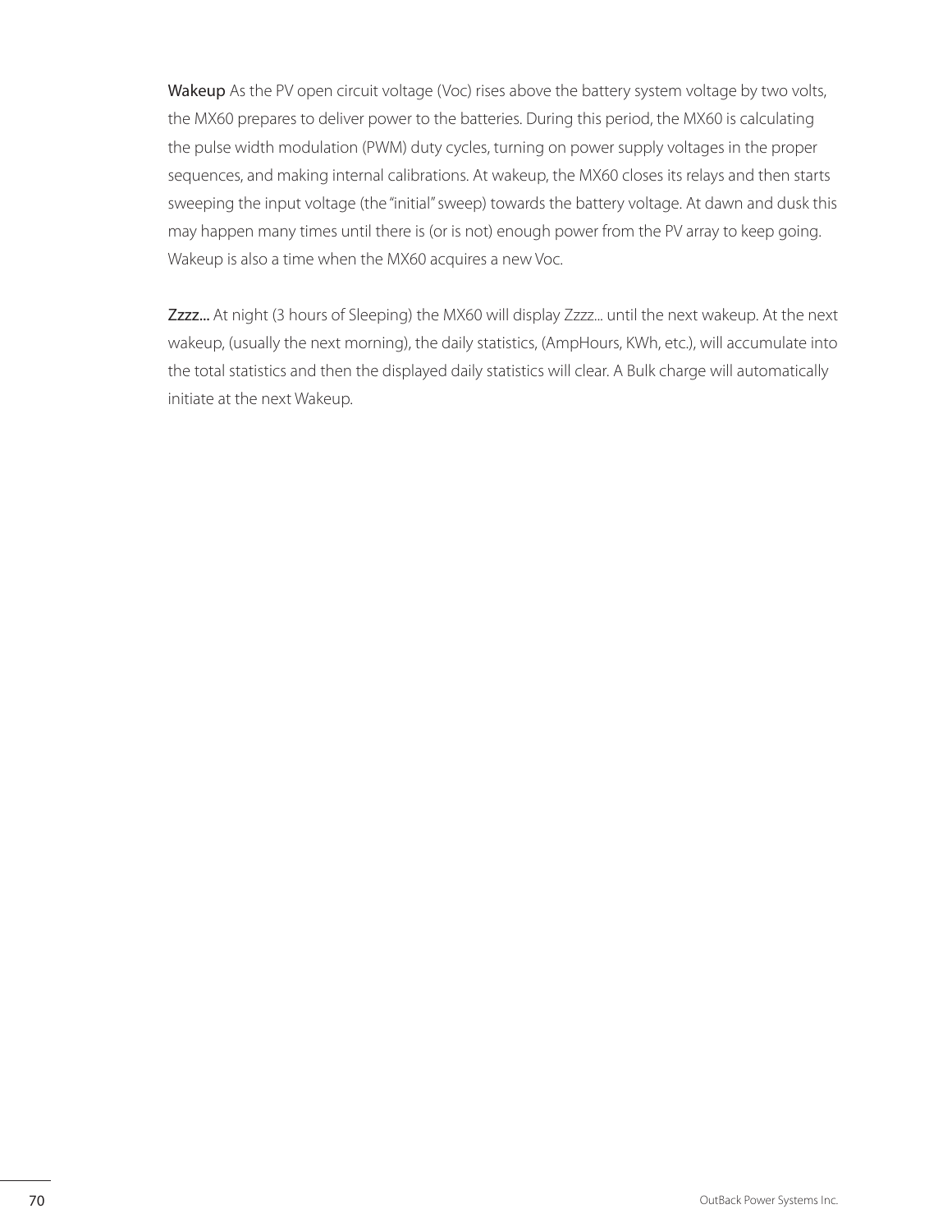**Wakeup** As the PV open circuit voltage (Voc) rises above the battery system voltage by two volts, the MX60 prepares to deliver power to the batteries. During this period, the MX60 is calculating the pulse width modulation (PWM) duty cycles, turning on power supply voltages in the proper sequences, and making internal calibrations. At wakeup, the MX60 closes its relays and then starts sweeping the input voltage (the "initial" sweep) towards the battery voltage. At dawn and dusk this may happen many times until there is (or is not) enough power from the PV array to keep going. Wakeup is also a time when the MX60 acquires a new Voc.

**Zzzz...** At night (3 hours of Sleeping) the MX60 will display Zzzz... until the next wakeup. At the next wakeup, (usually the next morning), the daily statistics, (AmpHours, KWh, etc.), will accumulate into the total statistics and then the displayed daily statistics will clear. A Bulk charge will automatically initiate at the next Wakeup.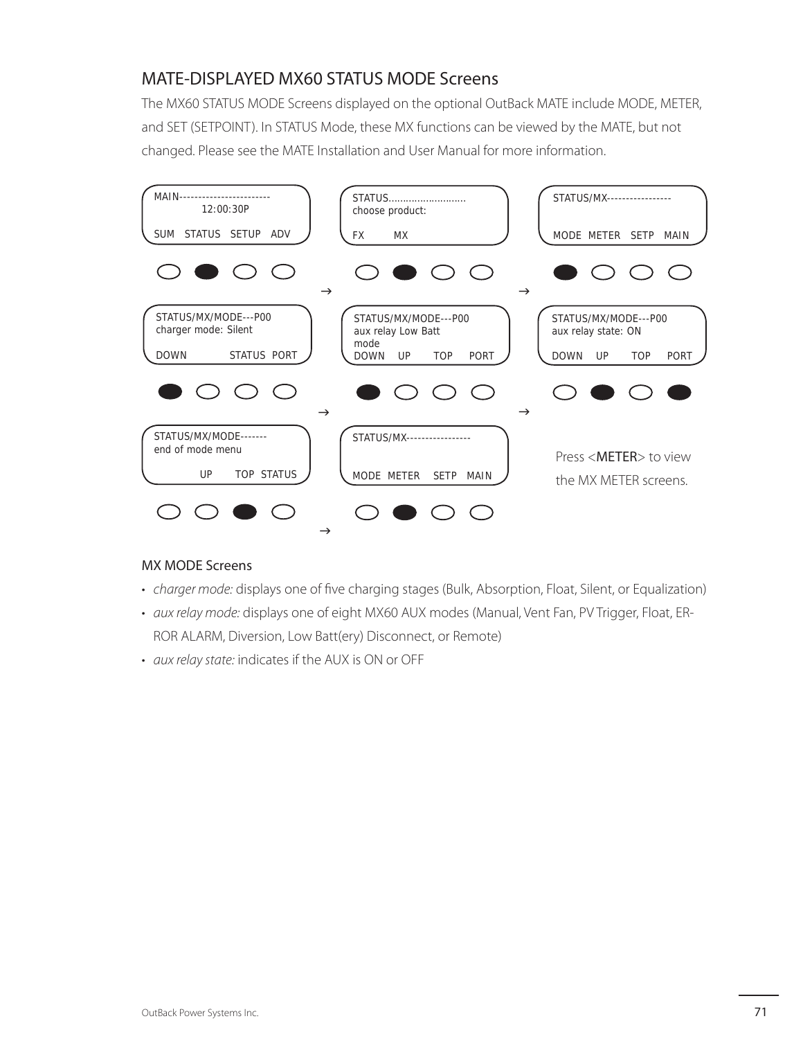## MATE-DISPLAYED MX60 STATUS MODE Screens

The MX60 STATUS MODE Screens displayed on the optional OutBack MATE include MODE, METER, and SET (SETPOINT). In STATUS Mode, these MX functions can be viewed by the MATE, but not changed. Please see the MATE Installation and User Manual for more information.

```
MAIN------------------------
          12:00:30P
SUM   STATUS   SETUP   ADV
```

→

```
STATUS...........................
choose product:
FX        MX
```

→

```
STATUS/MX-----------------
MODE  METER   SETP   MAIN
```

```
STATUS/MX/MODE---P00
charger mode: Silent
DOWN            STATUS  PORT
```

→

```
STATUS/MX/MODE---P00
aux relay Low Batt
mode
DOWN    UP      TOP     PORT
```

→

```
STATUS/MX/MODE---P00
aux relay state: ON
DOWN    UP      TOP     PORT
```

```
STATUS/MX/MODE-------
end of mode menu
        UP      TOP  STATUS
```

→

```
STATUS/MX-----------------
MODE  METER    SETP   MAIN
```

Press <METER> to view the MX METER screens.

### MX MODE Screens

- *charger mode:* displays one of five charging stages (Bulk, Absorption, Float, Silent, or Equalization)
- *aux relay mode:* displays one of eight MX60 AUX modes (Manual, Vent Fan, PV Trigger, Float, ERROR ALARM, Diversion, Low Batt(ery) Disconnect, or Remote)
- *aux relay state:* indicates if the AUX is ON or OFF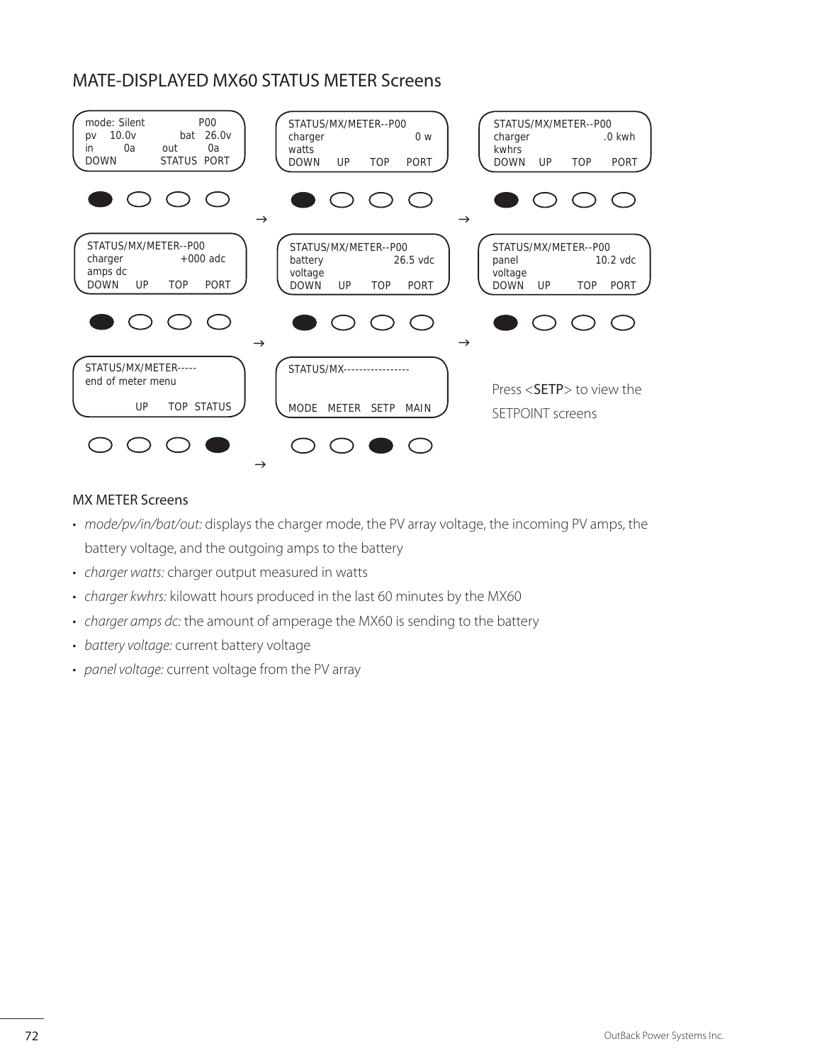## MATE-DISPLAYED MX60 STATUS METER Screens

```
mode: Silent            P00
pv    10.0v         bat  26.0v
in      0a      out      0a
DOWN            STATUS  PORT
```

→

```
STATUS/MX/METER--P00
charger                 0 w
watts
DOWN    UP     TOP    PORT
```

→

```
STATUS/MX/METER--P00
charger              .0 kwh
kwhrs
DOWN    UP     TOP    PORT
```

```
STATUS/MX/METER--P00
charger            +000 adc
amps dc
DOWN    UP     TOP    PORT
```

→

```
STATUS/MX/METER--P00
battery            26.5 vdc
voltage
DOWN    UP     TOP    PORT
```

→

```
STATUS/MX/METER--P00
panel              10.2 vdc
voltage
DOWN    UP     TOP    PORT
```

→

```
STATUS/MX/METER-----
end of meter menu

        UP     TOP  STATUS
```

→

```
STATUS/MX----------------


MODE   METER   SETP   MAIN
```

Press <SETP> to view the SETPOINT screens

### MX METER Screens

- *mode/pv/in/bat/out:* displays the charger mode, the PV array voltage, the incoming PV amps, the battery voltage, and the outgoing amps to the battery
- *charger watts:* charger output measured in watts
- *charger kwhrs:* kilowatt hours produced in the last 60 minutes by the MX60
- *charger amps dc:* the amount of amperage the MX60 is sending to the battery
- *battery voltage:* current battery voltage
- *panel voltage:* current voltage from the PV array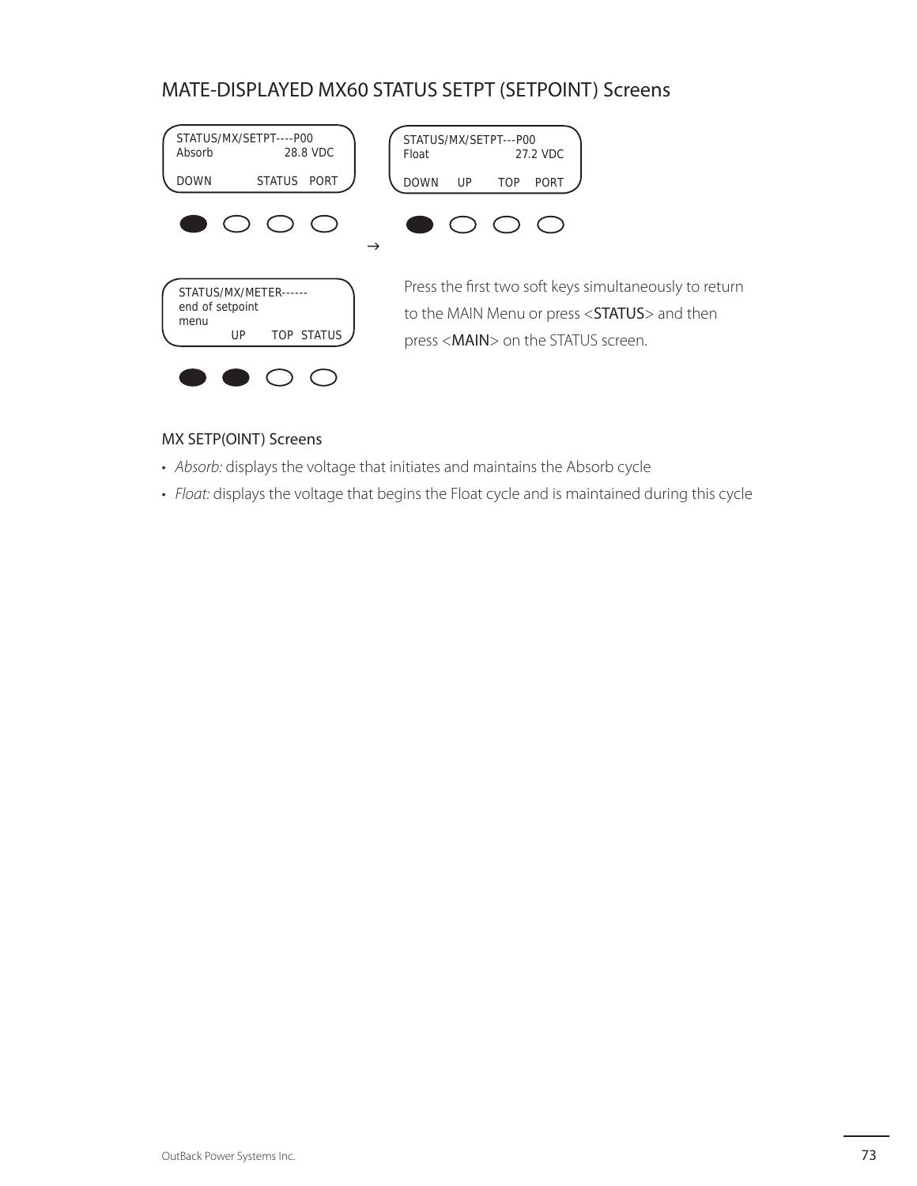## MATE-DISPLAYED MX60 STATUS SETPT (SETPOINT) Screens

```
STATUS/MX/SETPT----P00
Absorb             28.8 VDC

DOWN          STATUS   PORT
```

→

```
STATUS/MX/SETPT---P00
Float              27.2 VDC

DOWN    UP      TOP    PORT
```

```
STATUS/MX/METER------
end of setpoint
menu
        UP      TOP  STATUS
```

Press the first two soft keys simultaneously to return to the MAIN Menu or press <STATUS> and then press <MAIN> on the STATUS screen.

### MX SETP(OINT) Screens

- *Absorb:* displays the voltage that initiates and maintains the Absorb cycle
- *Float:* displays the voltage that begins the Float cycle and is maintained during this cycle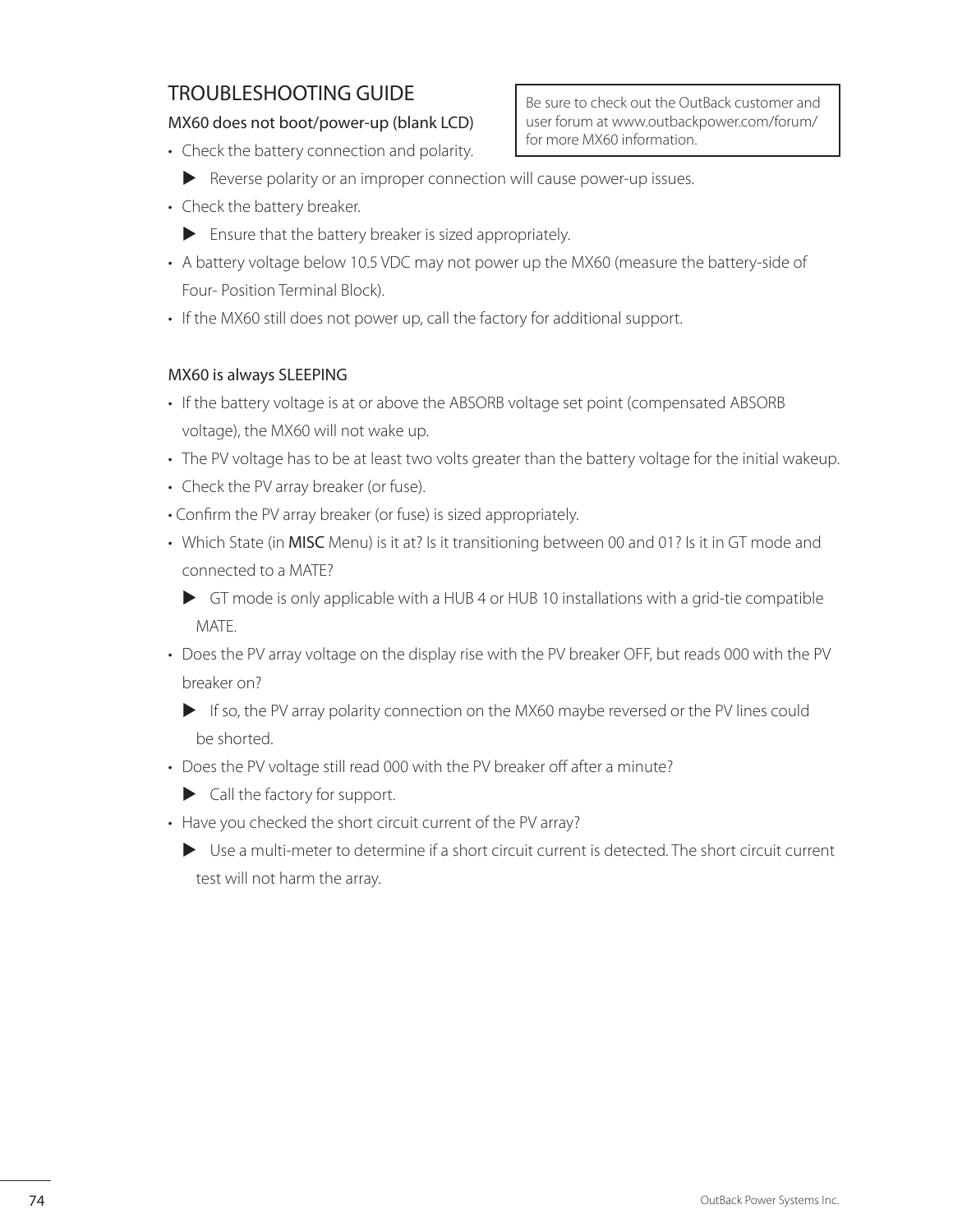# TROUBLESHOOTING GUIDE

> Be sure to check out the OutBack customer and user forum at www.outbackpower.com/forum/ for more MX60 information.

## MX60 does not boot/power-up (blank LCD)

- Check the battery connection and polarity.
  - ▶ Reverse polarity or an improper connection will cause power-up issues.
- Check the battery breaker.
  - ▶ Ensure that the battery breaker is sized appropriately.
- A battery voltage below 10.5 VDC may not power up the MX60 (measure the battery-side of Four- Position Terminal Block).
- If the MX60 still does not power up, call the factory for additional support.

## MX60 is always SLEEPING

- If the battery voltage is at or above the ABSORB voltage set point (compensated ABSORB voltage), the MX60 will not wake up.
- The PV voltage has to be at least two volts greater than the battery voltage for the initial wakeup.
- Check the PV array breaker (or fuse).
- Confirm the PV array breaker (or fuse) is sized appropriately.
- Which State (in MISC Menu) is it at? Is it transitioning between 00 and 01? Is it in GT mode and connected to a MATE?
  - ▶ GT mode is only applicable with a HUB 4 or HUB 10 installations with a grid-tie compatible MATE.
- Does the PV array voltage on the display rise with the PV breaker OFF, but reads 000 with the PV breaker on?
  - ▶ If so, the PV array polarity connection on the MX60 maybe reversed or the PV lines could be shorted.
- Does the PV voltage still read 000 with the PV breaker off after a minute?
  - ▶ Call the factory for support.
- Have you checked the short circuit current of the PV array?
  - ▶ Use a multi-meter to determine if a short circuit current is detected. The short circuit current test will not harm the array.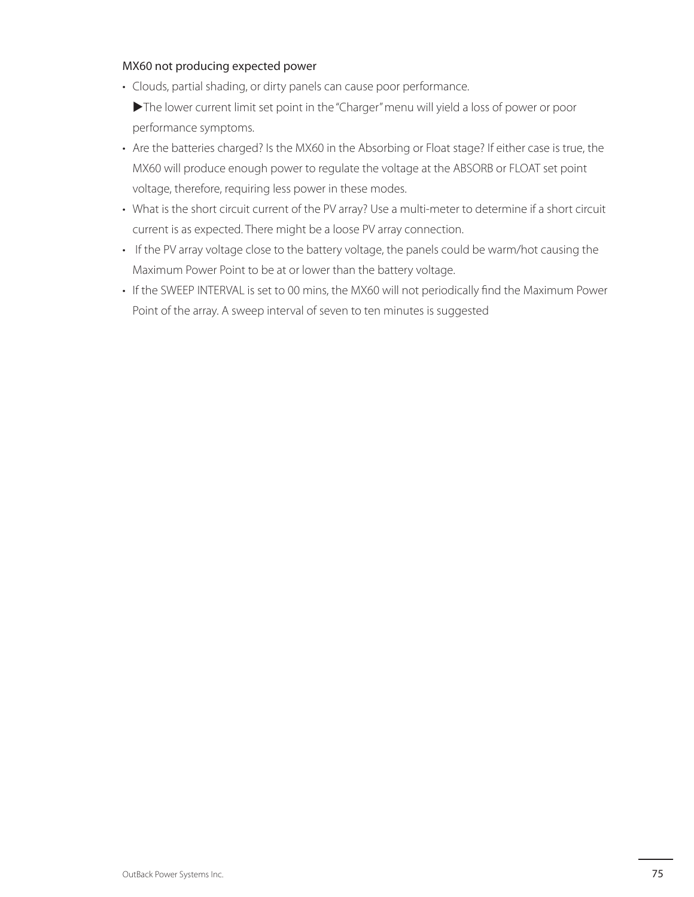### MX60 not producing expected power

- Clouds, partial shading, or dirty panels can cause poor performance.

  ▶The lower current limit set point in the "Charger" menu will yield a loss of power or poor performance symptoms.

- Are the batteries charged? Is the MX60 in the Absorbing or Float stage? If either case is true, the MX60 will produce enough power to regulate the voltage at the ABSORB or FLOAT set point voltage, therefore, requiring less power in these modes.
- What is the short circuit current of the PV array? Use a multi-meter to determine if a short circuit current is as expected. There might be a loose PV array connection.
- If the PV array voltage close to the battery voltage, the panels could be warm/hot causing the Maximum Power Point to be at or lower than the battery voltage.
- If the SWEEP INTERVAL is set to 00 mins, the MX60 will not periodically find the Maximum Power Point of the array. A sweep interval of seven to ten minutes is suggested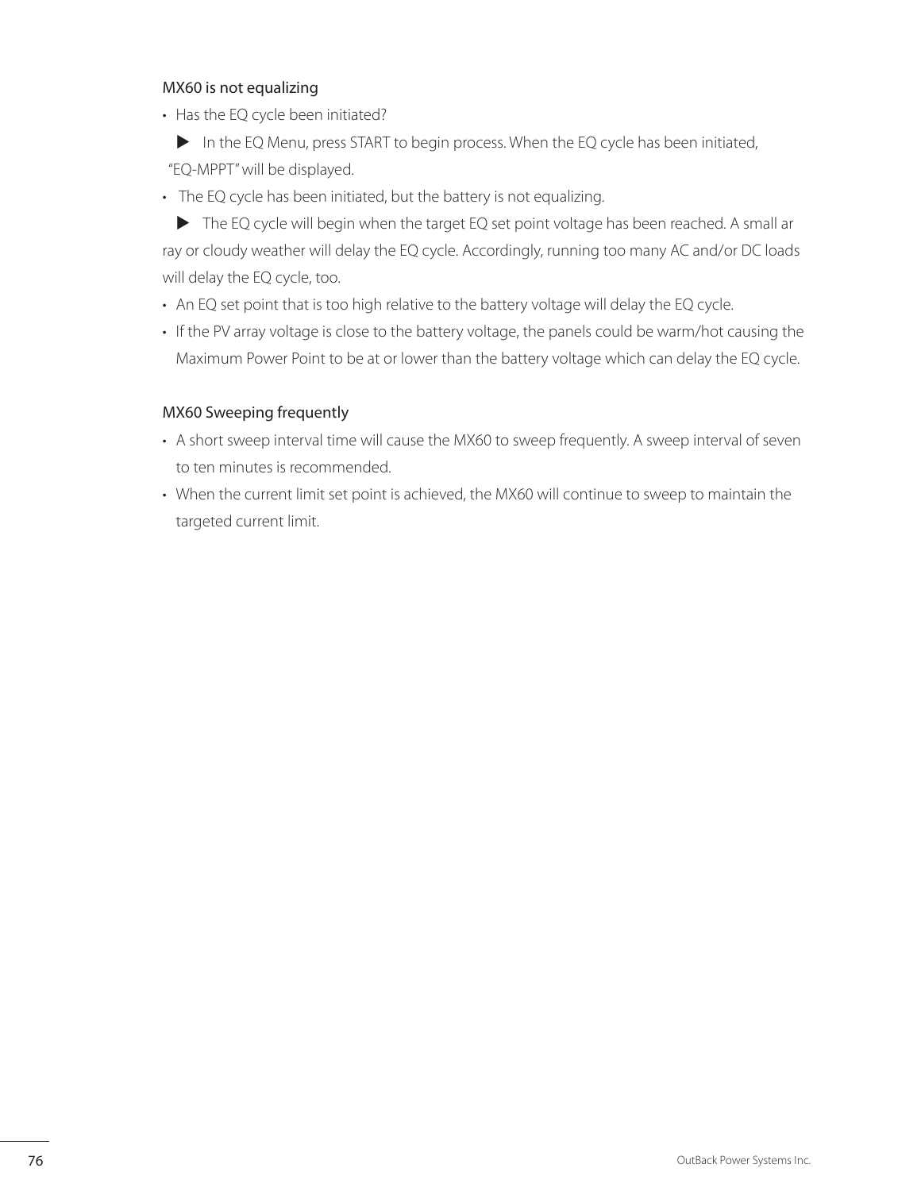### MX60 is not equalizing

- Has the EQ cycle been initiated?

  ▶ In the EQ Menu, press START to begin process. When the EQ cycle has been initiated, "EQ-MPPT" will be displayed.

- The EQ cycle has been initiated, but the battery is not equalizing.

  ▶ The EQ cycle will begin when the target EQ set point voltage has been reached. A small array or cloudy weather will delay the EQ cycle. Accordingly, running too many AC and/or DC loads will delay the EQ cycle, too.

- An EQ set point that is too high relative to the battery voltage will delay the EQ cycle.
- If the PV array voltage is close to the battery voltage, the panels could be warm/hot causing the Maximum Power Point to be at or lower than the battery voltage which can delay the EQ cycle.

### MX60 Sweeping frequently

- A short sweep interval time will cause the MX60 to sweep frequently. A sweep interval of seven to ten minutes is recommended.
- When the current limit set point is achieved, the MX60 will continue to sweep to maintain the targeted current limit.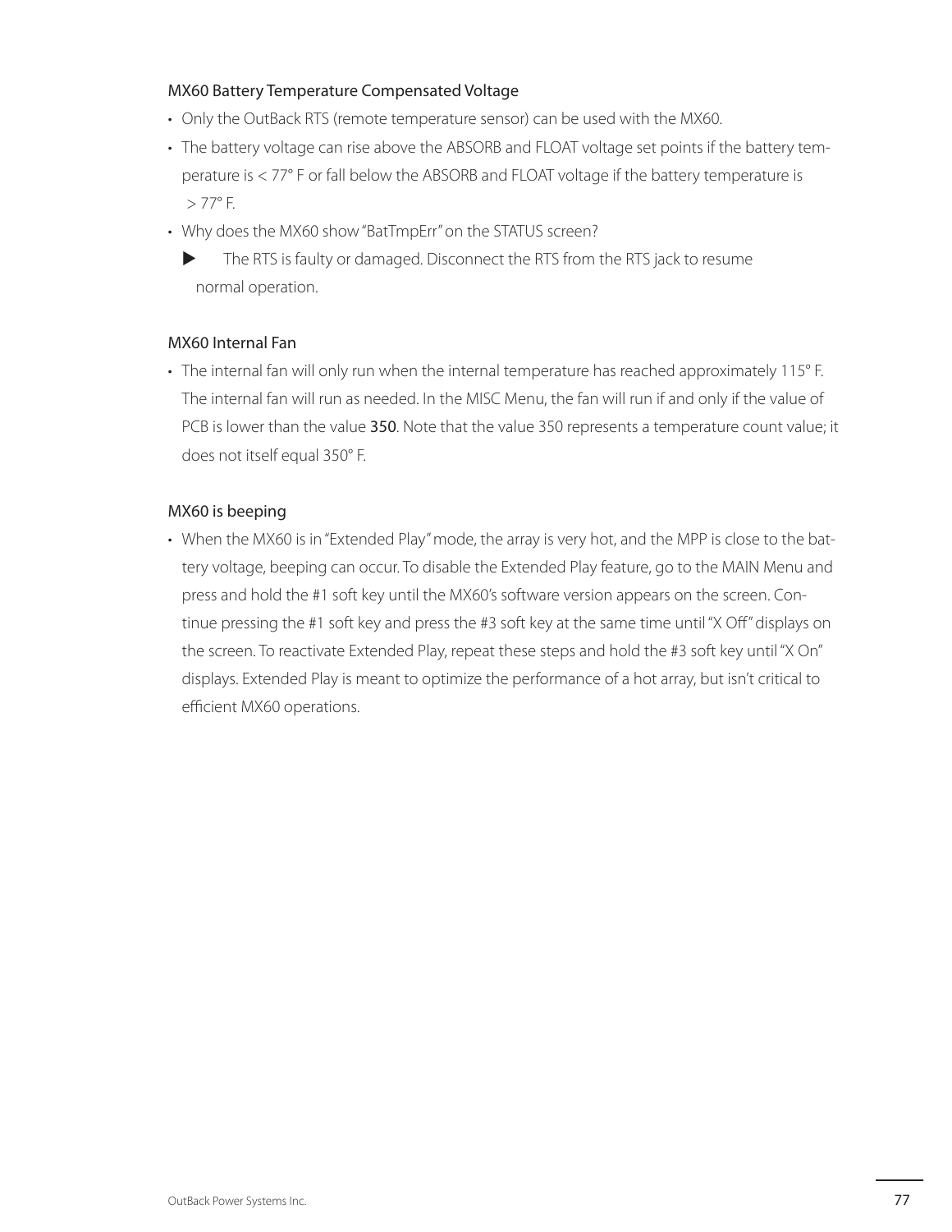### MX60 Battery Temperature Compensated Voltage

- Only the OutBack RTS (remote temperature sensor) can be used with the MX60.
- The battery voltage can rise above the ABSORB and FLOAT voltage set points if the battery temperature is < 77° F or fall below the ABSORB and FLOAT voltage if the battery temperature is > 77° F.
- Why does the MX60 show "BatTmpErr" on the STATUS screen?
  - ▶ The RTS is faulty or damaged. Disconnect the RTS from the RTS jack to resume normal operation.

### MX60 Internal Fan

- The internal fan will only run when the internal temperature has reached approximately 115° F. The internal fan will run as needed. In the MISC Menu, the fan will run if and only if the value of PCB is lower than the value **350**. Note that the value 350 represents a temperature count value; it does not itself equal 350° F.

### MX60 is beeping

- When the MX60 is in "Extended Play" mode, the array is very hot, and the MPP is close to the battery voltage, beeping can occur. To disable the Extended Play feature, go to the MAIN Menu and press and hold the #1 soft key until the MX60's software version appears on the screen. Continue pressing the #1 soft key and press the #3 soft key at the same time until "X Off" displays on the screen. To reactivate Extended Play, repeat these steps and hold the #3 soft key until "X On" displays. Extended Play is meant to optimize the performance of a hot array, but isn't critical to efficient MX60 operations.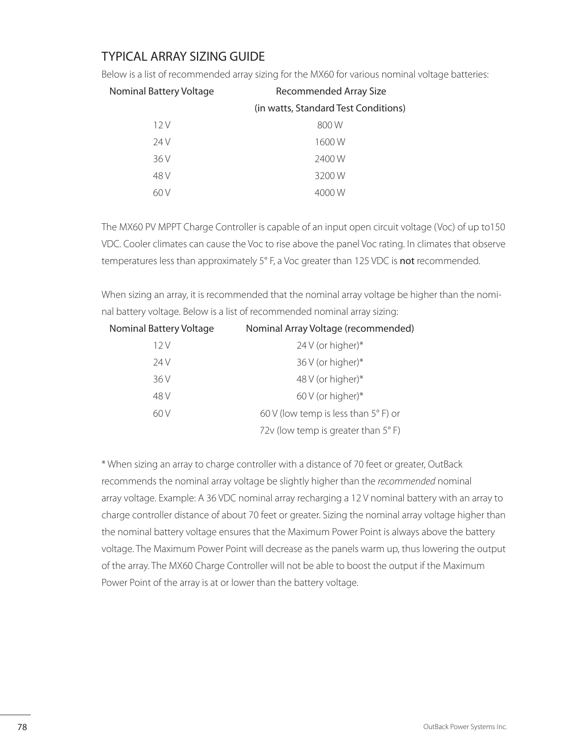## TYPICAL ARRAY SIZING GUIDE

Below is a list of recommended array sizing for the MX60 for various nominal voltage batteries:

| Nominal Battery Voltage | Recommended Array Size (in watts, Standard Test Conditions) |
|---|---|
| 12 V | 800 W |
| 24 V | 1600 W |
| 36 V | 2400 W |
| 48 V | 3200 W |
| 60 V | 4000 W |

The MX60 PV MPPT Charge Controller is capable of an input open circuit voltage (Voc) of up to150 VDC. Cooler climates can cause the Voc to rise above the panel Voc rating. In climates that observe temperatures less than approximately 5° F, a Voc greater than 125 VDC is **not** recommended.

When sizing an array, it is recommended that the nominal array voltage be higher than the nominal battery voltage. Below is a list of recommended nominal array sizing:

| Nominal Battery Voltage | Nominal Array Voltage (recommended) |
|---|---|
| 12 V | 24 V (or higher)* |
| 24 V | 36 V (or higher)* |
| 36 V | 48 V (or higher)* |
| 48 V | 60 V (or higher)* |
| 60 V | 60 V (low temp is less than 5° F) or 72v (low temp is greater than 5° F) |

* When sizing an array to charge controller with a distance of 70 feet or greater, OutBack recommends the nominal array voltage be slightly higher than the *recommended* nominal array voltage. Example: A 36 VDC nominal array recharging a 12 V nominal battery with an array to charge controller distance of about 70 feet or greater. Sizing the nominal array voltage higher than the nominal battery voltage ensures that the Maximum Power Point is always above the battery voltage. The Maximum Power Point will decrease as the panels warm up, thus lowering the output of the array. The MX60 Charge Controller will not be able to boost the output if the Maximum Power Point of the array is at or lower than the battery voltage.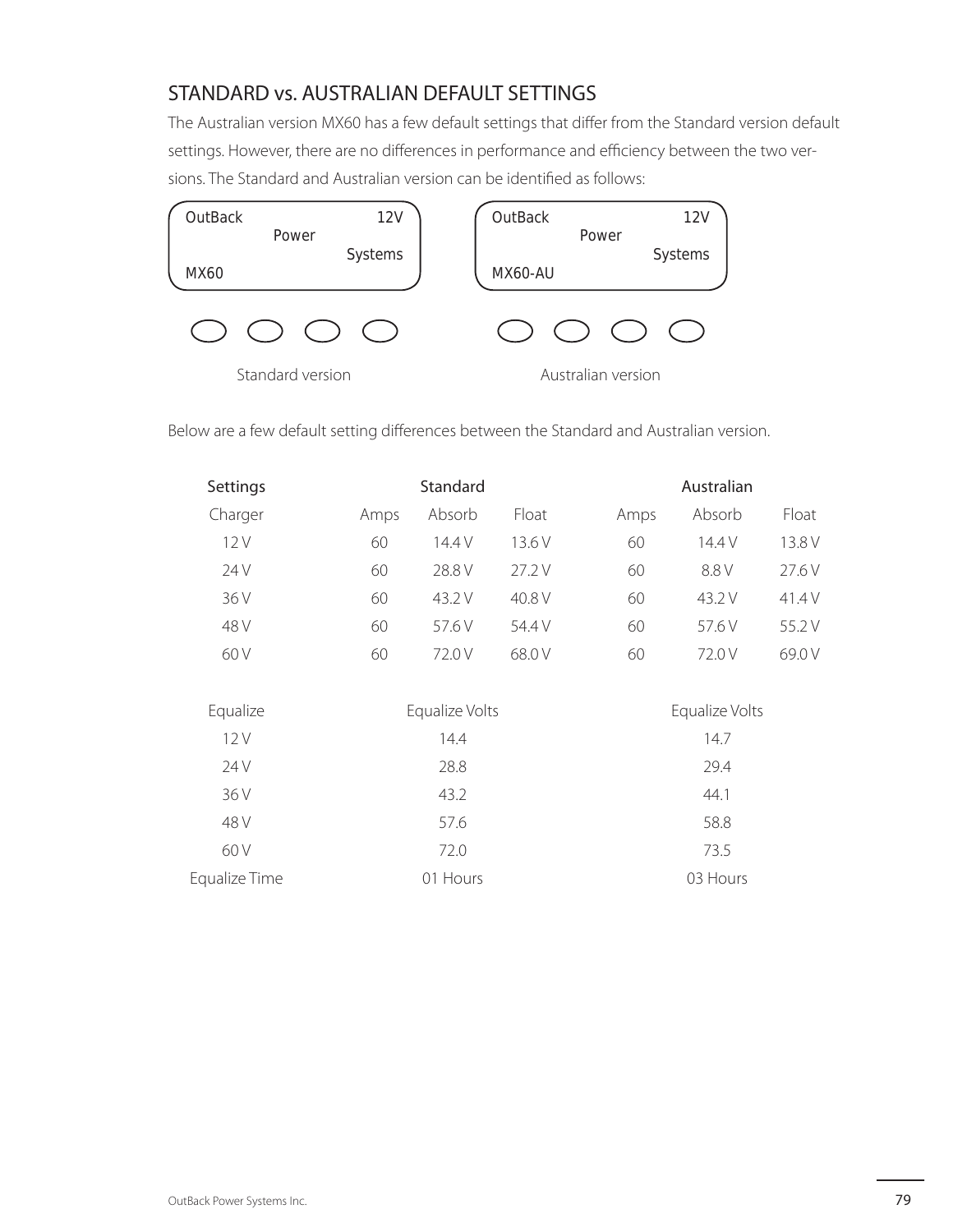## STANDARD vs. AUSTRALIAN DEFAULT SETTINGS

The Australian version MX60 has a few default settings that differ from the Standard version default settings. However, there are no differences in performance and efficiency between the two versions. The Standard and Australian version can be identified as follows:

```
OutBack          12V
        Power
              Systems
MX60
```

Standard version

```
OutBack          12V
        Power
              Systems
MX60-AU
```

Australian version

Below are a few default setting differences between the Standard and Australian version.

| Settings | Standard | | | Australian | | |
|---|---|---|---|---|---|---|
| Charger | Amps | Absorb | Float | Amps | Absorb | Float |
| 12 V | 60 | 14.4 V | 13.6 V | 60 | 14.4 V | 13.8 V |
| 24 V | 60 | 28.8 V | 27.2 V | 60 | 8.8 V | 27.6 V |
| 36 V | 60 | 43.2 V | 40.8 V | 60 | 43.2 V | 41.4 V |
| 48 V | 60 | 57.6 V | 54.4 V | 60 | 57.6 V | 55.2 V |
| 60 V | 60 | 72.0 V | 68.0 V | 60 | 72.0 V | 69.0 V |

| Equalize | Equalize Volts | Equalize Volts |
|---|---|---|
| 12 V | 14.4 | 14.7 |
| 24 V | 28.8 | 29.4 |
| 36 V | 43.2 | 44.1 |
| 48 V | 57.6 | 58.8 |
| 60 V | 72.0 | 73.5 |
| Equalize Time | 01 Hours | 03 Hours |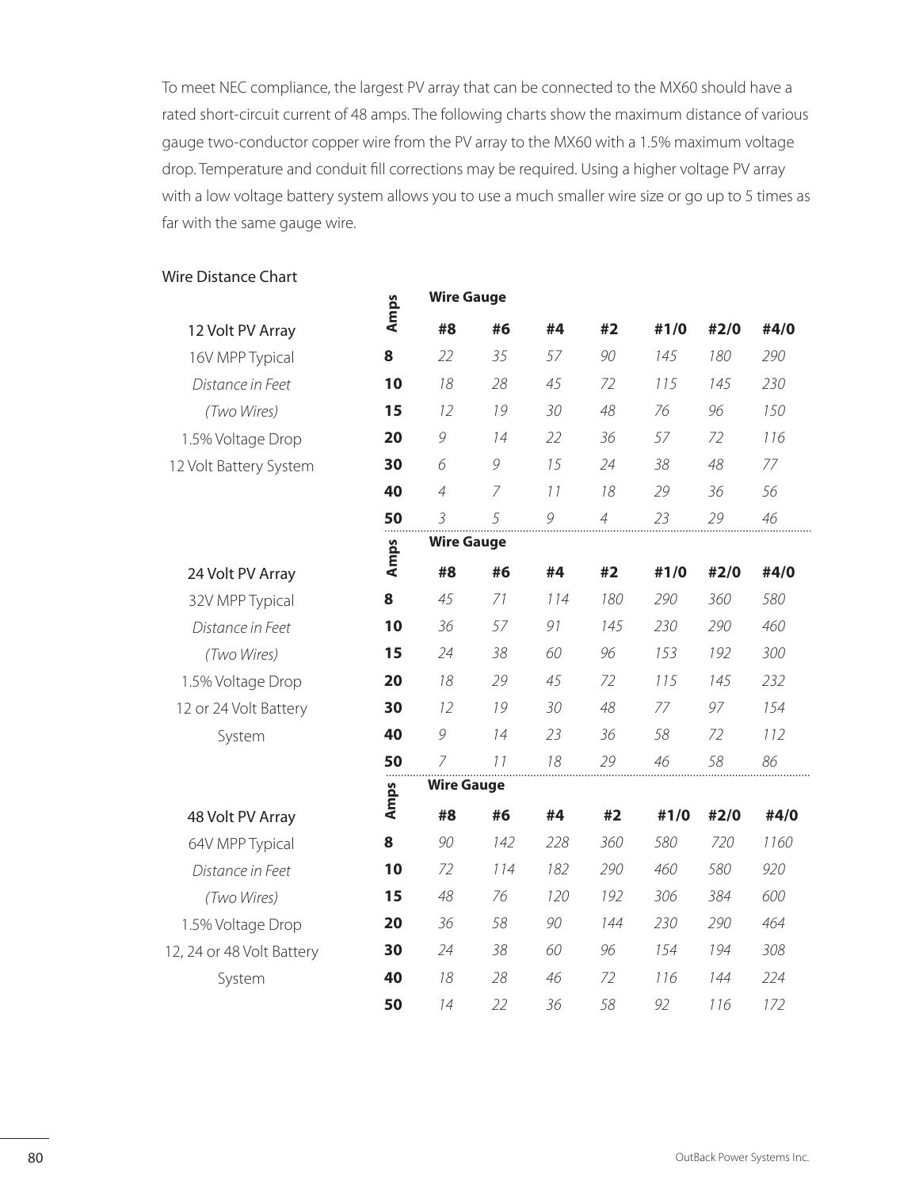To meet NEC compliance, the largest PV array that can be connected to the MX60 should have a rated short-circuit current of 48 amps. The following charts show the maximum distance of various gauge two-conductor copper wire from the PV array to the MX60 with a 1.5% maximum voltage drop. Temperature and conduit fill corrections may be required. Using a higher voltage PV array with a low voltage battery system allows you to use a much smaller wire size or go up to 5 times as far with the same gauge wire.

Wire Distance Chart

**12 Volt PV Array**
16V MPP Typical
*Distance in Feet*
*(Two Wires)*
1.5% Voltage Drop
12 Volt Battery System

| Amps | #8 | #6 | #4 | #2 | #1/0 | #2/0 | #4/0 |
|---|---|---|---|---|---|---|---|
| **8** | *22* | *35* | *57* | *90* | *145* | *180* | *290* |
| **10** | *18* | *28* | *45* | *72* | *115* | *145* | *230* |
| **15** | *12* | *19* | *30* | *48* | *76* | *96* | *150* |
| **20** | *9* | *14* | *22* | *36* | *57* | *72* | *116* |
| **30** | *6* | *9* | *15* | *24* | *38* | *48* | *77* |
| **40** | *4* | *7* | *11* | *18* | *29* | *36* | *56* |
| **50** | *3* | *5* | *9* | *4* | *23* | *29* | *46* |

**24 Volt PV Array**
32V MPP Typical
*Distance in Feet*
*(Two Wires)*
1.5% Voltage Drop
12 or 24 Volt Battery System

| Amps | #8 | #6 | #4 | #2 | #1/0 | #2/0 | #4/0 |
|---|---|---|---|---|---|---|---|
| **8** | *45* | *71* | *114* | *180* | *290* | *360* | *580* |
| **10** | *36* | *57* | *91* | *145* | *230* | *290* | *460* |
| **15** | *24* | *38* | *60* | *96* | *153* | *192* | *300* |
| **20** | *18* | *29* | *45* | *72* | *115* | *145* | *232* |
| **30** | *12* | *19* | *30* | *48* | *77* | *97* | *154* |
| **40** | *9* | *14* | *23* | *36* | *58* | *72* | *112* |
| **50** | *7* | *11* | *18* | *29* | *46* | *58* | *86* |

**48 Volt PV Array**
64V MPP Typical
*Distance in Feet*
*(Two Wires)*
1.5% Voltage Drop
12, 24 or 48 Volt Battery System

| Amps | #8 | #6 | #4 | #2 | #1/0 | #2/0 | #4/0 |
|---|---|---|---|---|---|---|---|
| **8** | *90* | *142* | *228* | *360* | *580* | *720* | *1160* |
| **10** | *72* | *114* | *182* | *290* | *460* | *580* | *920* |
| **15** | *48* | *76* | *120* | *192* | *306* | *384* | *600* |
| **20** | *36* | *58* | *90* | *144* | *230* | *290* | *464* |
| **30** | *24* | *38* | *60* | *96* | *154* | *194* | *308* |
| **40** | *18* | *28* | *46* | *72* | *116* | *144* | *224* |
| **50** | *14* | *22* | *36* | *58* | *92* | *116* | *172* |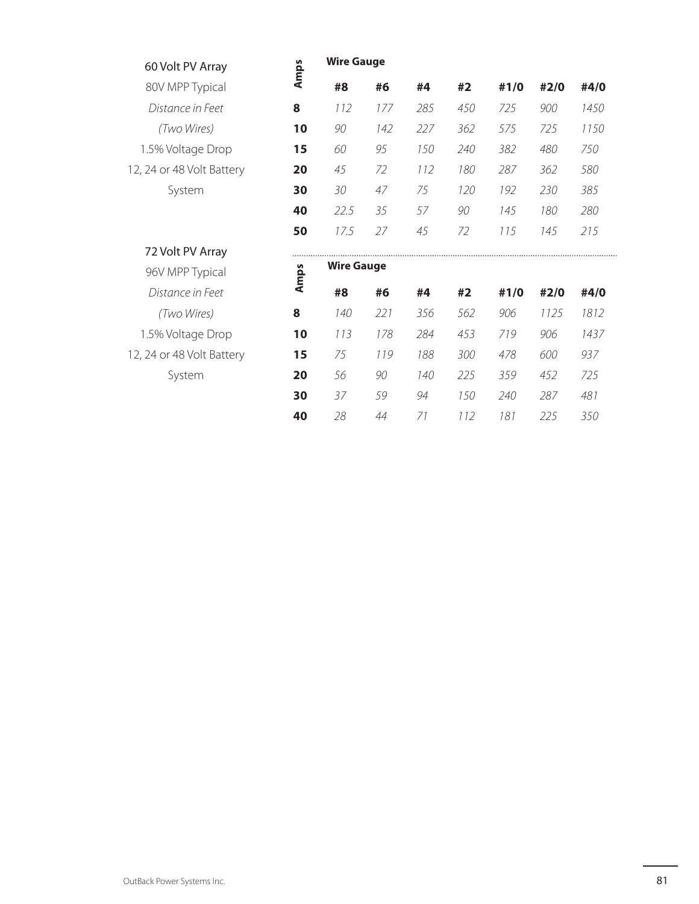60 Volt PV Array

80V MPP Typical

*Distance in Feet*

*(Two Wires)*

1.5% Voltage Drop

12, 24 or 48 Volt Battery System

| Amps | Wire Gauge | | | | | | |
|---|---|---|---|---|---|---|---|
| | **#8** | **#6** | **#4** | **#2** | **#1/0** | **#2/0** | **#4/0** |
| **8** | *112* | *177* | *285* | *450* | *725* | *900* | *1450* |
| **10** | *90* | *142* | *227* | *362* | *575* | *725* | *1150* |
| **15** | *60* | *95* | *150* | *240* | *382* | *480* | *750* |
| **20** | *45* | *72* | *112* | *180* | *287* | *362* | *580* |
| **30** | *30* | *47* | *75* | *120* | *192* | *230* | *385* |
| **40** | *22.5* | *35* | *57* | *90* | *145* | *180* | *280* |
| **50** | *17.5* | *27* | *45* | *72* | *115* | *145* | *215* |

72 Volt PV Array

96V MPP Typical

*Distance in Feet*

*(Two Wires)*

1.5% Voltage Drop

12, 24 or 48 Volt Battery System

| Amps | Wire Gauge | | | | | | |
|---|---|---|---|---|---|---|---|
| | **#8** | **#6** | **#4** | **#2** | **#1/0** | **#2/0** | **#4/0** |
| **8** | *140* | *221* | *356* | *562* | *906* | *1125* | *1812* |
| **10** | *113* | *178* | *284* | *453* | *719* | *906* | *1437* |
| **15** | *75* | *119* | *188* | *300* | *478* | *600* | *937* |
| **20** | *56* | *90* | *140* | *225* | *359* | *452* | *725* |
| **30** | *37* | *59* | *94* | *150* | *240* | *287* | *481* |
| **40** | *28* | *44* | *71* | *112* | *181* | *225* | *350* |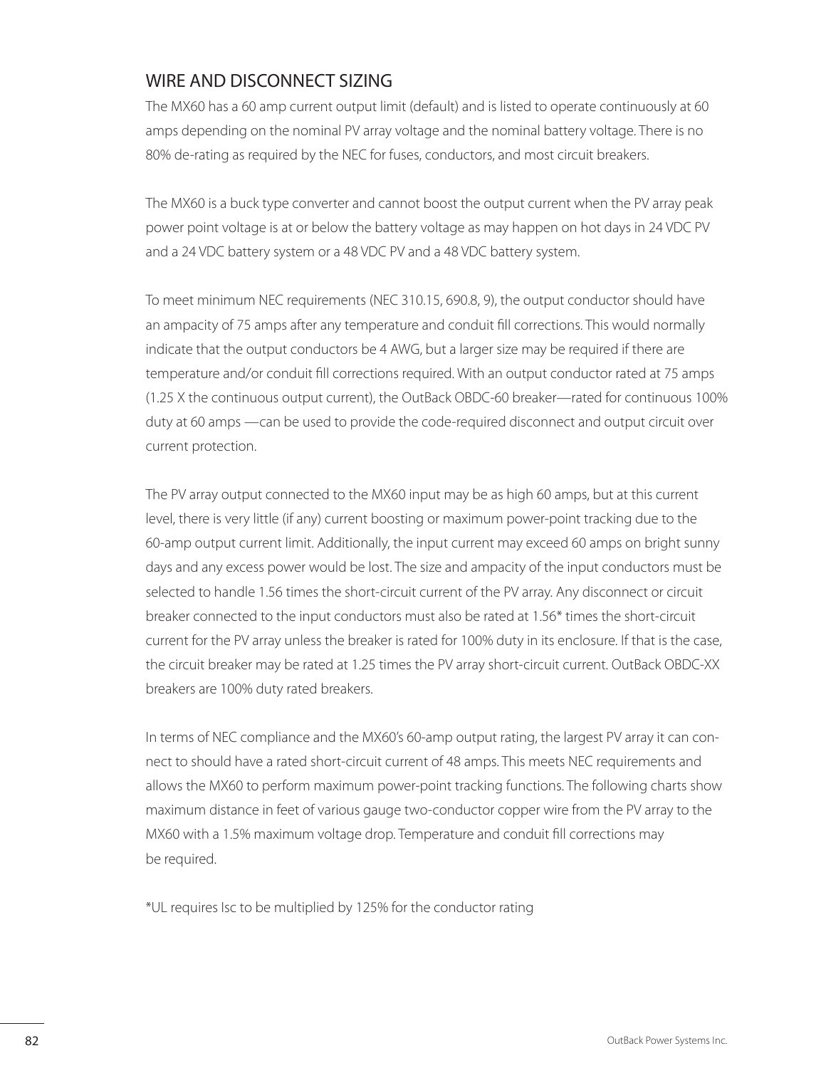## WIRE AND DISCONNECT SIZING

The MX60 has a 60 amp current output limit (default) and is listed to operate continuously at 60 amps depending on the nominal PV array voltage and the nominal battery voltage. There is no 80% de-rating as required by the NEC for fuses, conductors, and most circuit breakers.

The MX60 is a buck type converter and cannot boost the output current when the PV array peak power point voltage is at or below the battery voltage as may happen on hot days in 24 VDC PV and a 24 VDC battery system or a 48 VDC PV and a 48 VDC battery system.

To meet minimum NEC requirements (NEC 310.15, 690.8, 9), the output conductor should have an ampacity of 75 amps after any temperature and conduit fill corrections. This would normally indicate that the output conductors be 4 AWG, but a larger size may be required if there are temperature and/or conduit fill corrections required. With an output conductor rated at 75 amps (1.25 X the continuous output current), the OutBack OBDC-60 breaker—rated for continuous 100% duty at 60 amps —can be used to provide the code-required disconnect and output circuit over current protection.

The PV array output connected to the MX60 input may be as high 60 amps, but at this current level, there is very little (if any) current boosting or maximum power-point tracking due to the 60-amp output current limit. Additionally, the input current may exceed 60 amps on bright sunny days and any excess power would be lost. The size and ampacity of the input conductors must be selected to handle 1.56 times the short-circuit current of the PV array. Any disconnect or circuit breaker connected to the input conductors must also be rated at 1.56* times the short-circuit current for the PV array unless the breaker is rated for 100% duty in its enclosure. If that is the case, the circuit breaker may be rated at 1.25 times the PV array short-circuit current. OutBack OBDC-XX breakers are 100% duty rated breakers.

In terms of NEC compliance and the MX60's 60-amp output rating, the largest PV array it can connect to should have a rated short-circuit current of 48 amps. This meets NEC requirements and allows the MX60 to perform maximum power-point tracking functions. The following charts show maximum distance in feet of various gauge two-conductor copper wire from the PV array to the MX60 with a 1.5% maximum voltage drop. Temperature and conduit fill corrections may be required.

*UL requires Isc to be multiplied by 125% for the conductor rating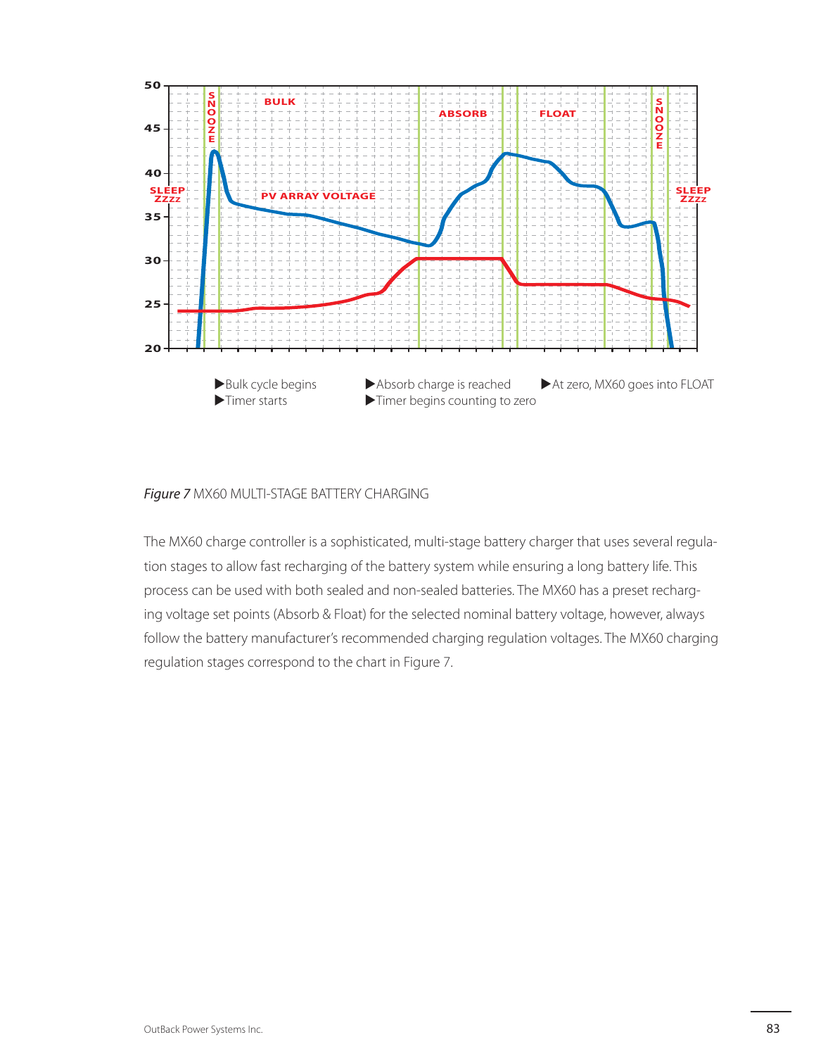▶Bulk cycle begins
▶Timer starts

▶Absorb charge is reached
▶Timer begins counting to zero

▶At zero, MX60 goes into FLOAT

*Figure 7* MX60 MULTI-STAGE BATTERY CHARGING

The MX60 charge controller is a sophisticated, multi-stage battery charger that uses several regulation stages to allow fast recharging of the battery system while ensuring a long battery life. This process can be used with both sealed and non-sealed batteries. The MX60 has a preset recharging voltage set points (Absorb & Float) for the selected nominal battery voltage, however, always follow the battery manufacturer's recommended charging regulation voltages. The MX60 charging regulation stages correspond to the chart in Figure 7.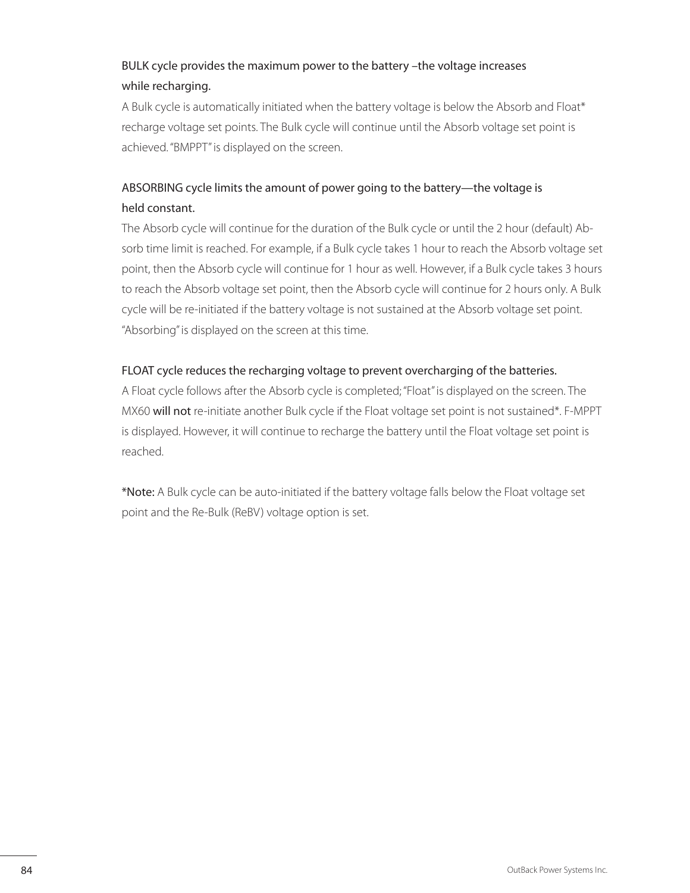### BULK cycle provides the maximum power to the battery –the voltage increases while recharging.

A Bulk cycle is automatically initiated when the battery voltage is below the Absorb and Float* recharge voltage set points. The Bulk cycle will continue until the Absorb voltage set point is achieved. "BMPPT" is displayed on the screen.

### ABSORBING cycle limits the amount of power going to the battery—the voltage is held constant.

The Absorb cycle will continue for the duration of the Bulk cycle or until the 2 hour (default) Absorb time limit is reached. For example, if a Bulk cycle takes 1 hour to reach the Absorb voltage set point, then the Absorb cycle will continue for 1 hour as well. However, if a Bulk cycle takes 3 hours to reach the Absorb voltage set point, then the Absorb cycle will continue for 2 hours only. A Bulk cycle will be re-initiated if the battery voltage is not sustained at the Absorb voltage set point. "Absorbing" is displayed on the screen at this time.

### FLOAT cycle reduces the recharging voltage to prevent overcharging of the batteries.

A Float cycle follows after the Absorb cycle is completed; "Float" is displayed on the screen. The MX60 **will not** re-initiate another Bulk cycle if the Float voltage set point is not sustained*. F-MPPT is displayed. However, it will continue to recharge the battery until the Float voltage set point is reached.

***Note:** A Bulk cycle can be auto-initiated if the battery voltage falls below the Float voltage set point and the Re-Bulk (ReBV) voltage option is set.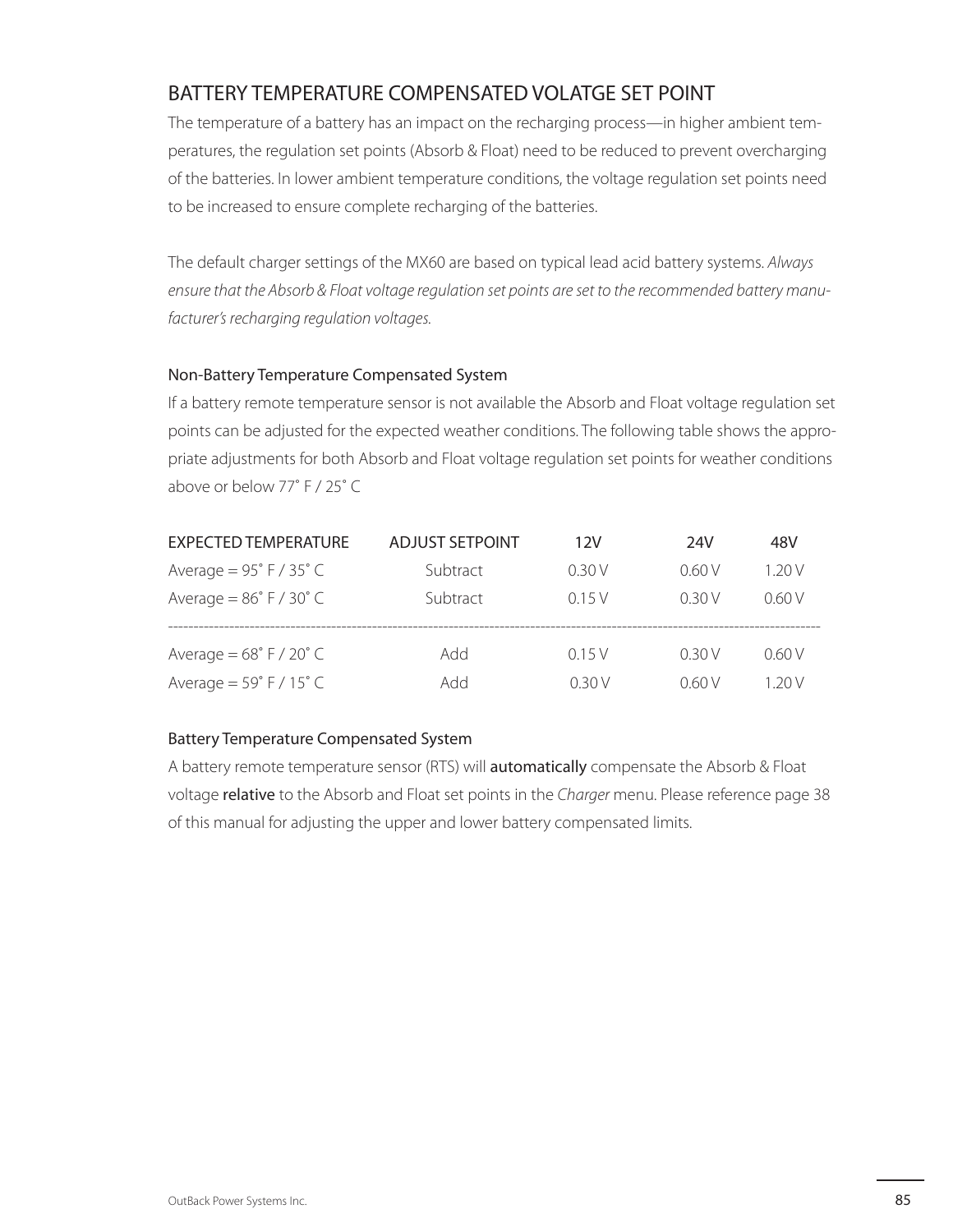## BATTERY TEMPERATURE COMPENSATED VOLATGE SET POINT

The temperature of a battery has an impact on the recharging process—in higher ambient temperatures, the regulation set points (Absorb & Float) need to be reduced to prevent overcharging of the batteries. In lower ambient temperature conditions, the voltage regulation set points need to be increased to ensure complete recharging of the batteries.

The default charger settings of the MX60 are based on typical lead acid battery systems. *Always ensure that the Absorb & Float voltage regulation set points are set to the recommended battery manufacturer's recharging regulation voltages.*

### Non-Battery Temperature Compensated System

If a battery remote temperature sensor is not available the Absorb and Float voltage regulation set points can be adjusted for the expected weather conditions. The following table shows the appropriate adjustments for both Absorb and Float voltage regulation set points for weather conditions above or below 77˚ F / 25˚ C

| EXPECTED TEMPERATURE | ADJUST SETPOINT | 12V | 24V | 48V |
|---|---|---|---|---|
| Average = 95˚ F / 35˚ C | Subtract | 0.30 V | 0.60 V | 1.20 V |
| Average = 86˚ F / 30˚ C | Subtract | 0.15 V | 0.30 V | 0.60 V |
| Average = 68˚ F / 20˚ C | Add | 0.15 V | 0.30 V | 0.60 V |
| Average = 59˚ F / 15˚ C | Add | 0.30 V | 0.60 V | 1.20 V |

### Battery Temperature Compensated System

A battery remote temperature sensor (RTS) will **automatically** compensate the Absorb & Float voltage **relative** to the Absorb and Float set points in the *Charger* menu. Please reference page 38 of this manual for adjusting the upper and lower battery compensated limits.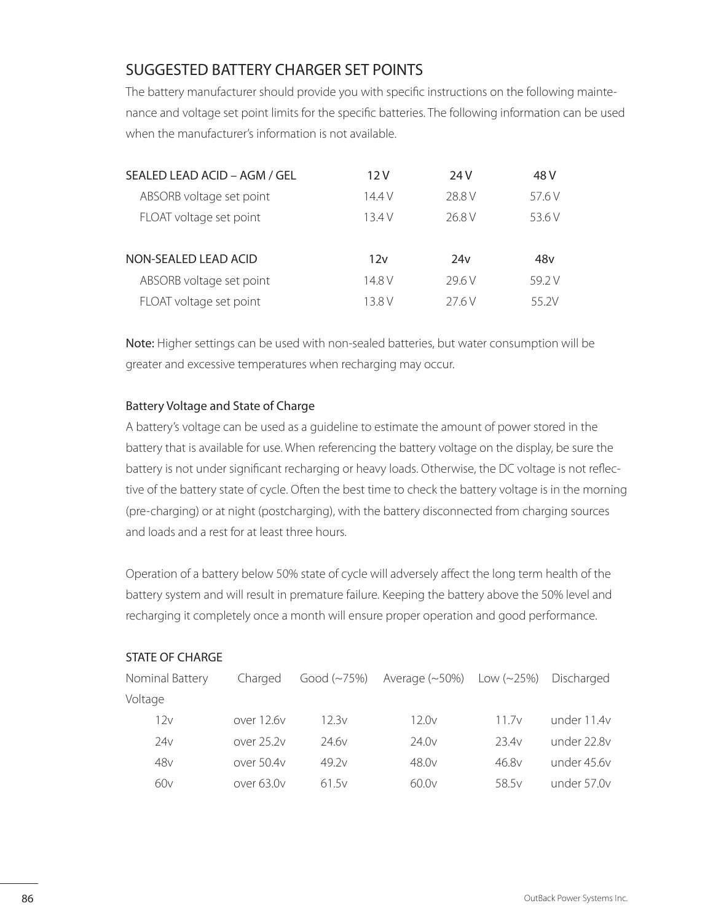## SUGGESTED BATTERY CHARGER SET POINTS

The battery manufacturer should provide you with specific instructions on the following maintenance and voltage set point limits for the specific batteries. The following information can be used when the manufacturer's information is not available.

| SEALED LEAD ACID – AGM / GEL | 12 V | 24 V | 48 V |
|---|---|---|---|
| ABSORB voltage set point | 14.4 V | 28.8 V | 57.6 V |
| FLOAT voltage set point | 13.4 V | 26.8 V | 53.6 V |

| NON-SEALED LEAD ACID | 12v | 24v | 48v |
|---|---|---|---|
| ABSORB voltage set point | 14.8 V | 29.6 V | 59.2 V |
| FLOAT voltage set point | 13.8 V | 27.6 V | 55.2V |

**Note:** Higher settings can be used with non-sealed batteries, but water consumption will be greater and excessive temperatures when recharging may occur.

### Battery Voltage and State of Charge

A battery's voltage can be used as a guideline to estimate the amount of power stored in the battery that is available for use. When referencing the battery voltage on the display, be sure the battery is not under significant recharging or heavy loads. Otherwise, the DC voltage is not reflective of the battery state of cycle. Often the best time to check the battery voltage is in the morning (pre-charging) or at night (postcharging), with the battery disconnected from charging sources and loads and a rest for at least three hours.

Operation of a battery below 50% state of cycle will adversely affect the long term health of the battery system and will result in premature failure. Keeping the battery above the 50% level and recharging it completely once a month will ensure proper operation and good performance.

### STATE OF CHARGE

| Nominal Battery Voltage | Charged | Good (~75%) | Average (~50%) | Low (~25%) | Discharged |
|---|---|---|---|---|---|
| 12v | over 12.6v | 12.3v | 12.0v | 11.7v | under 11.4v |
| 24v | over 25.2v | 24.6v | 24.0v | 23.4v | under 22.8v |
| 48v | over 50.4v | 49.2v | 48.0v | 46.8v | under 45.6v |
| 60v | over 63.0v | 61.5v | 60.0v | 58.5v | under 57.0v |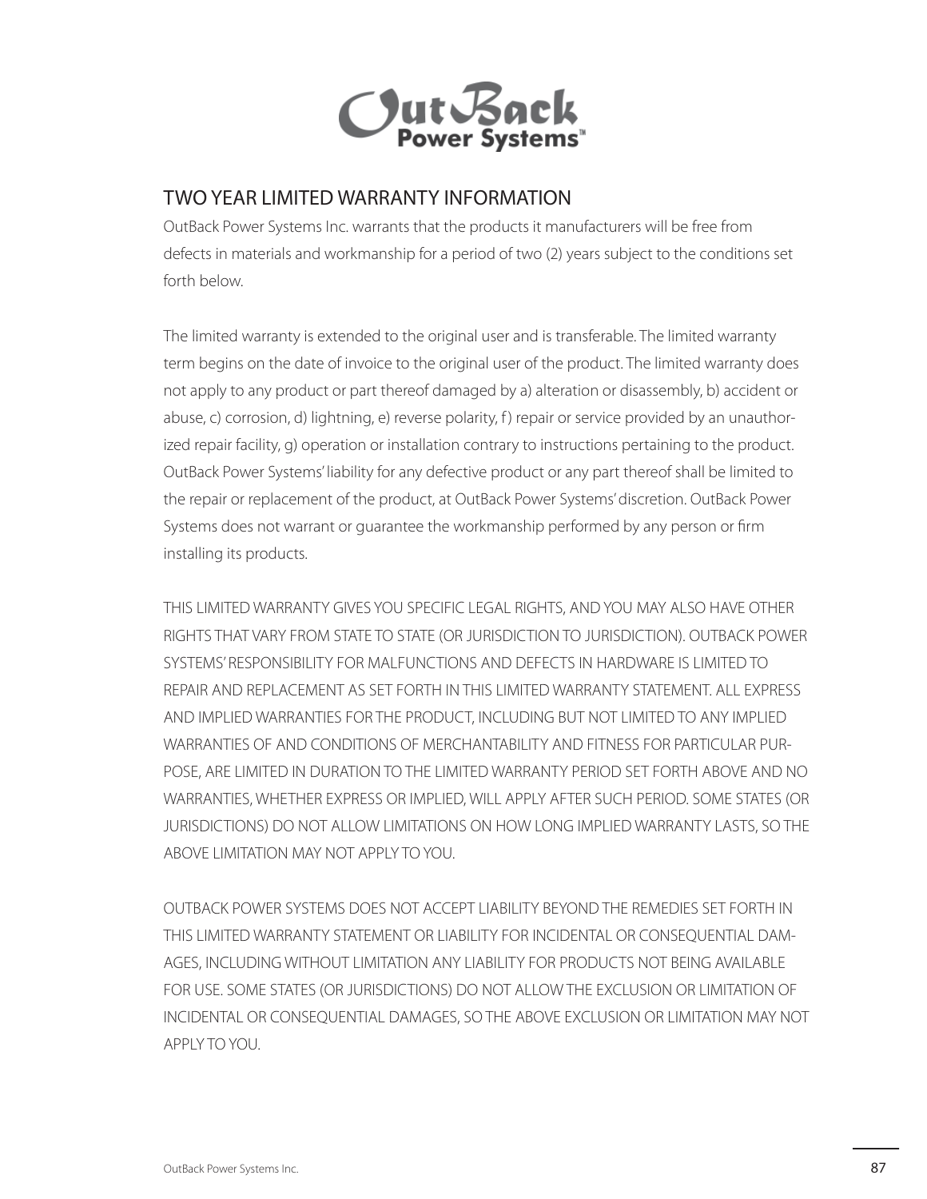## TWO YEAR LIMITED WARRANTY INFORMATION

OutBack Power Systems Inc. warrants that the products it manufacturers will be free from defects in materials and workmanship for a period of two (2) years subject to the conditions set forth below.

The limited warranty is extended to the original user and is transferable. The limited warranty term begins on the date of invoice to the original user of the product. The limited warranty does not apply to any product or part thereof damaged by a) alteration or disassembly, b) accident or abuse, c) corrosion, d) lightning, e) reverse polarity, f) repair or service provided by an unauthorized repair facility, g) operation or installation contrary to instructions pertaining to the product. OutBack Power Systems' liability for any defective product or any part thereof shall be limited to the repair or replacement of the product, at OutBack Power Systems' discretion. OutBack Power Systems does not warrant or guarantee the workmanship performed by any person or firm installing its products.

THIS LIMITED WARRANTY GIVES YOU SPECIFIC LEGAL RIGHTS, AND YOU MAY ALSO HAVE OTHER RIGHTS THAT VARY FROM STATE TO STATE (OR JURISDICTION TO JURISDICTION). OUTBACK POWER SYSTEMS' RESPONSIBILITY FOR MALFUNCTIONS AND DEFECTS IN HARDWARE IS LIMITED TO REPAIR AND REPLACEMENT AS SET FORTH IN THIS LIMITED WARRANTY STATEMENT. ALL EXPRESS AND IMPLIED WARRANTIES FOR THE PRODUCT, INCLUDING BUT NOT LIMITED TO ANY IMPLIED WARRANTIES OF AND CONDITIONS OF MERCHANTABILITY AND FITNESS FOR PARTICULAR PURPOSE, ARE LIMITED IN DURATION TO THE LIMITED WARRANTY PERIOD SET FORTH ABOVE AND NO WARRANTIES, WHETHER EXPRESS OR IMPLIED, WILL APPLY AFTER SUCH PERIOD. SOME STATES (OR JURISDICTIONS) DO NOT ALLOW LIMITATIONS ON HOW LONG IMPLIED WARRANTY LASTS, SO THE ABOVE LIMITATION MAY NOT APPLY TO YOU.

OUTBACK POWER SYSTEMS DOES NOT ACCEPT LIABILITY BEYOND THE REMEDIES SET FORTH IN THIS LIMITED WARRANTY STATEMENT OR LIABILITY FOR INCIDENTAL OR CONSEQUENTIAL DAMAGES, INCLUDING WITHOUT LIMITATION ANY LIABILITY FOR PRODUCTS NOT BEING AVAILABLE FOR USE. SOME STATES (OR JURISDICTIONS) DO NOT ALLOW THE EXCLUSION OR LIMITATION OF INCIDENTAL OR CONSEQUENTIAL DAMAGES, SO THE ABOVE EXCLUSION OR LIMITATION MAY NOT APPLY TO YOU.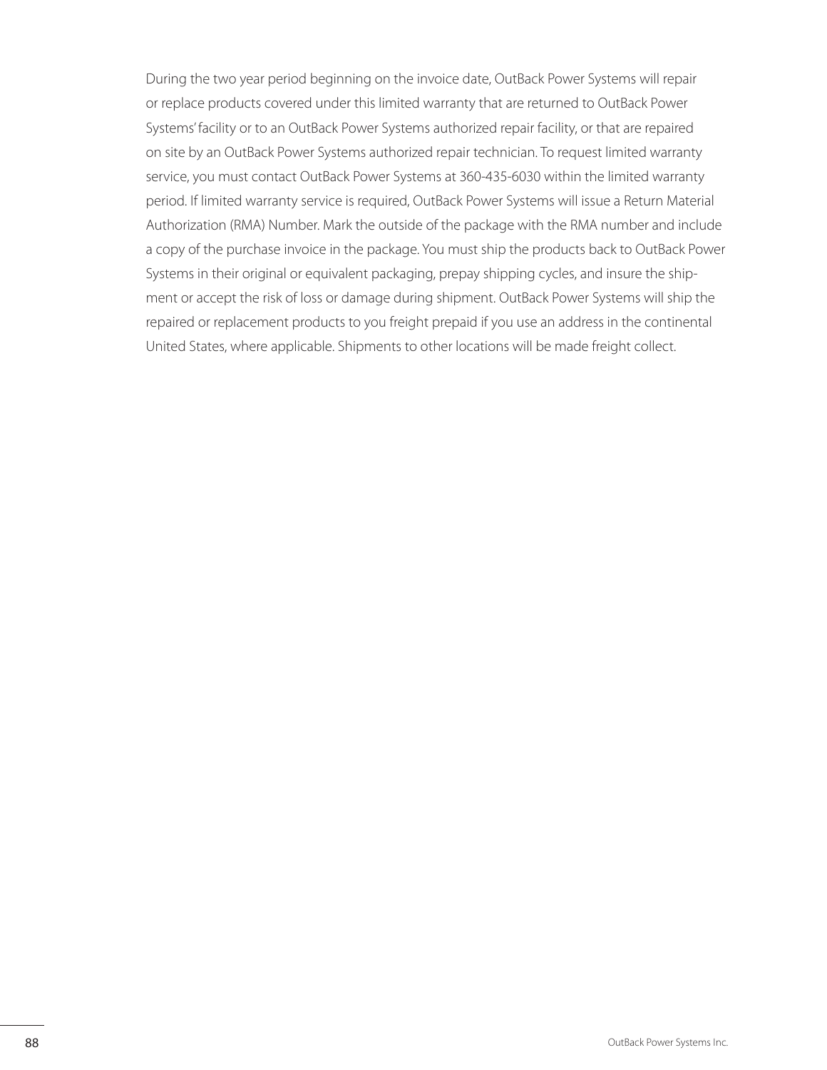During the two year period beginning on the invoice date, OutBack Power Systems will repair or replace products covered under this limited warranty that are returned to OutBack Power Systems' facility or to an OutBack Power Systems authorized repair facility, or that are repaired on site by an OutBack Power Systems authorized repair technician. To request limited warranty service, you must contact OutBack Power Systems at 360-435-6030 within the limited warranty period. If limited warranty service is required, OutBack Power Systems will issue a Return Material Authorization (RMA) Number. Mark the outside of the package with the RMA number and include a copy of the purchase invoice in the package. You must ship the products back to OutBack Power Systems in their original or equivalent packaging, prepay shipping cycles, and insure the shipment or accept the risk of loss or damage during shipment. OutBack Power Systems will ship the repaired or replacement products to you freight prepaid if you use an address in the continental United States, where applicable. Shipments to other locations will be made freight collect.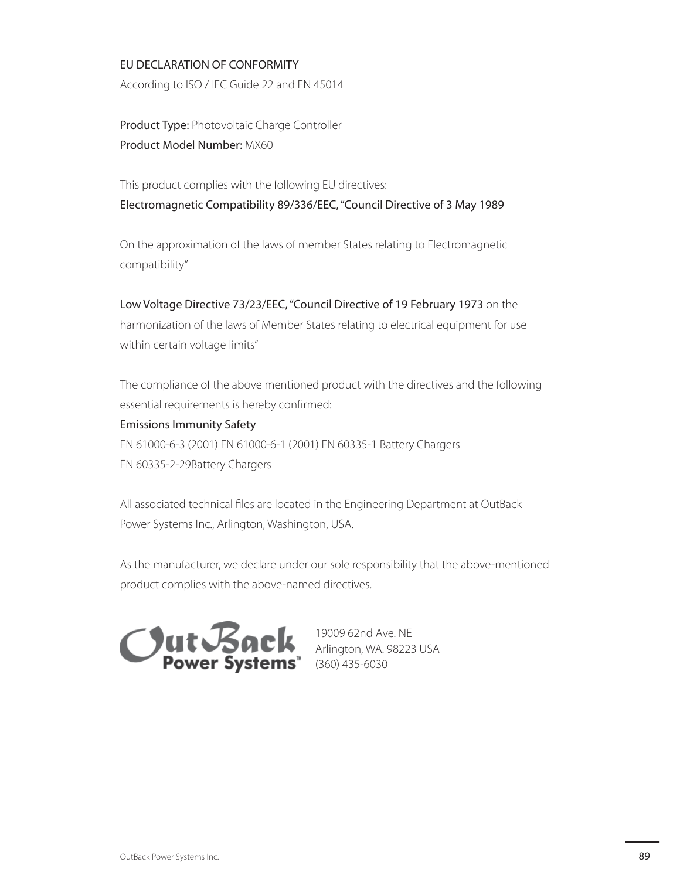# EU DECLARATION OF CONFORMITY

According to ISO / IEC Guide 22 and EN 45014

**Product Type:** Photovoltaic Charge Controller
**Product Model Number:** MX60

This product complies with the following EU directives:
Electromagnetic Compatibility 89/336/EEC, "Council Directive of 3 May 1989

On the approximation of the laws of member States relating to Electromagnetic compatibility"

Low Voltage Directive 73/23/EEC, "Council Directive of 19 February 1973 on the harmonization of the laws of Member States relating to electrical equipment for use within certain voltage limits"

The compliance of the above mentioned product with the directives and the following essential requirements is hereby confirmed:
Emissions Immunity Safety
EN 61000-6-3 (2001) EN 61000-6-1 (2001) EN 60335-1 Battery Chargers
EN 60335-2-29Battery Chargers

All associated technical files are located in the Engineering Department at OutBack Power Systems Inc., Arlington, Washington, USA.

As the manufacturer, we declare under our sole responsibility that the above-mentioned product complies with the above-named directives.

OutBack Power Systems™

19009 62nd Ave. NE
Arlington, WA. 98223 USA
(360) 435-6030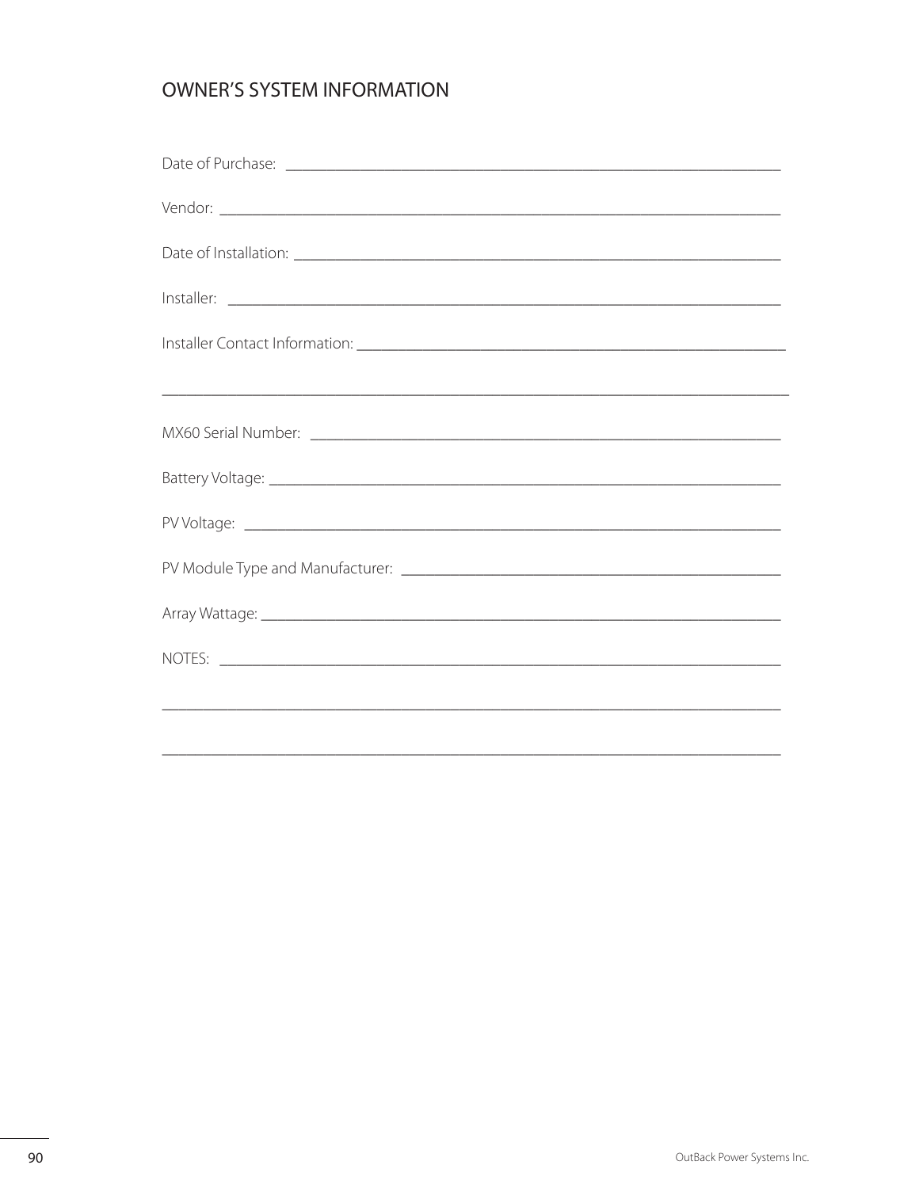# OWNER'S SYSTEM INFORMATION

Date of Purchase: ____________________________________________________________

Vendor: ____________________________________________________________________

Date of Installation: __________________________________________________________

Installer: ___________________________________________________________________

Installer Contact Information: ___________________________________________________

______________________________________________________________________________

MX60 Serial Number: ___________________________________________________________

Battery Voltage: ______________________________________________________________

PV Voltage: __________________________________________________________________

PV Module Type and Manufacturer: _______________________________________________

Array Wattage: ________________________________________________________________

NOTES: _____________________________________________________________________

______________________________________________________________________________

______________________________________________________________________________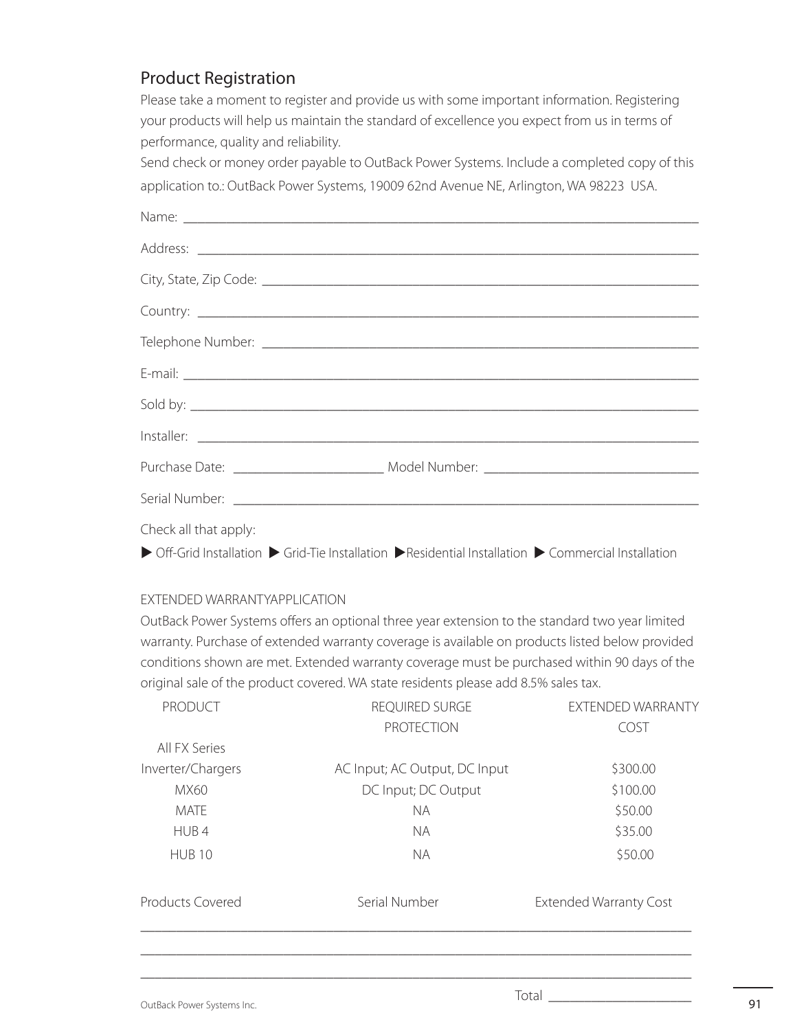## Product Registration

Please take a moment to register and provide us with some important information. Registering your products will help us maintain the standard of excellence you expect from us in terms of performance, quality and reliability.

Send check or money order payable to OutBack Power Systems. Include a completed copy of this application to.: OutBack Power Systems, 19009 62nd Avenue NE, Arlington, WA 98223 USA.

Name: ___________________________________________________________________________

Address: _________________________________________________________________________

City, State, Zip Code: _______________________________________________________________

Country: _________________________________________________________________________

Telephone Number: ________________________________________________________________

E-mail: __________________________________________________________________________

Sold by: _________________________________________________________________________

Installer: ________________________________________________________________________

Purchase Date: _____________________ Model Number: ______________________________

Serial Number: ___________________________________________________________________

Check all that apply:

▶ Off-Grid Installation ▶ Grid-Tie Installation ▶Residential Installation ▶ Commercial Installation

EXTENDED WARRANTYAPPLICATION

OutBack Power Systems offers an optional three year extension to the standard two year limited warranty. Purchase of extended warranty coverage is available on products listed below provided conditions shown are met. Extended warranty coverage must be purchased within 90 days of the original sale of the product covered. WA state residents please add 8.5% sales tax.

| PRODUCT | REQUIRED SURGE PROTECTION | EXTENDED WARRANTY COST |
|---|---|---|
| All FX Series Inverter/Chargers | AC Input; AC Output, DC Input | $300.00 |
| MX60 | DC Input; DC Output | $100.00 |
| MATE | NA | $50.00 |
| HUB 4 | NA | $35.00 |
| HUB 10 | NA | $50.00 |

| Products Covered | Serial Number | Extended Warranty Cost |
|---|---|---|
| | | |
| | | |
| | | |

Total _____________________

OutBack Power Systems Inc.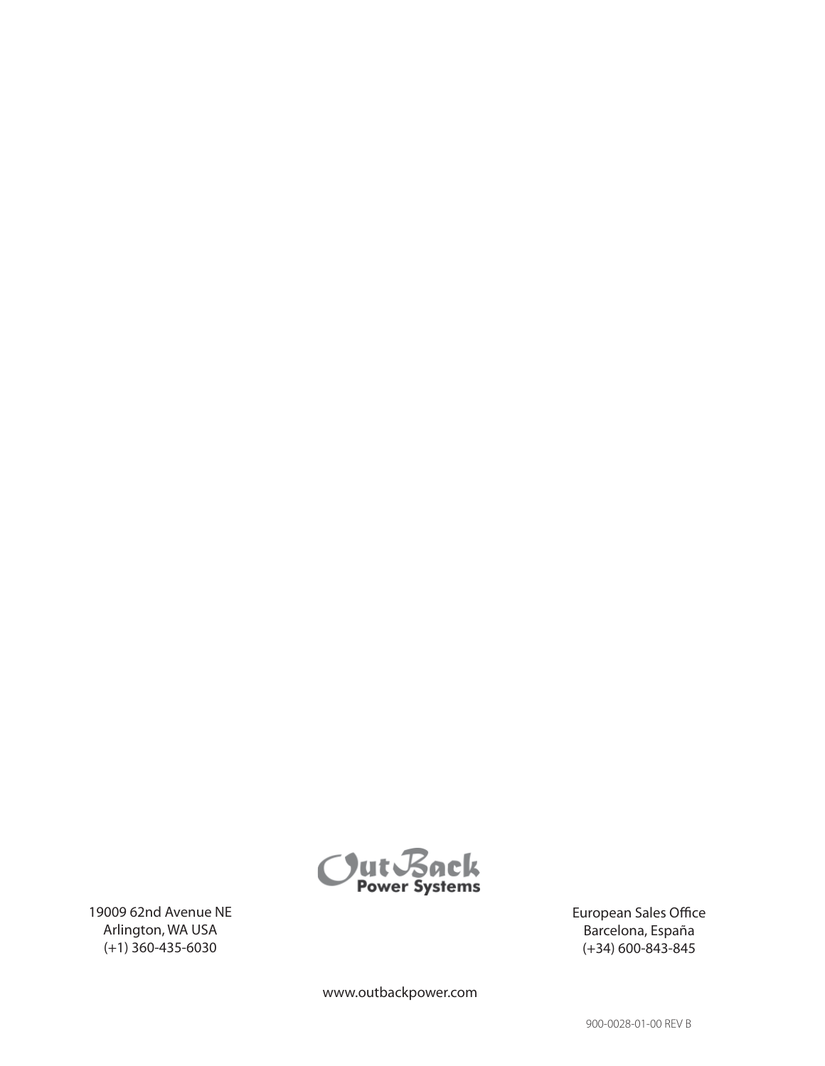OutBack Power Systems

19009 62nd Avenue NE
Arlington, WA USA
(+1) 360-435-6030

European Sales Office
Barcelona, España
(+34) 600-843-845

www.outbackpower.com

900-0028-01-00 REV B